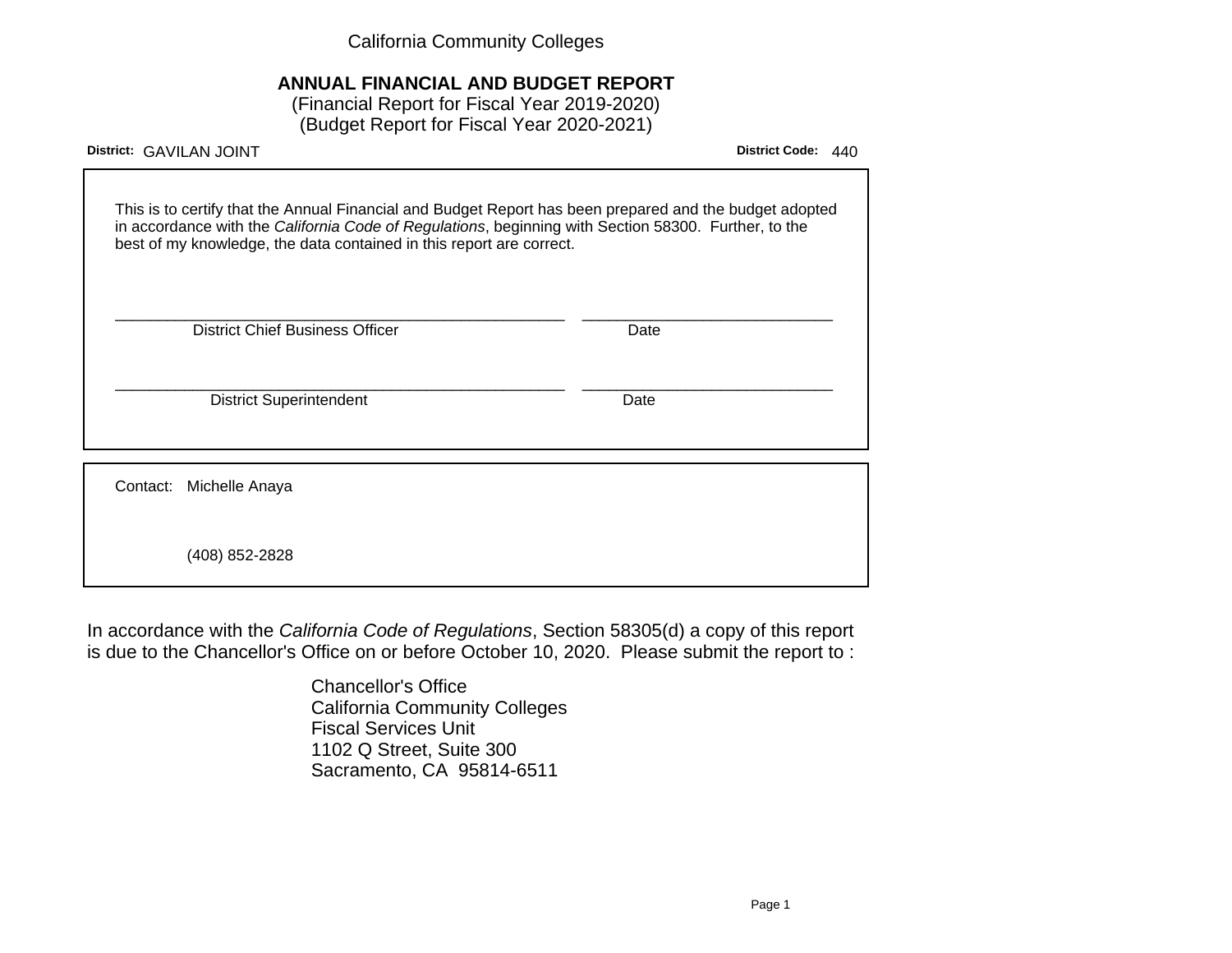California Community Colleges

# ANNUAL FINANCIAL AND BUDGET REPORT

(Financial Report for Fiscal Year 2019-2020)
(Budget Report for Fiscal Year 2020-2021)

**District:** GAVILAN JOINT **District Code:** 440

This is to certify that the Annual Financial and Budget Report has been prepared and the budget adopted in accordance with the *California Code of Regulations*, beginning with Section 58300. Further, to the best of my knowledge, the data contained in this report are correct.

_______________________________________ _____________________
District Chief Business Officer Date

_______________________________________ _____________________
District Superintendent Date

Contact: Michelle Anaya

(408) 852-2828

In accordance with the *California Code of Regulations*, Section 58305(d) a copy of this report is due to the Chancellor's Office on or before October 10, 2020. Please submit the report to :

Chancellor's Office
California Community Colleges
Fiscal Services Unit
1102 Q Street, Suite 300
Sacramento, CA 95814-6511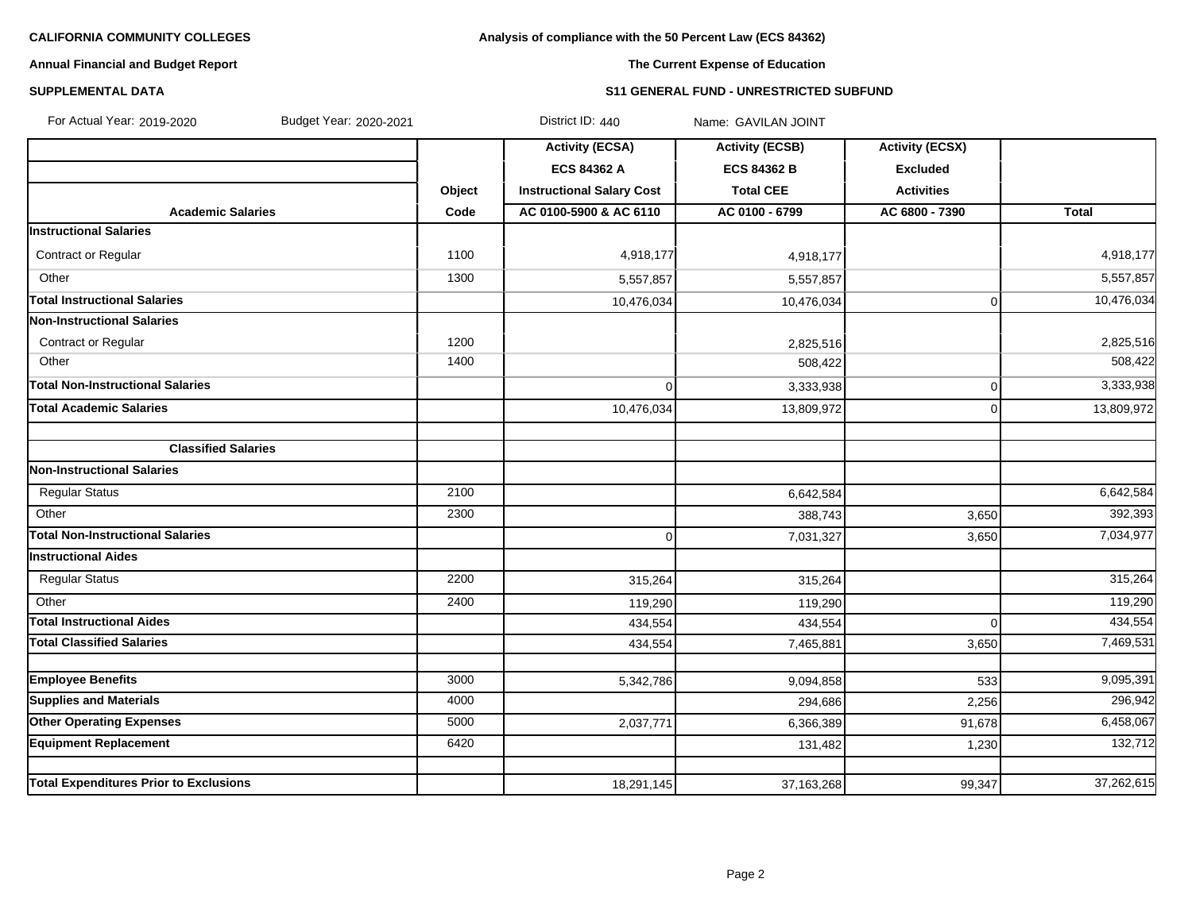**CALIFORNIA COMMUNITY COLLEGES**

**Annual Financial and Budget Report**

**SUPPLEMENTAL DATA**

**Analysis of compliance with the 50 Percent Law (ECS 84362)**

**The Current Expense of Education**

**S11 GENERAL FUND - UNRESTRICTED SUBFUND**

For Actual Year: 2019-2020 Budget Year: 2020-2021 District ID: 440 Name: GAVILAN JOINT

| | | Activity (ECSA) | Activity (ECSB) | Activity (ECSX) | |
|---|---|---|---|---|---|
| | | ECS 84362 A | ECS 84362 B | Excluded | |
| | Object | Instructional Salary Cost | Total CEE | Activities | |
| **Academic Salaries** | Code | AC 0100-5900 & AC 6110 | AC 0100 - 6799 | AC 6800 - 7390 | Total |
| **Instructional Salaries** | | | | | |
| Contract or Regular | 1100 | 4,918,177 | 4,918,177 | | 4,918,177 |
| Other | 1300 | 5,557,857 | 5,557,857 | | 5,557,857 |
| **Total Instructional Salaries** | | 10,476,034 | 10,476,034 | 0 | 10,476,034 |
| **Non-Instructional Salaries** | | | | | |
| Contract or Regular | 1200 | | 2,825,516 | | 2,825,516 |
| Other | 1400 | | 508,422 | | 508,422 |
| **Total Non-Instructional Salaries** | | 0 | 3,333,938 | 0 | 3,333,938 |
| **Total Academic Salaries** | | 10,476,034 | 13,809,972 | 0 | 13,809,972 |
| | | | | | |
| **Classified Salaries** | | | | | |
| **Non-Instructional Salaries** | | | | | |
| Regular Status | 2100 | | 6,642,584 | | 6,642,584 |
| Other | 2300 | | 388,743 | 3,650 | 392,393 |
| **Total Non-Instructional Salaries** | | 0 | 7,031,327 | 3,650 | 7,034,977 |
| **Instructional Aides** | | | | | |
| Regular Status | 2200 | 315,264 | 315,264 | | 315,264 |
| Other | 2400 | 119,290 | 119,290 | | 119,290 |
| **Total Instructional Aides** | | 434,554 | 434,554 | 0 | 434,554 |
| **Total Classified Salaries** | | 434,554 | 7,465,881 | 3,650 | 7,469,531 |
| | | | | | |
| **Employee Benefits** | 3000 | 5,342,786 | 9,094,858 | 533 | 9,095,391 |
| **Supplies and Materials** | 4000 | | 294,686 | 2,256 | 296,942 |
| **Other Operating Expenses** | 5000 | 2,037,771 | 6,366,389 | 91,678 | 6,458,067 |
| **Equipment Replacement** | 6420 | | 131,482 | 1,230 | 132,712 |
| | | | | | |
| **Total Expenditures Prior to Exclusions** | | 18,291,145 | 37,163,268 | 99,347 | 37,262,615 |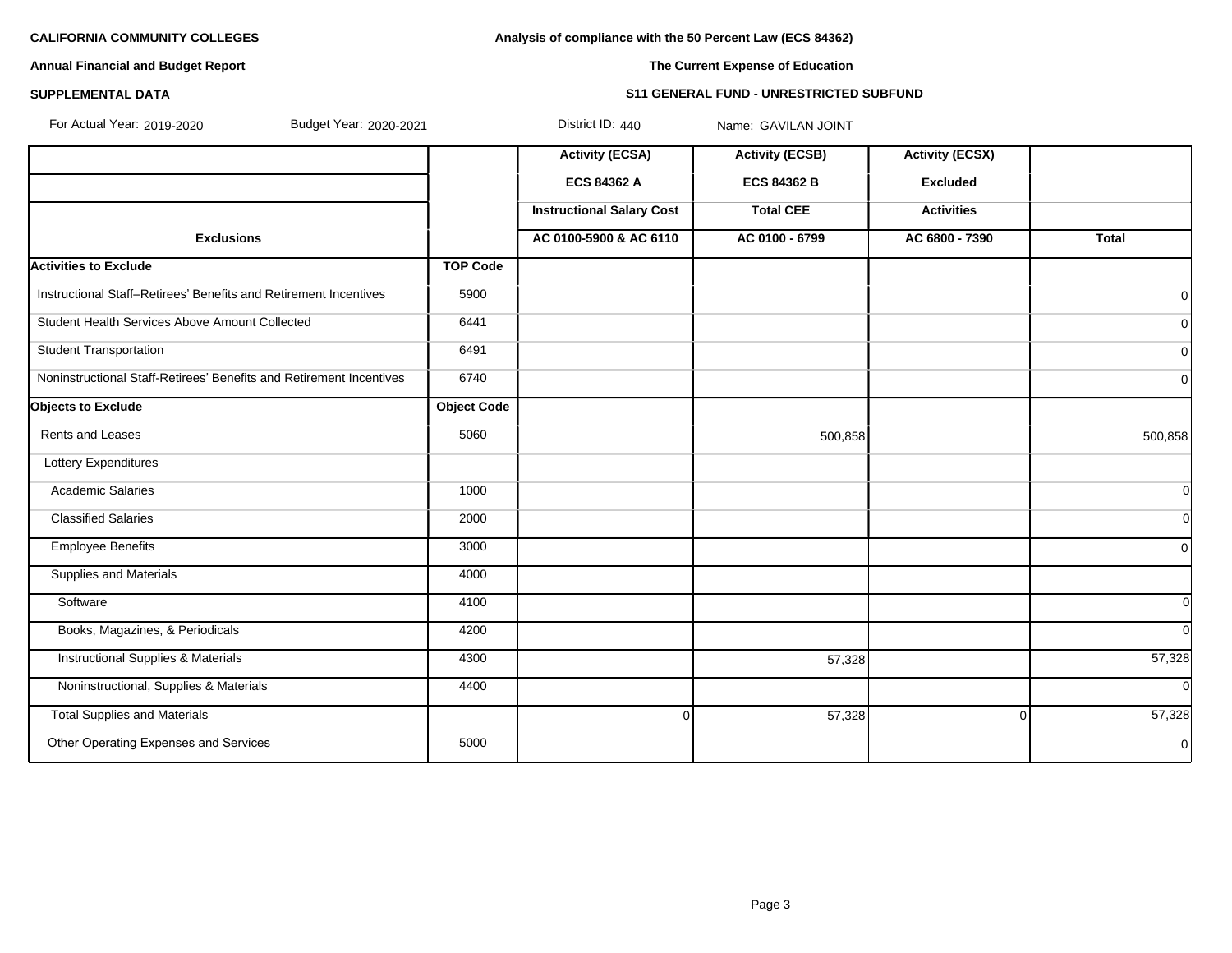**CALIFORNIA COMMUNITY COLLEGES**

**Annual Financial and Budget Report**

**SUPPLEMENTAL DATA**

**Analysis of compliance with the 50 Percent Law (ECS 84362)**

**The Current Expense of Education**

**S11 GENERAL FUND - UNRESTRICTED SUBFUND**

For Actual Year: 2019-2020 Budget Year: 2020-2021 District ID: 440 Name: GAVILAN JOINT

| | | Activity (ECSA) | Activity (ECSB) | Activity (ECSX) | |
|---|---|---|---|---|---|
| | | ECS 84362 A | ECS 84362 B | Excluded | |
| | | Instructional Salary Cost | Total CEE | Activities | |
| **Exclusions** | | AC 0100-5900 & AC 6110 | AC 0100 - 6799 | AC 6800 - 7390 | **Total** |
| **Activities to Exclude** | **TOP Code** | | | | |
| Instructional Staff–Retirees' Benefits and Retirement Incentives | 5900 | | | | 0 |
| Student Health Services Above Amount Collected | 6441 | | | | 0 |
| Student Transportation | 6491 | | | | 0 |
| Noninstructional Staff-Retirees' Benefits and Retirement Incentives | 6740 | | | | 0 |
| **Objects to Exclude** | **Object Code** | | | | |
| Rents and Leases | 5060 | | 500,858 | | 500,858 |
| Lottery Expenditures | | | | | |
| Academic Salaries | 1000 | | | | 0 |
| Classified Salaries | 2000 | | | | 0 |
| Employee Benefits | 3000 | | | | 0 |
| Supplies and Materials | 4000 | | | | |
| Software | 4100 | | | | 0 |
| Books, Magazines, & Periodicals | 4200 | | | | 0 |
| Instructional Supplies & Materials | 4300 | | 57,328 | | 57,328 |
| Noninstructional, Supplies & Materials | 4400 | | | | 0 |
| Total Supplies and Materials | | 0 | 57,328 | 0 | 57,328 |
| Other Operating Expenses and Services | 5000 | | | | 0 |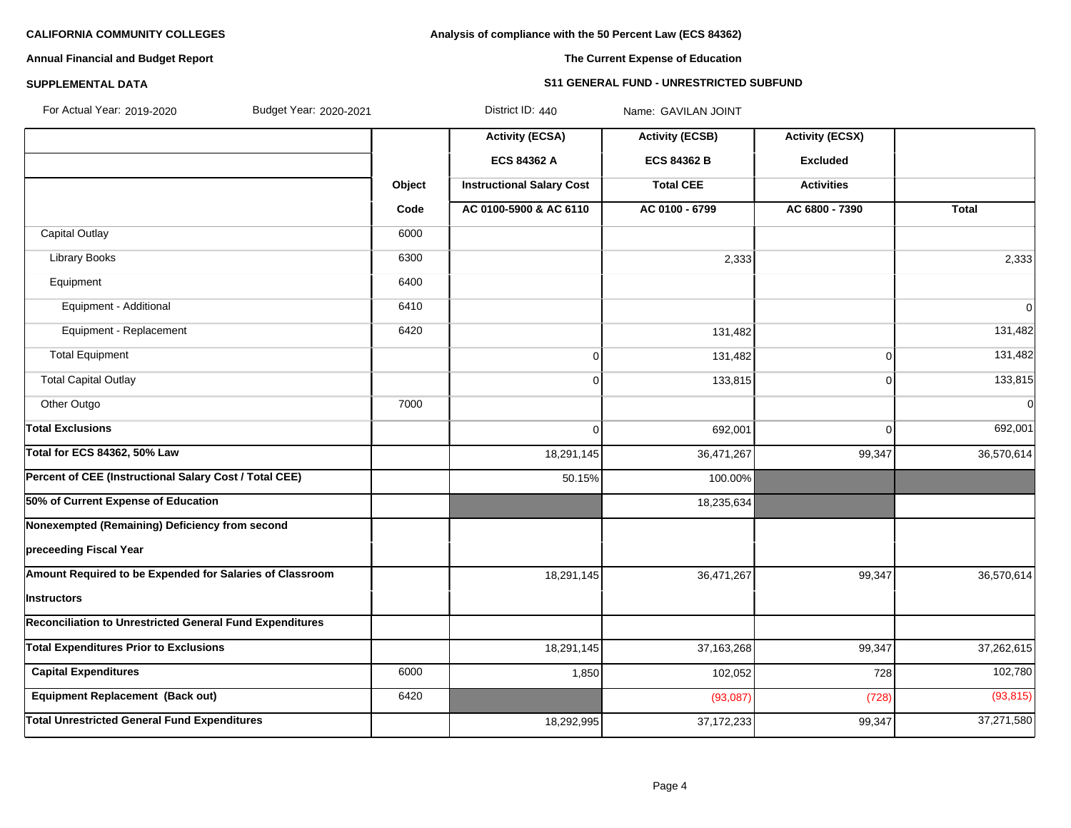**CALIFORNIA COMMUNITY COLLEGES**

**Annual Financial and Budget Report**

**SUPPLEMENTAL DATA**

**Analysis of compliance with the 50 Percent Law (ECS 84362)**

**The Current Expense of Education**

**S11 GENERAL FUND - UNRESTRICTED SUBFUND**

For Actual Year: 2019-2020 Budget Year: 2020-2021 District ID: 440 Name: GAVILAN JOINT

| | Object Code | Activity (ECSA) ECS 84362 A Instructional Salary Cost AC 0100-5900 & AC 6110 | Activity (ECSB) ECS 84362 B Total CEE AC 0100 - 6799 | Activity (ECSX) Excluded Activities AC 6800 - 7390 | Total |
|---|---|---|---|---|---|
| Capital Outlay | 6000 | | | | |
| Library Books | 6300 | | 2,333 | | 2,333 |
| Equipment | 6400 | | | | |
| Equipment - Additional | 6410 | | | | 0 |
| Equipment - Replacement | 6420 | | 131,482 | | 131,482 |
| Total Equipment | | 0 | 131,482 | 0 | 131,482 |
| Total Capital Outlay | | 0 | 133,815 | 0 | 133,815 |
| Other Outgo | 7000 | | | | 0 |
| **Total Exclusions** | | 0 | 692,001 | 0 | 692,001 |
| **Total for ECS 84362, 50% Law** | | 18,291,145 | 36,471,267 | 99,347 | 36,570,614 |
| **Percent of CEE (Instructional Salary Cost / Total CEE)** | | 50.15% | 100.00% | | |
| **50% of Current Expense of Education** | | | 18,235,634 | | |
| **Nonexempted (Remaining) Deficiency from second preceeding Fiscal Year** | | | | | |
| **Amount Required to be Expended for Salaries of Classroom Instructors** | | 18,291,145 | 36,471,267 | 99,347 | 36,570,614 |
| **Reconciliation to Unrestricted General Fund Expenditures** | | | | | |
| **Total Expenditures Prior to Exclusions** | | 18,291,145 | 37,163,268 | 99,347 | 37,262,615 |
| **Capital Expenditures** | 6000 | 1,850 | 102,052 | 728 | 102,780 |
| **Equipment Replacement (Back out)** | 6420 | | (93,087) | (728) | (93,815) |
| **Total Unrestricted General Fund Expenditures** | | 18,292,995 | 37,172,233 | 99,347 | 37,271,580 |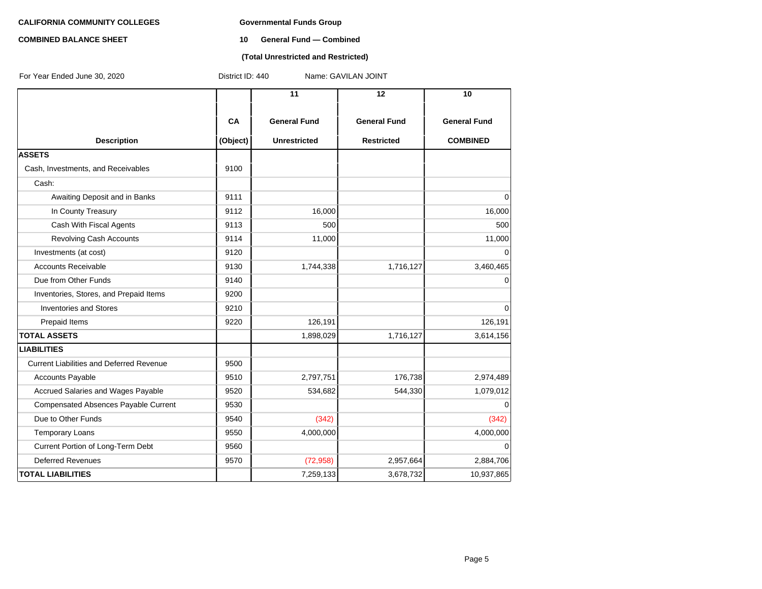**CALIFORNIA COMMUNITY COLLEGES**

**Governmental Funds Group**

**COMBINED BALANCE SHEET**

**10 General Fund — Combined**

**(Total Unrestricted and Restricted)**

For Year Ended June 30, 2020 District ID: 440 Name: GAVILAN JOINT

| Description | CA (Object) | 11 General Fund Unrestricted | 12 General Fund Restricted | 10 General Fund COMBINED |
|---|---|---|---|---|
| **ASSETS** | | | | |
| Cash, Investments, and Receivables | 9100 | | | |
| Cash: | | | | |
| Awaiting Deposit and in Banks | 9111 | | | 0 |
| In County Treasury | 9112 | 16,000 | | 16,000 |
| Cash With Fiscal Agents | 9113 | 500 | | 500 |
| Revolving Cash Accounts | 9114 | 11,000 | | 11,000 |
| Investments (at cost) | 9120 | | | 0 |
| Accounts Receivable | 9130 | 1,744,338 | 1,716,127 | 3,460,465 |
| Due from Other Funds | 9140 | | | 0 |
| Inventories, Stores, and Prepaid Items | 9200 | | | |
| Inventories and Stores | 9210 | | | 0 |
| Prepaid Items | 9220 | 126,191 | | 126,191 |
| **TOTAL ASSETS** | | 1,898,029 | 1,716,127 | 3,614,156 |
| **LIABILITIES** | | | | |
| Current Liabilities and Deferred Revenue | 9500 | | | |
| Accounts Payable | 9510 | 2,797,751 | 176,738 | 2,974,489 |
| Accrued Salaries and Wages Payable | 9520 | 534,682 | 544,330 | 1,079,012 |
| Compensated Absences Payable Current | 9530 | | | 0 |
| Due to Other Funds | 9540 | (342) | | (342) |
| Temporary Loans | 9550 | 4,000,000 | | 4,000,000 |
| Current Portion of Long-Term Debt | 9560 | | | 0 |
| Deferred Revenues | 9570 | (72,958) | 2,957,664 | 2,884,706 |
| **TOTAL LIABILITIES** | | 7,259,133 | 3,678,732 | 10,937,865 |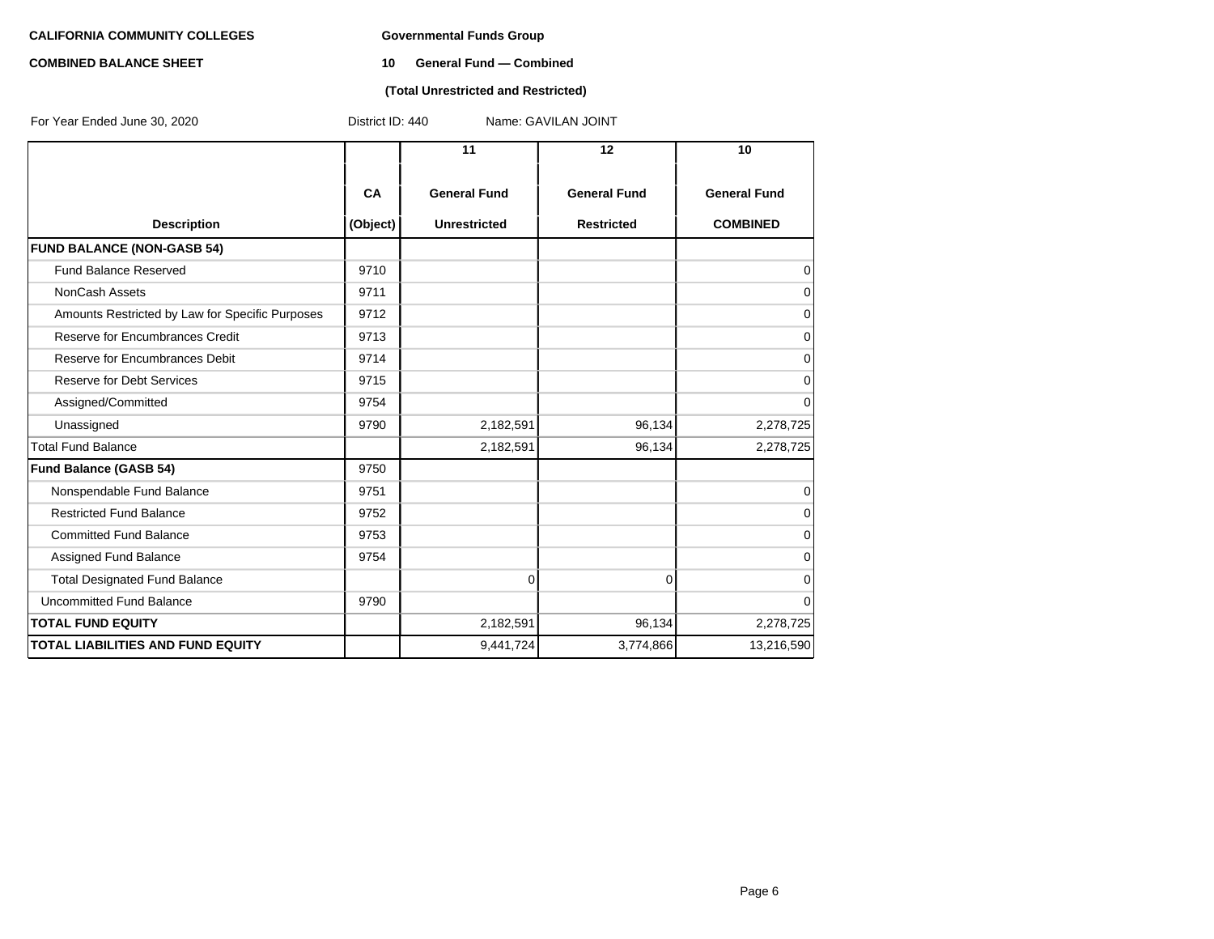**CALIFORNIA COMMUNITY COLLEGES** **Governmental Funds Group**

**COMBINED BALANCE SHEET** **10 General Fund — Combined**

**(Total Unrestricted and Restricted)**

For Year Ended June 30, 2020 District ID: 440 Name: GAVILAN JOINT

| Description | CA (Object) | 11 General Fund Unrestricted | 12 General Fund Restricted | 10 General Fund COMBINED |
|---|---|---|---|---|
| **FUND BALANCE (NON-GASB 54)** | | | | |
| Fund Balance Reserved | 9710 | | | 0 |
| NonCash Assets | 9711 | | | 0 |
| Amounts Restricted by Law for Specific Purposes | 9712 | | | 0 |
| Reserve for Encumbrances Credit | 9713 | | | 0 |
| Reserve for Encumbrances Debit | 9714 | | | 0 |
| Reserve for Debt Services | 9715 | | | 0 |
| Assigned/Committed | 9754 | | | 0 |
| Unassigned | 9790 | 2,182,591 | 96,134 | 2,278,725 |
| Total Fund Balance | | 2,182,591 | 96,134 | 2,278,725 |
| **Fund Balance (GASB 54)** | 9750 | | | |
| Nonspendable Fund Balance | 9751 | | | 0 |
| Restricted Fund Balance | 9752 | | | 0 |
| Committed Fund Balance | 9753 | | | 0 |
| Assigned Fund Balance | 9754 | | | 0 |
| Total Designated Fund Balance | | 0 | 0 | 0 |
| Uncommitted Fund Balance | 9790 | | | 0 |
| **TOTAL FUND EQUITY** | | 2,182,591 | 96,134 | 2,278,725 |
| **TOTAL LIABILITIES AND FUND EQUITY** | | 9,441,724 | 3,774,866 | 13,216,590 |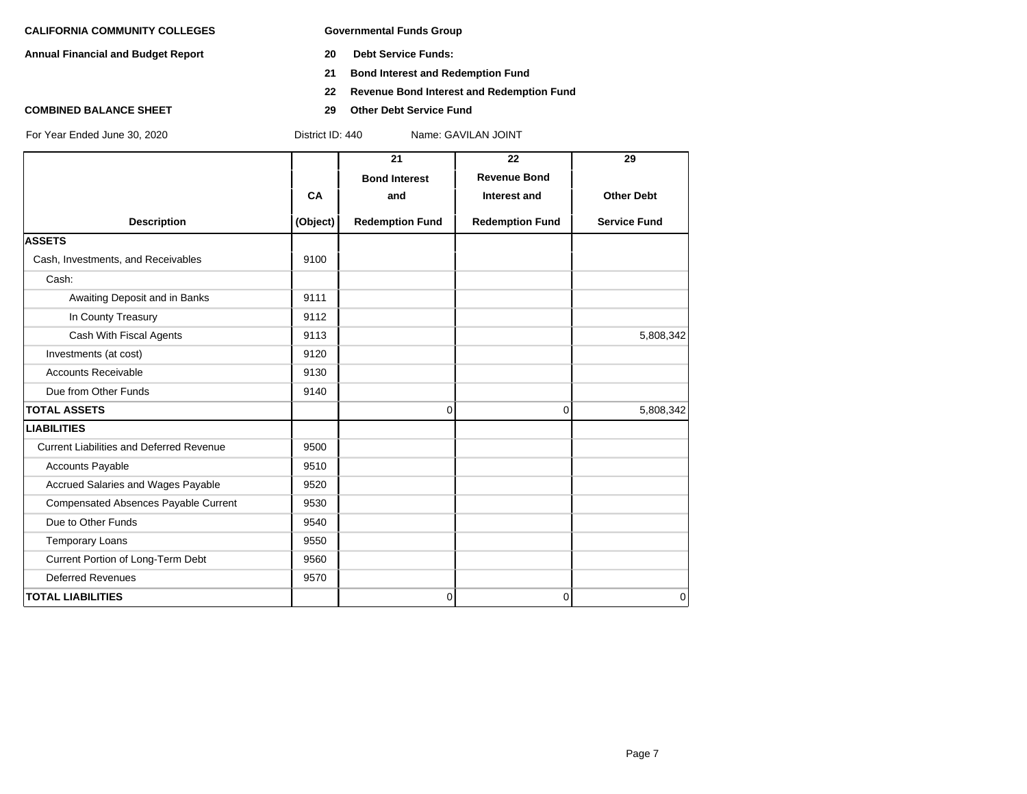**CALIFORNIA COMMUNITY COLLEGES**

**Annual Financial and Budget Report**

**COMBINED BALANCE SHEET**

For Year Ended June 30, 2020

**Governmental Funds Group**

**20 Debt Service Funds:**

**21 Bond Interest and Redemption Fund**

**22 Revenue Bond Interest and Redemption Fund**

**29 Other Debt Service Fund**

District ID: 440 Name: GAVILAN JOINT

| Description | CA (Object) | 21 Bond Interest and Redemption Fund | 22 Revenue Bond Interest and Redemption Fund | 29 Other Debt Service Fund |
|---|---|---|---|---|
| **ASSETS** | | | | |
| Cash, Investments, and Receivables | 9100 | | | |
| Cash: | | | | |
| Awaiting Deposit and in Banks | 9111 | | | |
| In County Treasury | 9112 | | | |
| Cash With Fiscal Agents | 9113 | | | 5,808,342 |
| Investments (at cost) | 9120 | | | |
| Accounts Receivable | 9130 | | | |
| Due from Other Funds | 9140 | | | |
| **TOTAL ASSETS** | | 0 | 0 | 5,808,342 |
| **LIABILITIES** | | | | |
| Current Liabilities and Deferred Revenue | 9500 | | | |
| Accounts Payable | 9510 | | | |
| Accrued Salaries and Wages Payable | 9520 | | | |
| Compensated Absences Payable Current | 9530 | | | |
| Due to Other Funds | 9540 | | | |
| Temporary Loans | 9550 | | | |
| Current Portion of Long-Term Debt | 9560 | | | |
| Deferred Revenues | 9570 | | | |
| **TOTAL LIABILITIES** | | 0 | 0 | 0 |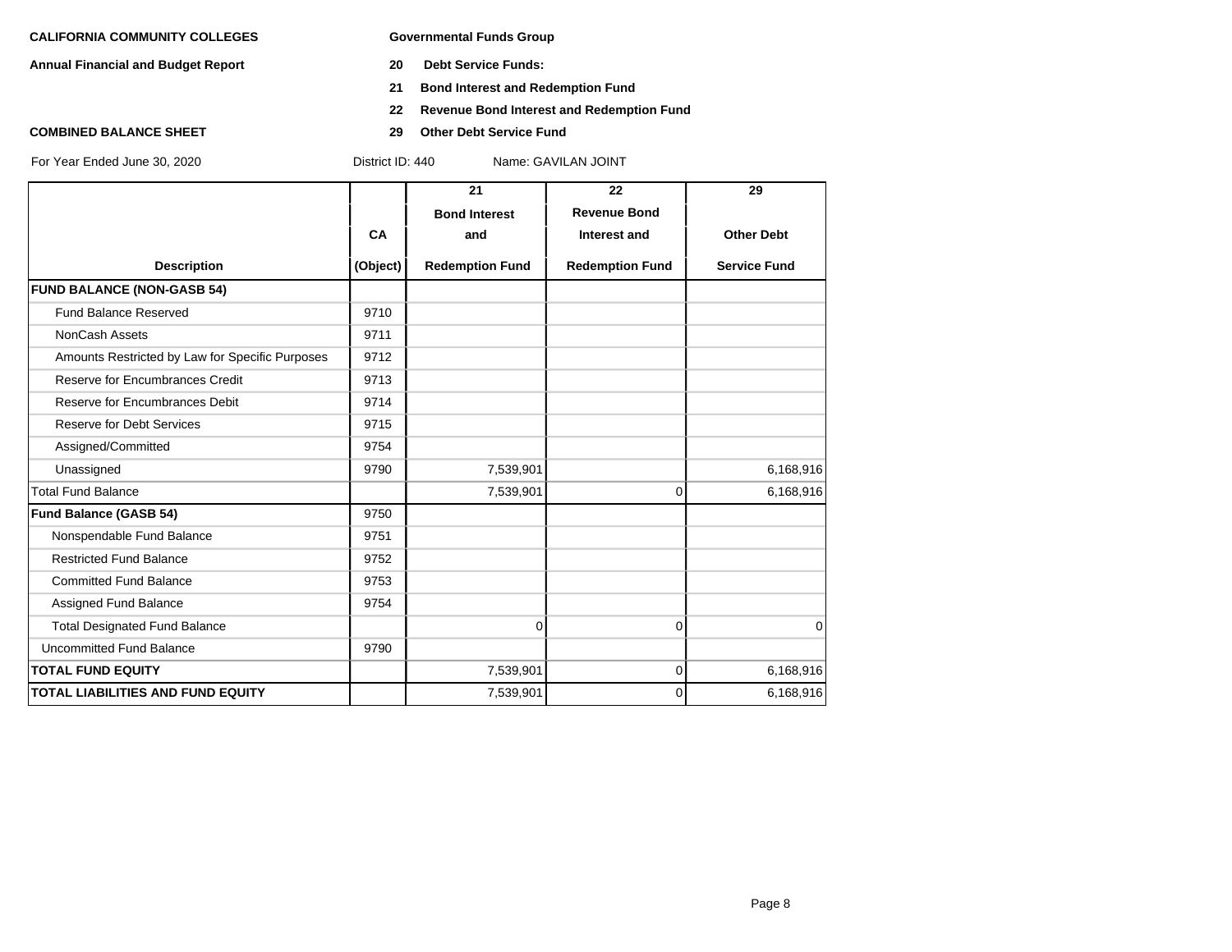**CALIFORNIA COMMUNITY COLLEGES**

**Annual Financial and Budget Report**

**COMBINED BALANCE SHEET**

**Governmental Funds Group**

**20 Debt Service Funds:**

**21 Bond Interest and Redemption Fund**

**22 Revenue Bond Interest and Redemption Fund**

**29 Other Debt Service Fund**

For Year Ended June 30, 2020 District ID: 440 Name: GAVILAN JOINT

| Description | CA (Object) | 21 Bond Interest and Redemption Fund | 22 Revenue Bond Interest and Redemption Fund | 29 Other Debt Service Fund |
|---|---|---|---|---|
| **FUND BALANCE (NON-GASB 54)** | | | | |
| Fund Balance Reserved | 9710 | | | |
| NonCash Assets | 9711 | | | |
| Amounts Restricted by Law for Specific Purposes | 9712 | | | |
| Reserve for Encumbrances Credit | 9713 | | | |
| Reserve for Encumbrances Debit | 9714 | | | |
| Reserve for Debt Services | 9715 | | | |
| Assigned/Committed | 9754 | | | |
| Unassigned | 9790 | 7,539,901 | | 6,168,916 |
| Total Fund Balance | | 7,539,901 | 0 | 6,168,916 |
| **Fund Balance (GASB 54)** | 9750 | | | |
| Nonspendable Fund Balance | 9751 | | | |
| Restricted Fund Balance | 9752 | | | |
| Committed Fund Balance | 9753 | | | |
| Assigned Fund Balance | 9754 | | | |
| Total Designated Fund Balance | | 0 | 0 | 0 |
| Uncommitted Fund Balance | 9790 | | | |
| **TOTAL FUND EQUITY** | | 7,539,901 | 0 | 6,168,916 |
| **TOTAL LIABILITIES AND FUND EQUITY** | | 7,539,901 | 0 | 6,168,916 |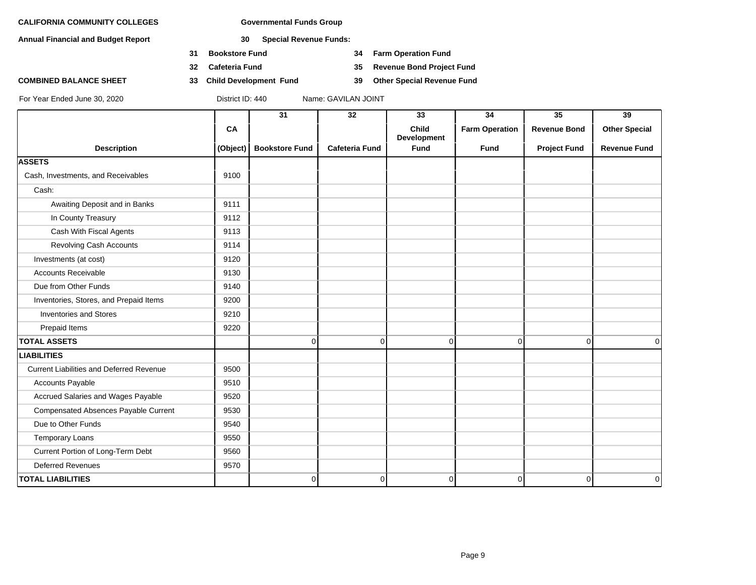**CALIFORNIA COMMUNITY COLLEGES**

**Annual Financial and Budget Report**

**COMBINED BALANCE SHEET**

**Governmental Funds Group**

**30 Special Revenue Funds:**

- **31 Bookstore Fund**
- **32 Cafeteria Fund**
- **33 Child Development Fund**
- **34 Farm Operation Fund**
- **35 Revenue Bond Project Fund**
- **39 Other Special Revenue Fund**

For Year Ended June 30, 2020 District ID: 440 Name: GAVILAN JOINT

| | | 31 | 32 | 33 | 34 | 35 | 39 |
|---|---|---|---|---|---|---|---|
| | CA | | | Child Development | Farm Operation | Revenue Bond | Other Special |
| **Description** | (Object) | Bookstore Fund | Cafeteria Fund | Fund | Fund | Project Fund | Revenue Fund |
| **ASSETS** | | | | | | | |
| Cash, Investments, and Receivables | 9100 | | | | | | |
| Cash: | | | | | | | |
| Awaiting Deposit and in Banks | 9111 | | | | | | |
| In County Treasury | 9112 | | | | | | |
| Cash With Fiscal Agents | 9113 | | | | | | |
| Revolving Cash Accounts | 9114 | | | | | | |
| Investments (at cost) | 9120 | | | | | | |
| Accounts Receivable | 9130 | | | | | | |
| Due from Other Funds | 9140 | | | | | | |
| Inventories, Stores, and Prepaid Items | 9200 | | | | | | |
| Inventories and Stores | 9210 | | | | | | |
| Prepaid Items | 9220 | | | | | | |
| **TOTAL ASSETS** | | 0 | 0 | 0 | 0 | 0 | 0 |
| **LIABILITIES** | | | | | | | |
| Current Liabilities and Deferred Revenue | 9500 | | | | | | |
| Accounts Payable | 9510 | | | | | | |
| Accrued Salaries and Wages Payable | 9520 | | | | | | |
| Compensated Absences Payable Current | 9530 | | | | | | |
| Due to Other Funds | 9540 | | | | | | |
| Temporary Loans | 9550 | | | | | | |
| Current Portion of Long-Term Debt | 9560 | | | | | | |
| Deferred Revenues | 9570 | | | | | | |
| **TOTAL LIABILITIES** | | 0 | 0 | 0 | 0 | 0 | 0 |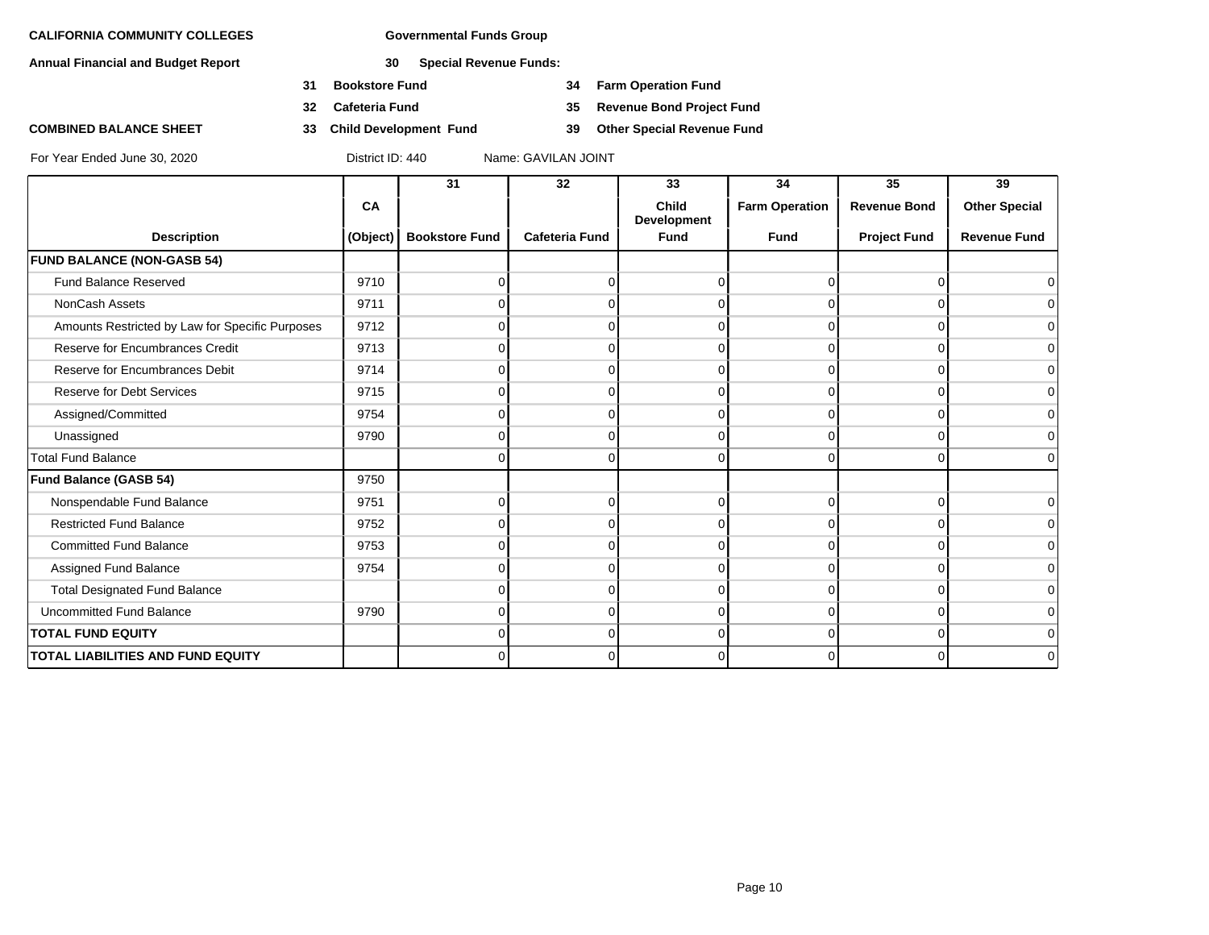**CALIFORNIA COMMUNITY COLLEGES** **Governmental Funds Group**

**Annual Financial and Budget Report** **30 Special Revenue Funds:**

**31 Bookstore Fund** **34 Farm Operation Fund**

**32 Cafeteria Fund** **35 Revenue Bond Project Fund**

**COMBINED BALANCE SHEET** **33 Child Development Fund** **39 Other Special Revenue Fund**

For Year Ended June 30, 2020 District ID: 440 Name: GAVILAN JOINT

| | | 31 | 32 | 33 | 34 | 35 | 39 |
|---|---|---|---|---|---|---|---|
| | CA | | | Child Development | Farm Operation | Revenue Bond | Other Special |
| Description | (Object) | Bookstore Fund | Cafeteria Fund | Fund | Fund | Project Fund | Revenue Fund |
| **FUND BALANCE (NON-GASB 54)** | | | | | | | |
| Fund Balance Reserved | 9710 | 0 | 0 | 0 | 0 | 0 | 0 |
| NonCash Assets | 9711 | 0 | 0 | 0 | 0 | 0 | 0 |
| Amounts Restricted by Law for Specific Purposes | 9712 | 0 | 0 | 0 | 0 | 0 | 0 |
| Reserve for Encumbrances Credit | 9713 | 0 | 0 | 0 | 0 | 0 | 0 |
| Reserve for Encumbrances Debit | 9714 | 0 | 0 | 0 | 0 | 0 | 0 |
| Reserve for Debt Services | 9715 | 0 | 0 | 0 | 0 | 0 | 0 |
| Assigned/Committed | 9754 | 0 | 0 | 0 | 0 | 0 | 0 |
| Unassigned | 9790 | 0 | 0 | 0 | 0 | 0 | 0 |
| Total Fund Balance | | 0 | 0 | 0 | 0 | 0 | 0 |
| **Fund Balance (GASB 54)** | 9750 | | | | | | |
| Nonspendable Fund Balance | 9751 | 0 | 0 | 0 | 0 | 0 | 0 |
| Restricted Fund Balance | 9752 | 0 | 0 | 0 | 0 | 0 | 0 |
| Committed Fund Balance | 9753 | 0 | 0 | 0 | 0 | 0 | 0 |
| Assigned Fund Balance | 9754 | 0 | 0 | 0 | 0 | 0 | 0 |
| Total Designated Fund Balance | | 0 | 0 | 0 | 0 | 0 | 0 |
| Uncommitted Fund Balance | 9790 | 0 | 0 | 0 | 0 | 0 | 0 |
| **TOTAL FUND EQUITY** | | 0 | 0 | 0 | 0 | 0 | 0 |
| **TOTAL LIABILITIES AND FUND EQUITY** | | 0 | 0 | 0 | 0 | 0 | 0 |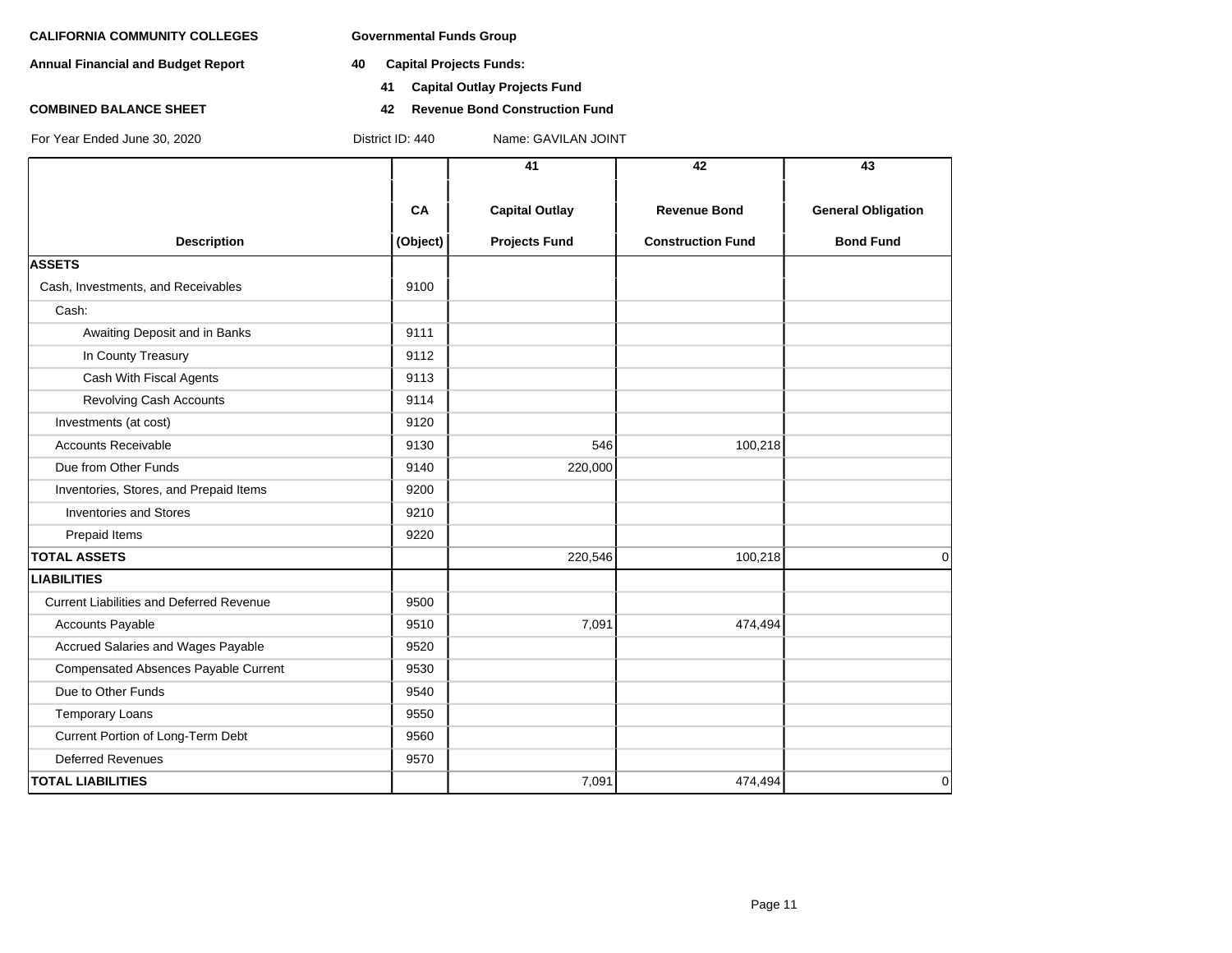**CALIFORNIA COMMUNITY COLLEGES** **Governmental Funds Group**

**Annual Financial and Budget Report** **40 Capital Projects Funds:**

**41 Capital Outlay Projects Fund**

**COMBINED BALANCE SHEET** **42 Revenue Bond Construction Fund**

For Year Ended June 30, 2020 District ID: 440 Name: GAVILAN JOINT

| Description | CA (Object) | 41 Capital Outlay Projects Fund | 42 Revenue Bond Construction Fund | 43 General Obligation Bond Fund |
|---|---|---|---|---|
| **ASSETS** | | | | |
| Cash, Investments, and Receivables | 9100 | | | |
| Cash: | | | | |
| Awaiting Deposit and in Banks | 9111 | | | |
| In County Treasury | 9112 | | | |
| Cash With Fiscal Agents | 9113 | | | |
| Revolving Cash Accounts | 9114 | | | |
| Investments (at cost) | 9120 | | | |
| Accounts Receivable | 9130 | 546 | 100,218 | |
| Due from Other Funds | 9140 | 220,000 | | |
| Inventories, Stores, and Prepaid Items | 9200 | | | |
| Inventories and Stores | 9210 | | | |
| Prepaid Items | 9220 | | | |
| **TOTAL ASSETS** | | 220,546 | 100,218 | 0 |
| **LIABILITIES** | | | | |
| Current Liabilities and Deferred Revenue | 9500 | | | |
| Accounts Payable | 9510 | 7,091 | 474,494 | |
| Accrued Salaries and Wages Payable | 9520 | | | |
| Compensated Absences Payable Current | 9530 | | | |
| Due to Other Funds | 9540 | | | |
| Temporary Loans | 9550 | | | |
| Current Portion of Long-Term Debt | 9560 | | | |
| Deferred Revenues | 9570 | | | |
| **TOTAL LIABILITIES** | | 7,091 | 474,494 | 0 |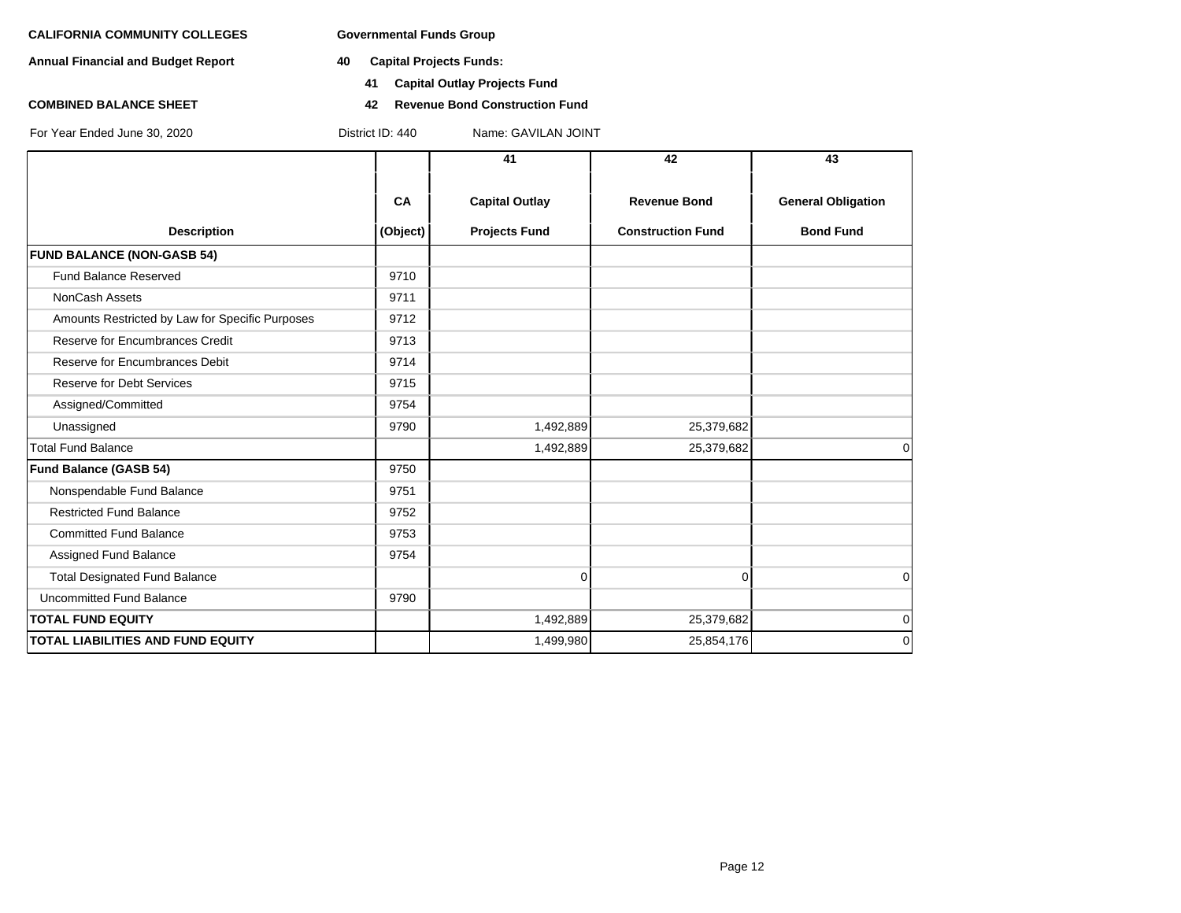**CALIFORNIA COMMUNITY COLLEGES** **Governmental Funds Group**

**Annual Financial and Budget Report** **40 Capital Projects Funds:**

**41 Capital Outlay Projects Fund**

**COMBINED BALANCE SHEET** **42 Revenue Bond Construction Fund**

For Year Ended June 30, 2020 District ID: 440 Name: GAVILAN JOINT

| Description | CA (Object) | 41 Capital Outlay Projects Fund | 42 Revenue Bond Construction Fund | 43 General Obligation Bond Fund |
|---|---|---|---|---|
| **FUND BALANCE (NON-GASB 54)** | | | | |
| Fund Balance Reserved | 9710 | | | |
| NonCash Assets | 9711 | | | |
| Amounts Restricted by Law for Specific Purposes | 9712 | | | |
| Reserve for Encumbrances Credit | 9713 | | | |
| Reserve for Encumbrances Debit | 9714 | | | |
| Reserve for Debt Services | 9715 | | | |
| Assigned/Committed | 9754 | | | |
| Unassigned | 9790 | 1,492,889 | 25,379,682 | |
| Total Fund Balance | | 1,492,889 | 25,379,682 | 0 |
| **Fund Balance (GASB 54)** | 9750 | | | |
| Nonspendable Fund Balance | 9751 | | | |
| Restricted Fund Balance | 9752 | | | |
| Committed Fund Balance | 9753 | | | |
| Assigned Fund Balance | 9754 | | | |
| Total Designated Fund Balance | | 0 | 0 | 0 |
| Uncommitted Fund Balance | 9790 | | | |
| **TOTAL FUND EQUITY** | | 1,492,889 | 25,379,682 | 0 |
| **TOTAL LIABILITIES AND FUND EQUITY** | | 1,499,980 | 25,854,176 | 0 |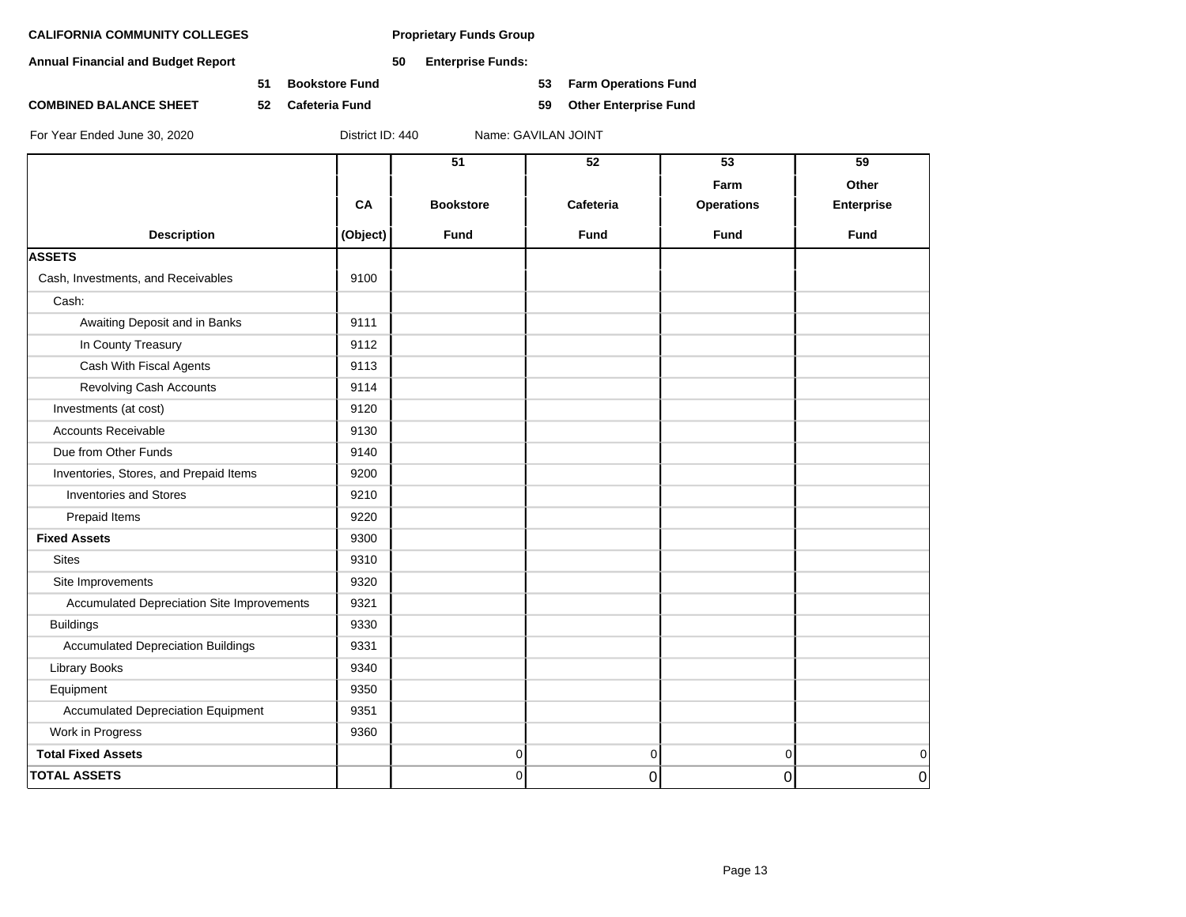**CALIFORNIA COMMUNITY COLLEGES** **Proprietary Funds Group**

**Annual Financial and Budget Report** **50 Enterprise Funds:**

**51 Bookstore Fund** **53 Farm Operations Fund**

**COMBINED BALANCE SHEET** **52 Cafeteria Fund** **59 Other Enterprise Fund**

For Year Ended June 30, 2020 District ID: 440 Name: GAVILAN JOINT

| Description | CA (Object) | 51 Bookstore Fund | 52 Cafeteria Fund | 53 Farm Operations Fund | 59 Other Enterprise Fund |
|---|---|---|---|---|---|
| **ASSETS** | | | | | |
| Cash, Investments, and Receivables | 9100 | | | | |
| Cash: | | | | | |
| Awaiting Deposit and in Banks | 9111 | | | | |
| In County Treasury | 9112 | | | | |
| Cash With Fiscal Agents | 9113 | | | | |
| Revolving Cash Accounts | 9114 | | | | |
| Investments (at cost) | 9120 | | | | |
| Accounts Receivable | 9130 | | | | |
| Due from Other Funds | 9140 | | | | |
| Inventories, Stores, and Prepaid Items | 9200 | | | | |
| Inventories and Stores | 9210 | | | | |
| Prepaid Items | 9220 | | | | |
| **Fixed Assets** | 9300 | | | | |
| Sites | 9310 | | | | |
| Site Improvements | 9320 | | | | |
| Accumulated Depreciation Site Improvements | 9321 | | | | |
| Buildings | 9330 | | | | |
| Accumulated Depreciation Buildings | 9331 | | | | |
| Library Books | 9340 | | | | |
| Equipment | 9350 | | | | |
| Accumulated Depreciation Equipment | 9351 | | | | |
| Work in Progress | 9360 | | | | |
| **Total Fixed Assets** | | 0 | 0 | 0 | 0 |
| **TOTAL ASSETS** | | 0 | 0 | 0 | 0 |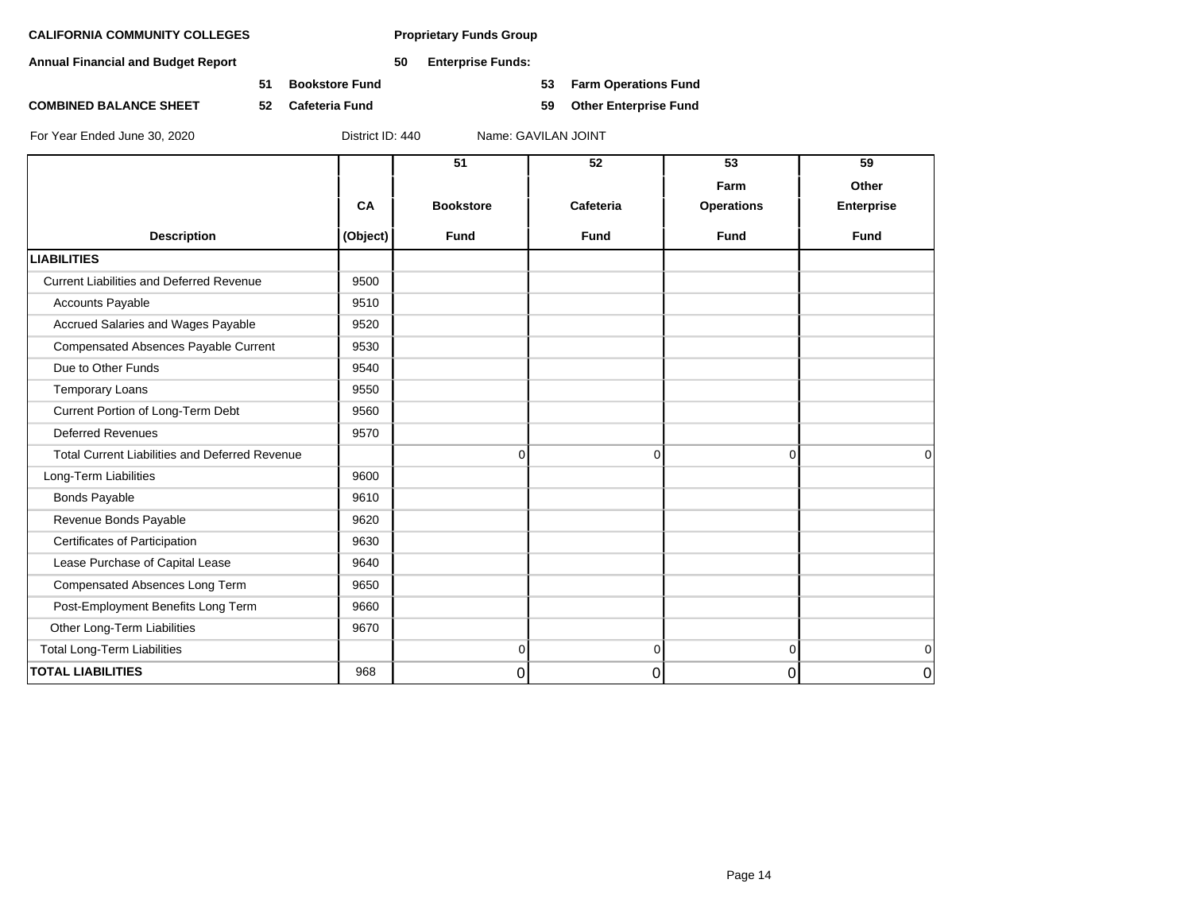**CALIFORNIA COMMUNITY COLLEGES** **Proprietary Funds Group**

**Annual Financial and Budget Report** **50 Enterprise Funds:**

**51 Bookstore Fund** **53 Farm Operations Fund**

**COMBINED BALANCE SHEET** **52 Cafeteria Fund** **59 Other Enterprise Fund**

For Year Ended June 30, 2020 District ID: 440 Name: GAVILAN JOINT

| Description | CA (Object) | 51 Bookstore Fund | 52 Cafeteria Fund | 53 Farm Operations Fund | 59 Other Enterprise Fund |
|---|---|---|---|---|---|
| **LIABILITIES** | | | | | |
| Current Liabilities and Deferred Revenue | 9500 | | | | |
| Accounts Payable | 9510 | | | | |
| Accrued Salaries and Wages Payable | 9520 | | | | |
| Compensated Absences Payable Current | 9530 | | | | |
| Due to Other Funds | 9540 | | | | |
| Temporary Loans | 9550 | | | | |
| Current Portion of Long-Term Debt | 9560 | | | | |
| Deferred Revenues | 9570 | | | | |
| Total Current Liabilities and Deferred Revenue | | 0 | 0 | 0 | 0 |
| Long-Term Liabilities | 9600 | | | | |
| Bonds Payable | 9610 | | | | |
| Revenue Bonds Payable | 9620 | | | | |
| Certificates of Participation | 9630 | | | | |
| Lease Purchase of Capital Lease | 9640 | | | | |
| Compensated Absences Long Term | 9650 | | | | |
| Post-Employment Benefits Long Term | 9660 | | | | |
| Other Long-Term Liabilities | 9670 | | | | |
| Total Long-Term Liabilities | | 0 | 0 | 0 | 0 |
| **TOTAL LIABILITIES** | 968 | 0 | 0 | 0 | 0 |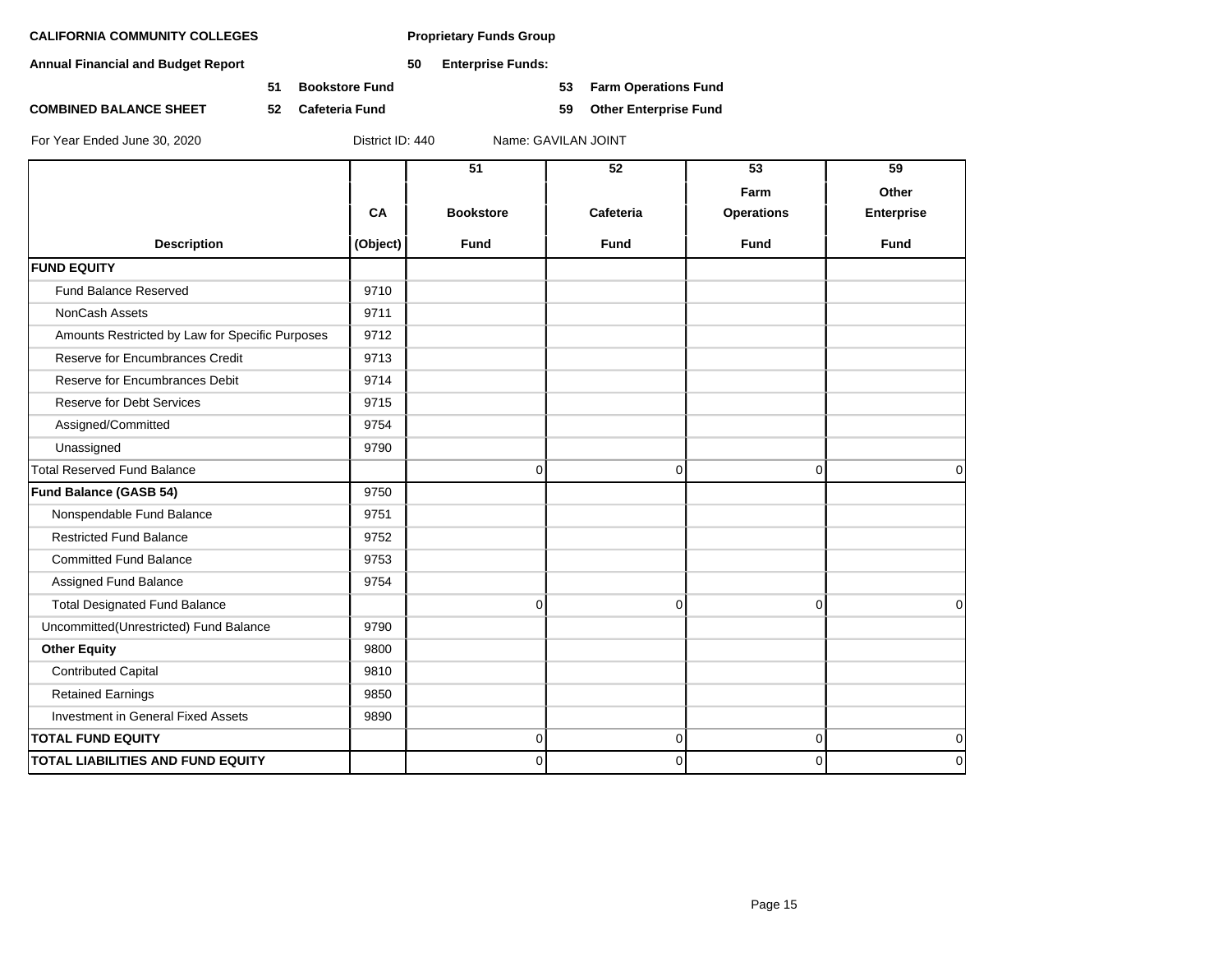**CALIFORNIA COMMUNITY COLLEGES** | **Proprietary Funds Group**

**Annual Financial and Budget Report** | **50 Enterprise Funds:**

**51 Bookstore Fund** | **53 Farm Operations Fund**

**COMBINED BALANCE SHEET** | **52 Cafeteria Fund** | **59 Other Enterprise Fund**

For Year Ended June 30, 2020 | District ID: 440 | Name: GAVILAN JOINT

| Description | CA (Object) | 51 Bookstore Fund | 52 Cafeteria Fund | 53 Farm Operations Fund | 59 Other Enterprise Fund |
|---|---|---|---|---|---|
| **FUND EQUITY** | | | | | |
| Fund Balance Reserved | 9710 | | | | |
| NonCash Assets | 9711 | | | | |
| Amounts Restricted by Law for Specific Purposes | 9712 | | | | |
| Reserve for Encumbrances Credit | 9713 | | | | |
| Reserve for Encumbrances Debit | 9714 | | | | |
| Reserve for Debt Services | 9715 | | | | |
| Assigned/Committed | 9754 | | | | |
| Unassigned | 9790 | | | | |
| Total Reserved Fund Balance | | 0 | 0 | 0 | 0 |
| **Fund Balance (GASB 54)** | 9750 | | | | |
| Nonspendable Fund Balance | 9751 | | | | |
| Restricted Fund Balance | 9752 | | | | |
| Committed Fund Balance | 9753 | | | | |
| Assigned Fund Balance | 9754 | | | | |
| Total Designated Fund Balance | | 0 | 0 | 0 | 0 |
| Uncommitted(Unrestricted) Fund Balance | 9790 | | | | |
| **Other Equity** | 9800 | | | | |
| Contributed Capital | 9810 | | | | |
| Retained Earnings | 9850 | | | | |
| Investment in General Fixed Assets | 9890 | | | | |
| **TOTAL FUND EQUITY** | | 0 | 0 | 0 | 0 |
| **TOTAL LIABILITIES AND FUND EQUITY** | | 0 | 0 | 0 | 0 |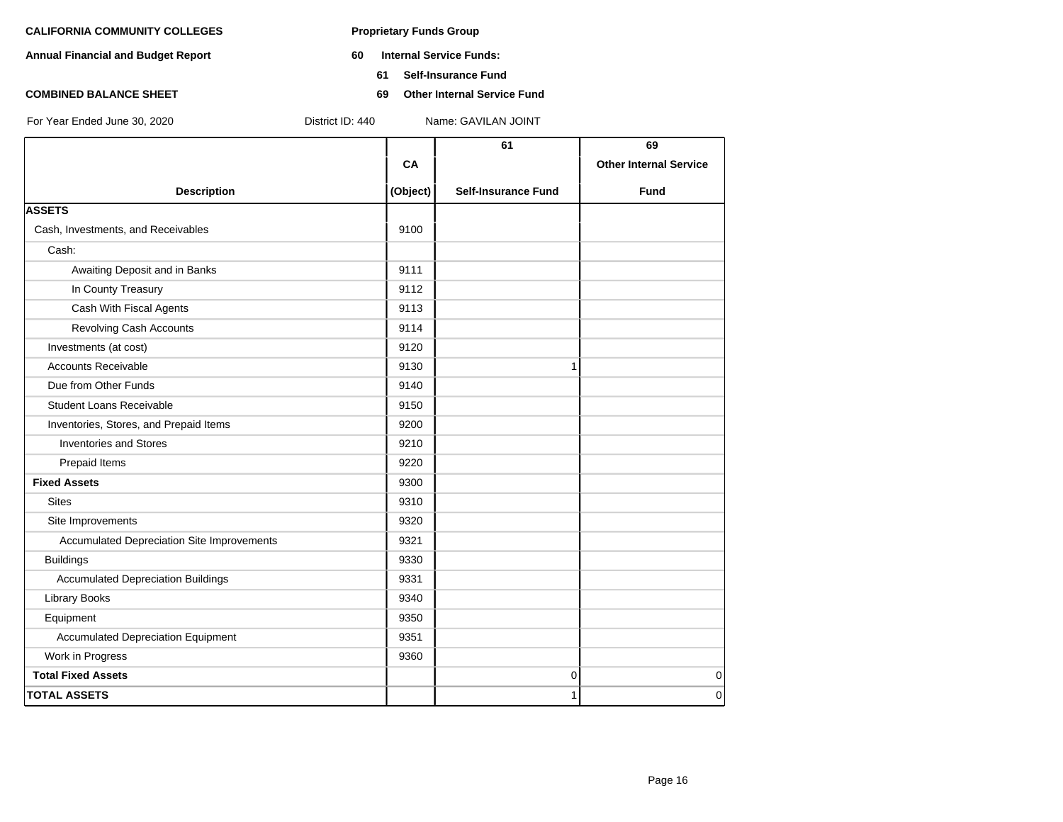**CALIFORNIA COMMUNITY COLLEGES**

**Annual Financial and Budget Report**

**COMBINED BALANCE SHEET**

**Proprietary Funds Group**

**60 Internal Service Funds:**

**61 Self-Insurance Fund**

**69 Other Internal Service Fund**

For Year Ended June 30, 2020 District ID: 440 Name: GAVILAN JOINT

| Description | CA (Object) | 61 Self-Insurance Fund | 69 Other Internal Service Fund |
|---|---|---|---|
| **ASSETS** | | | |
| Cash, Investments, and Receivables | 9100 | | |
| Cash: | | | |
| Awaiting Deposit and in Banks | 9111 | | |
| In County Treasury | 9112 | | |
| Cash With Fiscal Agents | 9113 | | |
| Revolving Cash Accounts | 9114 | | |
| Investments (at cost) | 9120 | | |
| Accounts Receivable | 9130 | 1 | |
| Due from Other Funds | 9140 | | |
| Student Loans Receivable | 9150 | | |
| Inventories, Stores, and Prepaid Items | 9200 | | |
| Inventories and Stores | 9210 | | |
| Prepaid Items | 9220 | | |
| **Fixed Assets** | 9300 | | |
| Sites | 9310 | | |
| Site Improvements | 9320 | | |
| Accumulated Depreciation Site Improvements | 9321 | | |
| Buildings | 9330 | | |
| Accumulated Depreciation Buildings | 9331 | | |
| Library Books | 9340 | | |
| Equipment | 9350 | | |
| Accumulated Depreciation Equipment | 9351 | | |
| Work in Progress | 9360 | | |
| **Total Fixed Assets** | | 0 | 0 |
| **TOTAL ASSETS** | | 1 | 0 |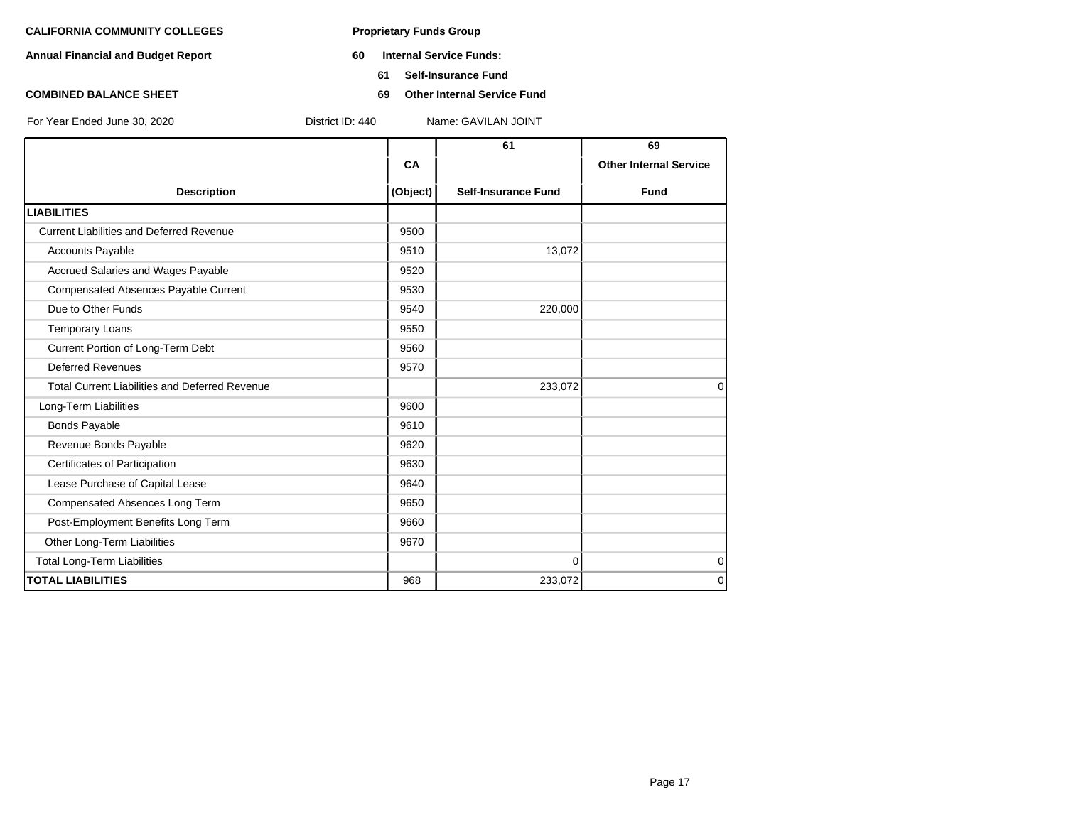**CALIFORNIA COMMUNITY COLLEGES**

**Annual Financial and Budget Report**

**COMBINED BALANCE SHEET**

**Proprietary Funds Group**

**60 Internal Service Funds:**

**61 Self-Insurance Fund**

**69 Other Internal Service Fund**

For Year Ended June 30, 2020 District ID: 440 Name: GAVILAN JOINT

| Description | CA (Object) | 61 Self-Insurance Fund | 69 Other Internal Service Fund |
|---|---|---|---|
| **LIABILITIES** | | | |
| Current Liabilities and Deferred Revenue | 9500 | | |
| Accounts Payable | 9510 | 13,072 | |
| Accrued Salaries and Wages Payable | 9520 | | |
| Compensated Absences Payable Current | 9530 | | |
| Due to Other Funds | 9540 | 220,000 | |
| Temporary Loans | 9550 | | |
| Current Portion of Long-Term Debt | 9560 | | |
| Deferred Revenues | 9570 | | |
| Total Current Liabilities and Deferred Revenue | | 233,072 | 0 |
| Long-Term Liabilities | 9600 | | |
| Bonds Payable | 9610 | | |
| Revenue Bonds Payable | 9620 | | |
| Certificates of Participation | 9630 | | |
| Lease Purchase of Capital Lease | 9640 | | |
| Compensated Absences Long Term | 9650 | | |
| Post-Employment Benefits Long Term | 9660 | | |
| Other Long-Term Liabilities | 9670 | | |
| Total Long-Term Liabilities | | 0 | 0 |
| **TOTAL LIABILITIES** | 968 | 233,072 | 0 |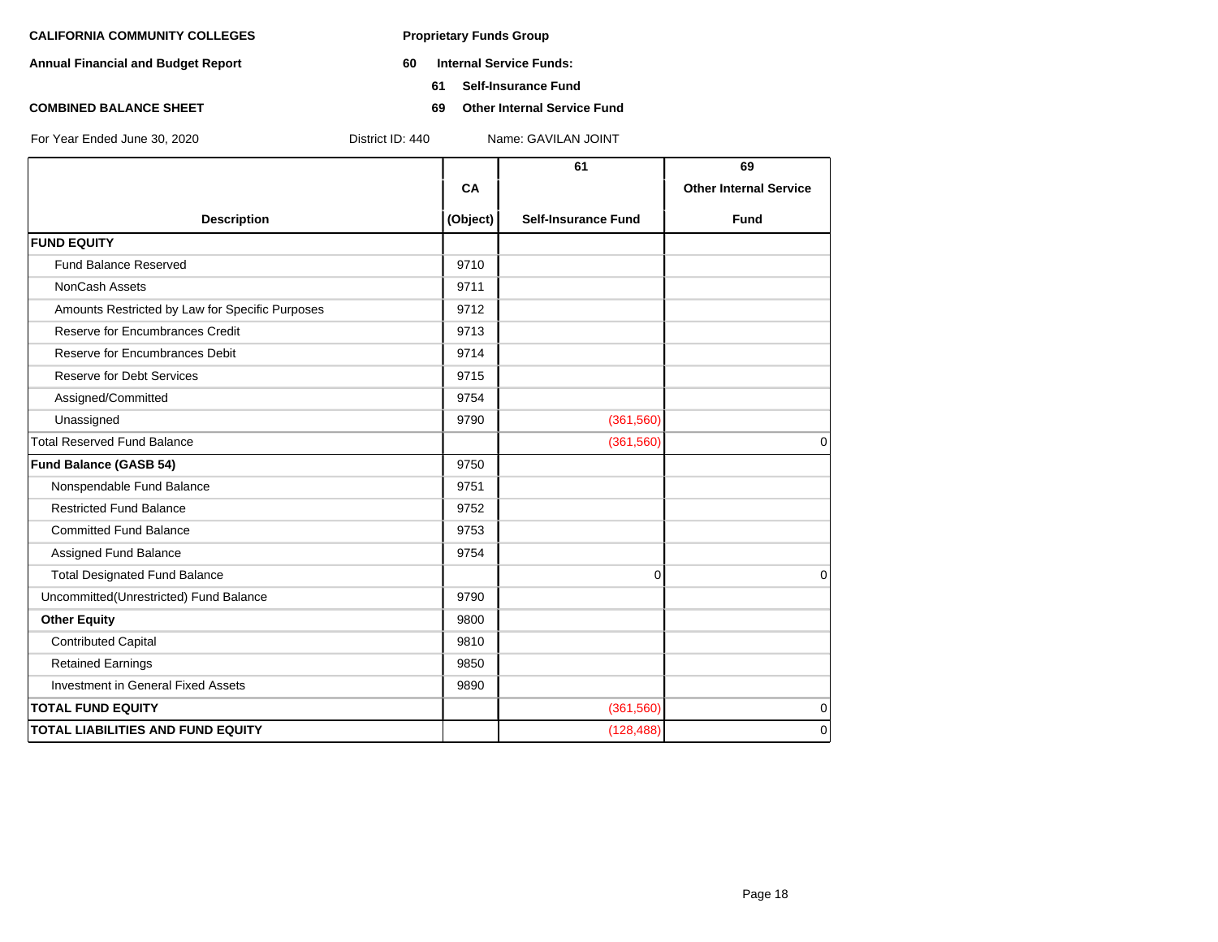**CALIFORNIA COMMUNITY COLLEGES**

**Annual Financial and Budget Report**

**COMBINED BALANCE SHEET**

**Proprietary Funds Group**

**60 Internal Service Funds:**

**61 Self-Insurance Fund**

**69 Other Internal Service Fund**

For Year Ended June 30, 2020 District ID: 440 Name: GAVILAN JOINT

| Description | CA (Object) | 61 Self-Insurance Fund | 69 Other Internal Service Fund |
|---|---|---|---|
| **FUND EQUITY** | | | |
| Fund Balance Reserved | 9710 | | |
| NonCash Assets | 9711 | | |
| Amounts Restricted by Law for Specific Purposes | 9712 | | |
| Reserve for Encumbrances Credit | 9713 | | |
| Reserve for Encumbrances Debit | 9714 | | |
| Reserve for Debt Services | 9715 | | |
| Assigned/Committed | 9754 | | |
| Unassigned | 9790 | (361,560) | |
| Total Reserved Fund Balance | | (361,560) | 0 |
| **Fund Balance (GASB 54)** | 9750 | | |
| Nonspendable Fund Balance | 9751 | | |
| Restricted Fund Balance | 9752 | | |
| Committed Fund Balance | 9753 | | |
| Assigned Fund Balance | 9754 | | |
| Total Designated Fund Balance | | 0 | 0 |
| Uncommitted(Unrestricted) Fund Balance | 9790 | | |
| **Other Equity** | 9800 | | |
| Contributed Capital | 9810 | | |
| Retained Earnings | 9850 | | |
| Investment in General Fixed Assets | 9890 | | |
| **TOTAL FUND EQUITY** | | (361,560) | 0 |
| **TOTAL LIABILITIES AND FUND EQUITY** | | (128,488) | 0 |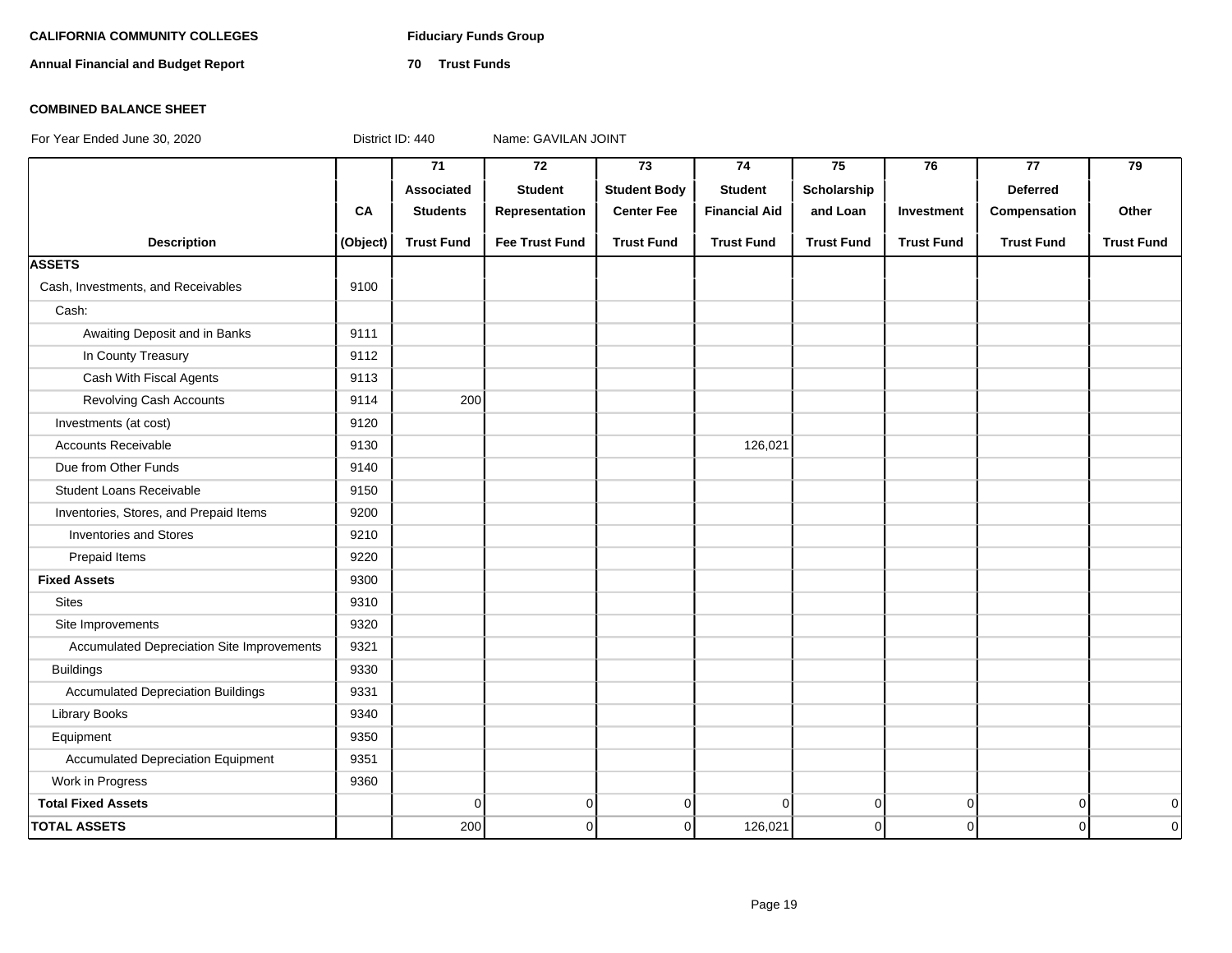**CALIFORNIA COMMUNITY COLLEGES** **Fiduciary Funds Group**

**Annual Financial and Budget Report** **70 Trust Funds**

**COMBINED BALANCE SHEET**

For Year Ended June 30, 2020 District ID: 440 Name: GAVILAN JOINT

| Description | CA (Object) | 71 Associated Students Trust Fund | 72 Student Representation Fee Trust Fund | 73 Student Body Center Fee Trust Fund | 74 Student Financial Aid Trust Fund | 75 Scholarship and Loan Trust Fund | 76 Investment Trust Fund | 77 Deferred Compensation Trust Fund | 79 Other Trust Fund |
|---|---|---|---|---|---|---|---|---|---|
| **ASSETS** | | | | | | | | | |
| Cash, Investments, and Receivables | 9100 | | | | | | | | |
| Cash: | | | | | | | | | |
| Awaiting Deposit and in Banks | 9111 | | | | | | | | |
| In County Treasury | 9112 | | | | | | | | |
| Cash With Fiscal Agents | 9113 | | | | | | | | |
| Revolving Cash Accounts | 9114 | 200 | | | | | | | |
| Investments (at cost) | 9120 | | | | | | | | |
| Accounts Receivable | 9130 | | | | 126,021 | | | | |
| Due from Other Funds | 9140 | | | | | | | | |
| Student Loans Receivable | 9150 | | | | | | | | |
| Inventories, Stores, and Prepaid Items | 9200 | | | | | | | | |
| Inventories and Stores | 9210 | | | | | | | | |
| Prepaid Items | 9220 | | | | | | | | |
| **Fixed Assets** | 9300 | | | | | | | | |
| Sites | 9310 | | | | | | | | |
| Site Improvements | 9320 | | | | | | | | |
| Accumulated Depreciation Site Improvements | 9321 | | | | | | | | |
| Buildings | 9330 | | | | | | | | |
| Accumulated Depreciation Buildings | 9331 | | | | | | | | |
| Library Books | 9340 | | | | | | | | |
| Equipment | 9350 | | | | | | | | |
| Accumulated Depreciation Equipment | 9351 | | | | | | | | |
| Work in Progress | 9360 | | | | | | | | |
| **Total Fixed Assets** | | 0 | 0 | 0 | 0 | 0 | 0 | 0 | 0 |
| **TOTAL ASSETS** | | 200 | 0 | 0 | 126,021 | 0 | 0 | 0 | 0 |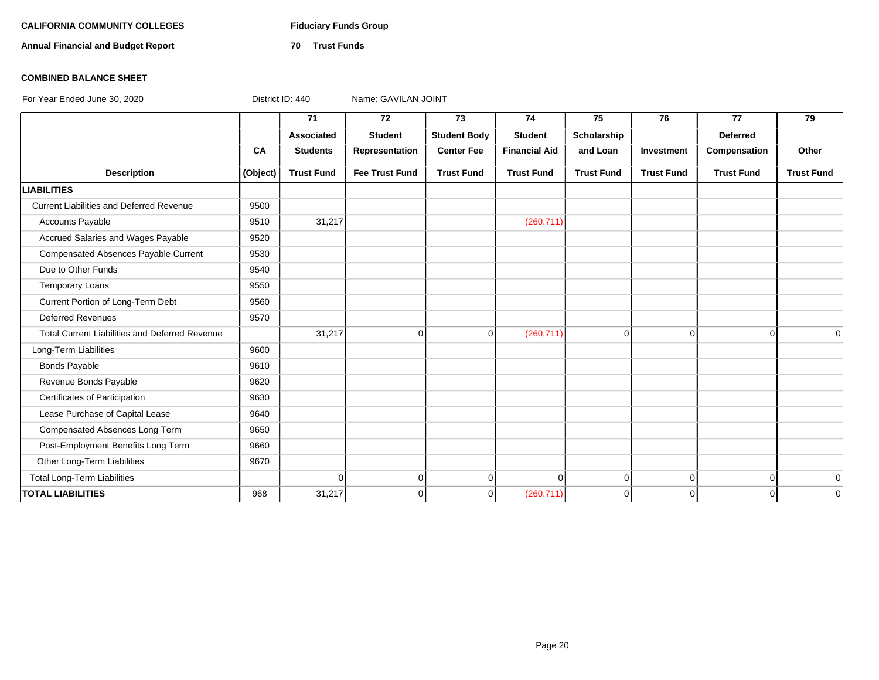**CALIFORNIA COMMUNITY COLLEGES** **Fiduciary Funds Group**

**Annual Financial and Budget Report** **70 Trust Funds**

**COMBINED BALANCE SHEET**

For Year Ended June 30, 2020 District ID: 440 Name: GAVILAN JOINT

| Description | CA (Object) | 71 Associated Students Trust Fund | 72 Student Representation Fee Trust Fund | 73 Student Body Center Fee Trust Fund | 74 Student Financial Aid Trust Fund | 75 Scholarship and Loan Trust Fund | 76 Investment Trust Fund | 77 Deferred Compensation Trust Fund | 79 Other Trust Fund |
|---|---|---|---|---|---|---|---|---|---|
| **LIABILITIES** | | | | | | | | | |
| Current Liabilities and Deferred Revenue | 9500 | | | | | | | | |
| Accounts Payable | 9510 | 31,217 | | | (260,711) | | | | |
| Accrued Salaries and Wages Payable | 9520 | | | | | | | | |
| Compensated Absences Payable Current | 9530 | | | | | | | | |
| Due to Other Funds | 9540 | | | | | | | | |
| Temporary Loans | 9550 | | | | | | | | |
| Current Portion of Long-Term Debt | 9560 | | | | | | | | |
| Deferred Revenues | 9570 | | | | | | | | |
| Total Current Liabilities and Deferred Revenue | | 31,217 | 0 | 0 | (260,711) | 0 | 0 | 0 | 0 |
| Long-Term Liabilities | 9600 | | | | | | | | |
| Bonds Payable | 9610 | | | | | | | | |
| Revenue Bonds Payable | 9620 | | | | | | | | |
| Certificates of Participation | 9630 | | | | | | | | |
| Lease Purchase of Capital Lease | 9640 | | | | | | | | |
| Compensated Absences Long Term | 9650 | | | | | | | | |
| Post-Employment Benefits Long Term | 9660 | | | | | | | | |
| Other Long-Term Liabilities | 9670 | | | | | | | | |
| Total Long-Term Liabilities | | 0 | 0 | 0 | 0 | 0 | 0 | 0 | 0 |
| **TOTAL LIABILITIES** | 968 | 31,217 | 0 | 0 | (260,711) | 0 | 0 | 0 | 0 |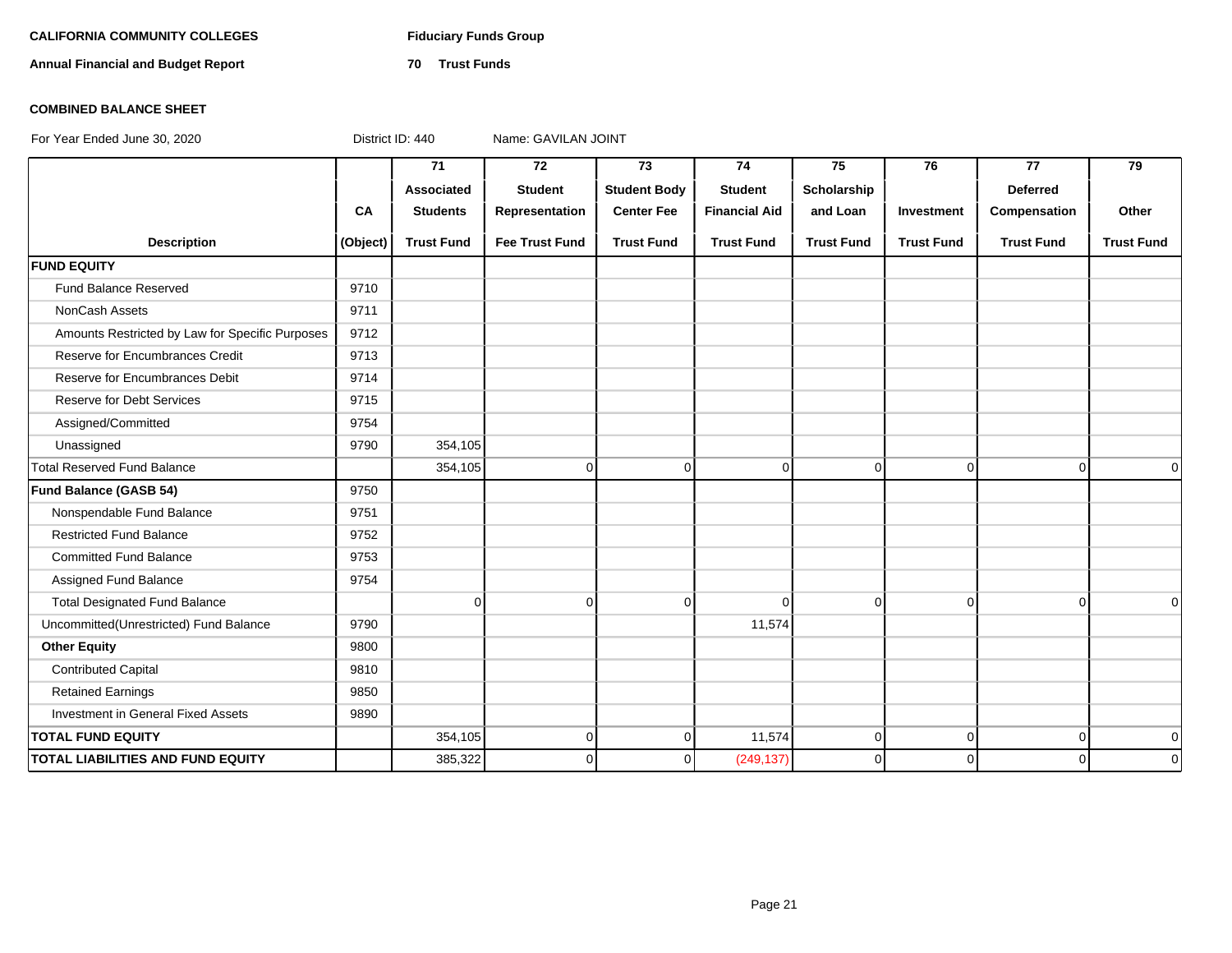**CALIFORNIA COMMUNITY COLLEGES** **Fiduciary Funds Group**

**Annual Financial and Budget Report** **70 Trust Funds**

**COMBINED BALANCE SHEET**

For Year Ended June 30, 2020 District ID: 440 Name: GAVILAN JOINT

| Description | CA (Object) | 71 Associated Students Trust Fund | 72 Student Representation Fee Trust Fund | 73 Student Body Center Fee Trust Fund | 74 Student Financial Aid Trust Fund | 75 Scholarship and Loan Trust Fund | 76 Investment Trust Fund | 77 Deferred Compensation Trust Fund | 79 Other Trust Fund |
|---|---|---|---|---|---|---|---|---|---|
| **FUND EQUITY** | | | | | | | | | |
| Fund Balance Reserved | 9710 | | | | | | | | |
| NonCash Assets | 9711 | | | | | | | | |
| Amounts Restricted by Law for Specific Purposes | 9712 | | | | | | | | |
| Reserve for Encumbrances Credit | 9713 | | | | | | | | |
| Reserve for Encumbrances Debit | 9714 | | | | | | | | |
| Reserve for Debt Services | 9715 | | | | | | | | |
| Assigned/Committed | 9754 | | | | | | | | |
| Unassigned | 9790 | 354,105 | | | | | | | |
| Total Reserved Fund Balance | | 354,105 | 0 | 0 | 0 | 0 | 0 | 0 | 0 |
| **Fund Balance (GASB 54)** | 9750 | | | | | | | | |
| Nonspendable Fund Balance | 9751 | | | | | | | | |
| Restricted Fund Balance | 9752 | | | | | | | | |
| Committed Fund Balance | 9753 | | | | | | | | |
| Assigned Fund Balance | 9754 | | | | | | | | |
| Total Designated Fund Balance | | 0 | 0 | 0 | 0 | 0 | 0 | 0 | 0 |
| Uncommitted(Unrestricted) Fund Balance | 9790 | | | | 11,574 | | | | |
| **Other Equity** | 9800 | | | | | | | | |
| Contributed Capital | 9810 | | | | | | | | |
| Retained Earnings | 9850 | | | | | | | | |
| Investment in General Fixed Assets | 9890 | | | | | | | | |
| **TOTAL FUND EQUITY** | | 354,105 | 0 | 0 | 11,574 | 0 | 0 | 0 | 0 |
| **TOTAL LIABILITIES AND FUND EQUITY** | | 385,322 | 0 | 0 | (249,137) | 0 | 0 | 0 | 0 |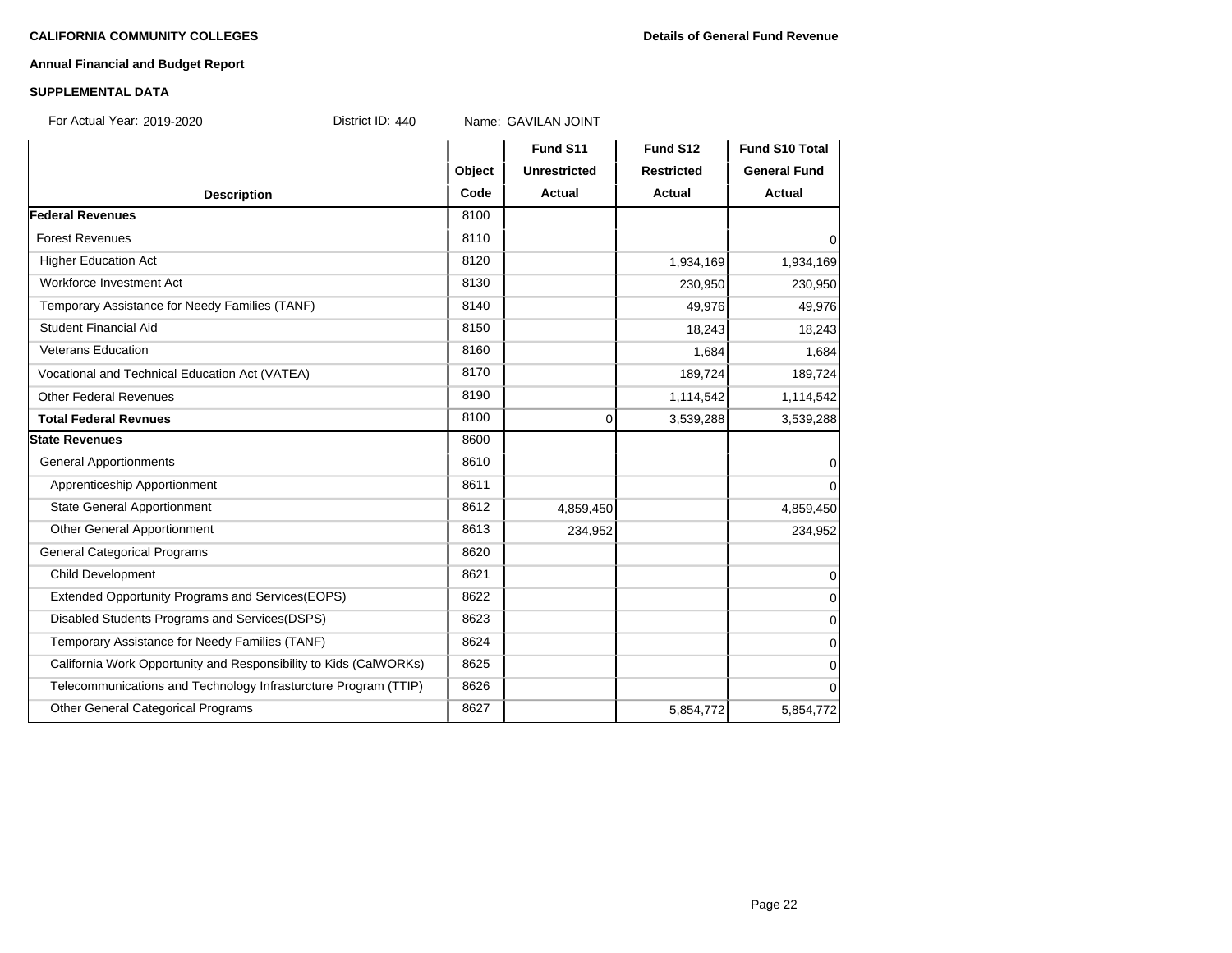**CALIFORNIA COMMUNITY COLLEGES** **Details of General Fund Revenue**

**Annual Financial and Budget Report**

**SUPPLEMENTAL DATA**

For Actual Year: 2019-2020 District ID: 440 Name: GAVILAN JOINT

| Description | Object Code | Fund S11 Unrestricted Actual | Fund S12 Restricted Actual | Fund S10 Total General Fund Actual |
|---|---|---|---|---|
| **Federal Revenues** | 8100 | | | |
| Forest Revenues | 8110 | | | 0 |
| Higher Education Act | 8120 | | 1,934,169 | 1,934,169 |
| Workforce Investment Act | 8130 | | 230,950 | 230,950 |
| Temporary Assistance for Needy Families (TANF) | 8140 | | 49,976 | 49,976 |
| Student Financial Aid | 8150 | | 18,243 | 18,243 |
| Veterans Education | 8160 | | 1,684 | 1,684 |
| Vocational and Technical Education Act (VATEA) | 8170 | | 189,724 | 189,724 |
| Other Federal Revenues | 8190 | | 1,114,542 | 1,114,542 |
| **Total Federal Revnues** | 8100 | 0 | 3,539,288 | 3,539,288 |
| **State Revenues** | 8600 | | | |
| General Apportionments | 8610 | | | 0 |
| Apprenticeship Apportionment | 8611 | | | 0 |
| State General Apportionment | 8612 | 4,859,450 | | 4,859,450 |
| Other General Apportionment | 8613 | 234,952 | | 234,952 |
| General Categorical Programs | 8620 | | | |
| Child Development | 8621 | | | 0 |
| Extended Opportunity Programs and Services(EOPS) | 8622 | | | 0 |
| Disabled Students Programs and Services(DSPS) | 8623 | | | 0 |
| Temporary Assistance for Needy Families (TANF) | 8624 | | | 0 |
| California Work Opportunity and Responsibility to Kids (CalWORKs) | 8625 | | | 0 |
| Telecommunications and Technology Infrasturcture Program (TTIP) | 8626 | | | 0 |
| Other General Categorical Programs | 8627 | | 5,854,772 | 5,854,772 |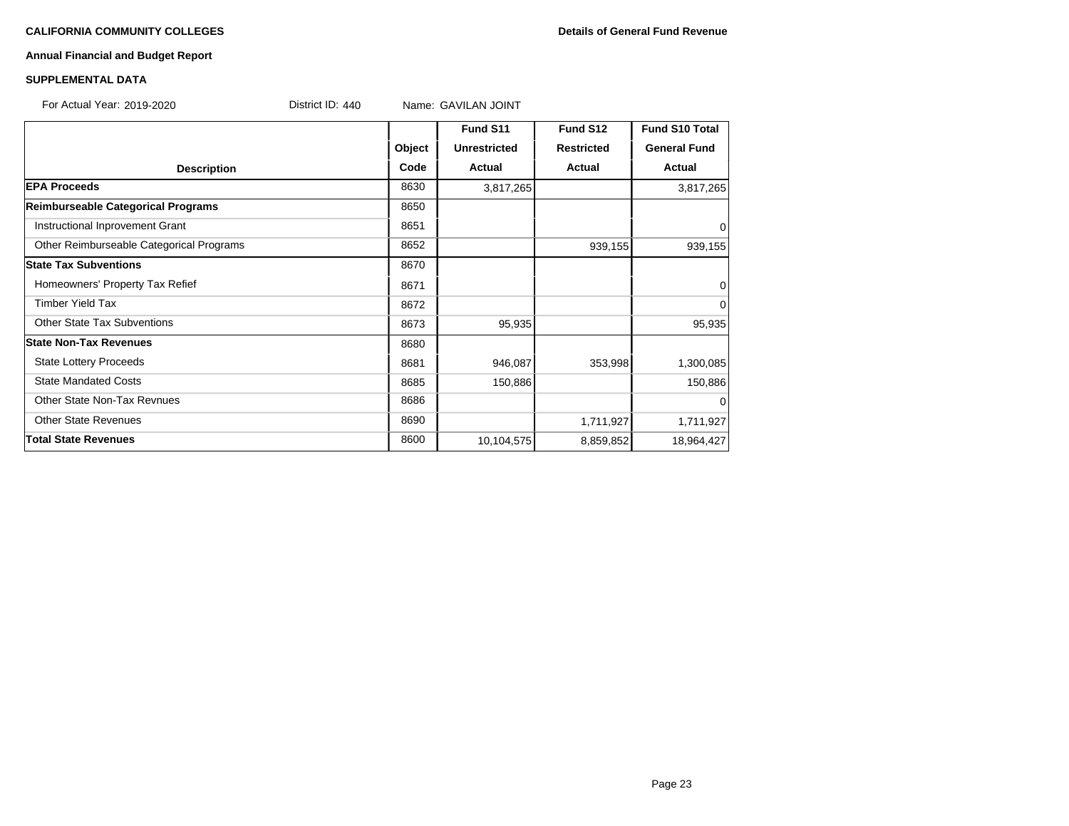**CALIFORNIA COMMUNITY COLLEGES** **Details of General Fund Revenue**

**Annual Financial and Budget Report**

**SUPPLEMENTAL DATA**

For Actual Year: 2019-2020 District ID: 440 Name: GAVILAN JOINT

| Description | Object Code | Fund S11 Unrestricted Actual | Fund S12 Restricted Actual | Fund S10 Total General Fund Actual |
|---|---|---|---|---|
| **EPA Proceeds** | 8630 | 3,817,265 | | 3,817,265 |
| **Reimburseable Categorical Programs** | 8650 | | | |
| Instructional Inprovement Grant | 8651 | | | 0 |
| Other Reimburseable Categorical Programs | 8652 | | 939,155 | 939,155 |
| **State Tax Subventions** | 8670 | | | |
| Homeowners' Property Tax Refief | 8671 | | | 0 |
| Timber Yield Tax | 8672 | | | 0 |
| Other State Tax Subventions | 8673 | 95,935 | | 95,935 |
| **State Non-Tax Revenues** | 8680 | | | |
| State Lottery Proceeds | 8681 | 946,087 | 353,998 | 1,300,085 |
| State Mandated Costs | 8685 | 150,886 | | 150,886 |
| Other State Non-Tax Revnues | 8686 | | | 0 |
| Other State Revenues | 8690 | | 1,711,927 | 1,711,927 |
| **Total State Revenues** | 8600 | 10,104,575 | 8,859,852 | 18,964,427 |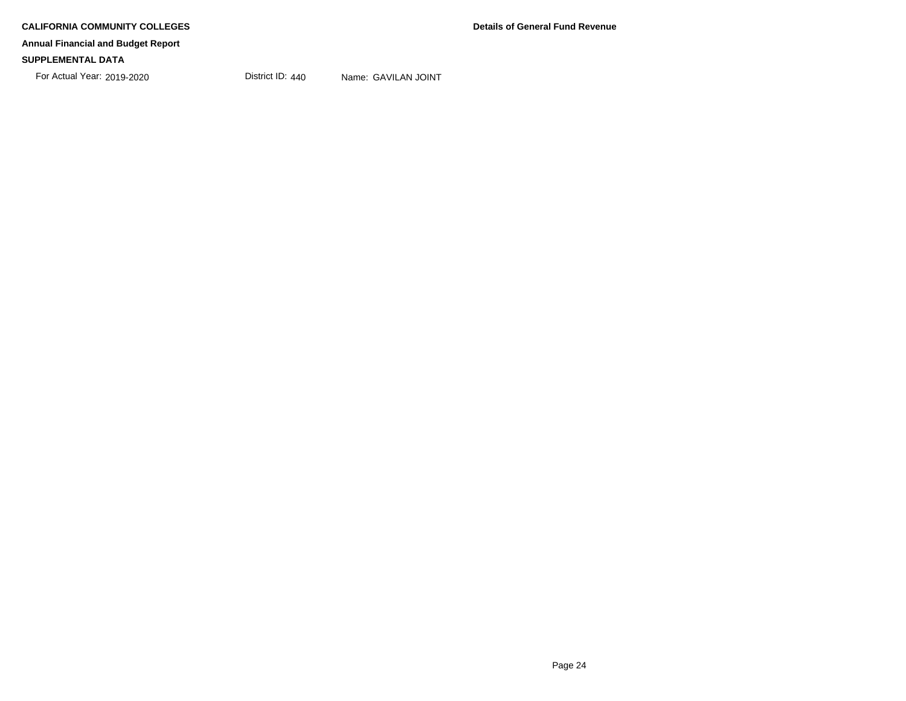**CALIFORNIA COMMUNITY COLLEGES**

**Annual Financial and Budget Report**

**SUPPLEMENTAL DATA**

**Details of General Fund Revenue**

For Actual Year: 2019-2020    District ID: 440    Name: GAVILAN JOINT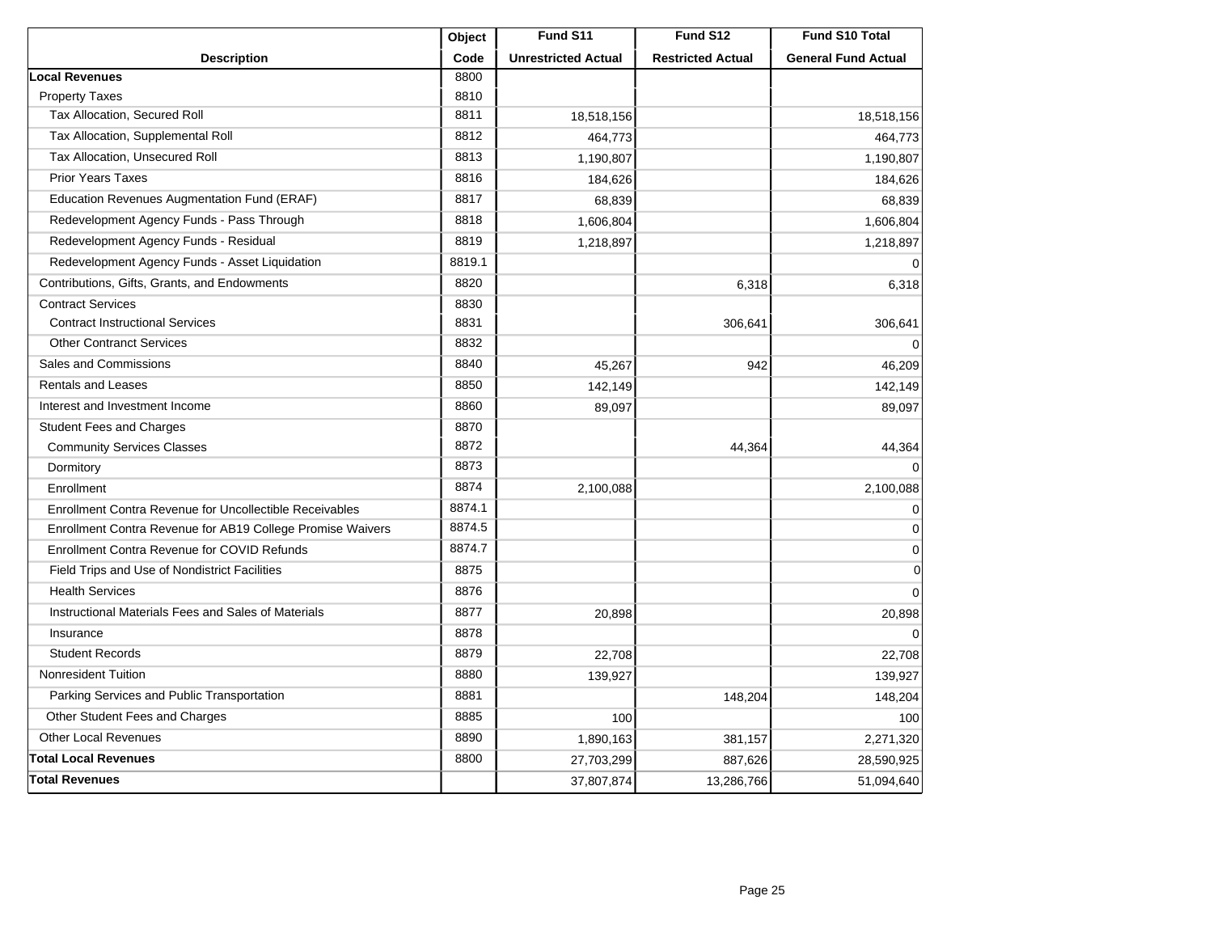| Description | Object Code | Fund S11 Unrestricted Actual | Fund S12 Restricted Actual | Fund S10 Total General Fund Actual |
|---|---|---|---|---|
| **Local Revenues** | 8800 | | | |
| Property Taxes | 8810 | | | |
| Tax Allocation, Secured Roll | 8811 | 18,518,156 | | 18,518,156 |
| Tax Allocation, Supplemental Roll | 8812 | 464,773 | | 464,773 |
| Tax Allocation, Unsecured Roll | 8813 | 1,190,807 | | 1,190,807 |
| Prior Years Taxes | 8816 | 184,626 | | 184,626 |
| Education Revenues Augmentation Fund (ERAF) | 8817 | 68,839 | | 68,839 |
| Redevelopment Agency Funds - Pass Through | 8818 | 1,606,804 | | 1,606,804 |
| Redevelopment Agency Funds - Residual | 8819 | 1,218,897 | | 1,218,897 |
| Redevelopment Agency Funds - Asset Liquidation | 8819.1 | | | 0 |
| Contributions, Gifts, Grants, and Endowments | 8820 | | 6,318 | 6,318 |
| Contract Services | 8830 | | | |
| Contract Instructional Services | 8831 | | 306,641 | 306,641 |
| Other Contranct Services | 8832 | | | 0 |
| Sales and Commissions | 8840 | 45,267 | 942 | 46,209 |
| Rentals and Leases | 8850 | 142,149 | | 142,149 |
| Interest and Investment Income | 8860 | 89,097 | | 89,097 |
| Student Fees and Charges | 8870 | | | |
| Community Services Classes | 8872 | | 44,364 | 44,364 |
| Dormitory | 8873 | | | 0 |
| Enrollment | 8874 | 2,100,088 | | 2,100,088 |
| Enrollment Contra Revenue for Uncollectible Receivables | 8874.1 | | | 0 |
| Enrollment Contra Revenue for AB19 College Promise Waivers | 8874.5 | | | 0 |
| Enrollment Contra Revenue for COVID Refunds | 8874.7 | | | 0 |
| Field Trips and Use of Nondistrict Facilities | 8875 | | | 0 |
| Health Services | 8876 | | | 0 |
| Instructional Materials Fees and Sales of Materials | 8877 | 20,898 | | 20,898 |
| Insurance | 8878 | | | 0 |
| Student Records | 8879 | 22,708 | | 22,708 |
| Nonresident Tuition | 8880 | 139,927 | | 139,927 |
| Parking Services and Public Transportation | 8881 | | 148,204 | 148,204 |
| Other Student Fees and Charges | 8885 | 100 | | 100 |
| Other Local Revenues | 8890 | 1,890,163 | 381,157 | 2,271,320 |
| **Total Local Revenues** | 8800 | 27,703,299 | 887,626 | 28,590,925 |
| **Total Revenues** | | 37,807,874 | 13,286,766 | 51,094,640 |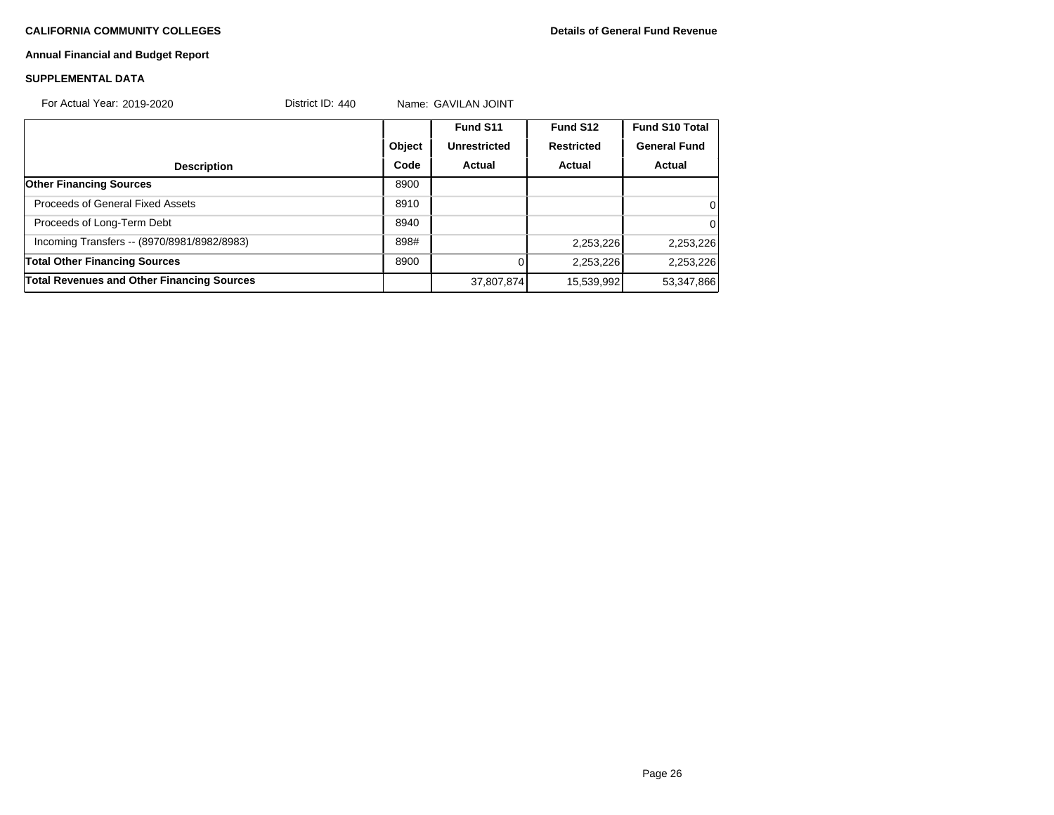**CALIFORNIA COMMUNITY COLLEGES** **Details of General Fund Revenue**

**Annual Financial and Budget Report**

**SUPPLEMENTAL DATA**

For Actual Year: 2019-2020 District ID: 440 Name: GAVILAN JOINT

| Description | Object Code | Fund S11 Unrestricted Actual | Fund S12 Restricted Actual | Fund S10 Total General Fund Actual |
|---|---|---|---|---|
| **Other Financing Sources** | 8900 | | | |
| Proceeds of General Fixed Assets | 8910 | | | 0 |
| Proceeds of Long-Term Debt | 8940 | | | 0 |
| Incoming Transfers -- (8970/8981/8982/8983) | 898# | | 2,253,226 | 2,253,226 |
| **Total Other Financing Sources** | 8900 | 0 | 2,253,226 | 2,253,226 |
| **Total Revenues and Other Financing Sources** | | 37,807,874 | 15,539,992 | 53,347,866 |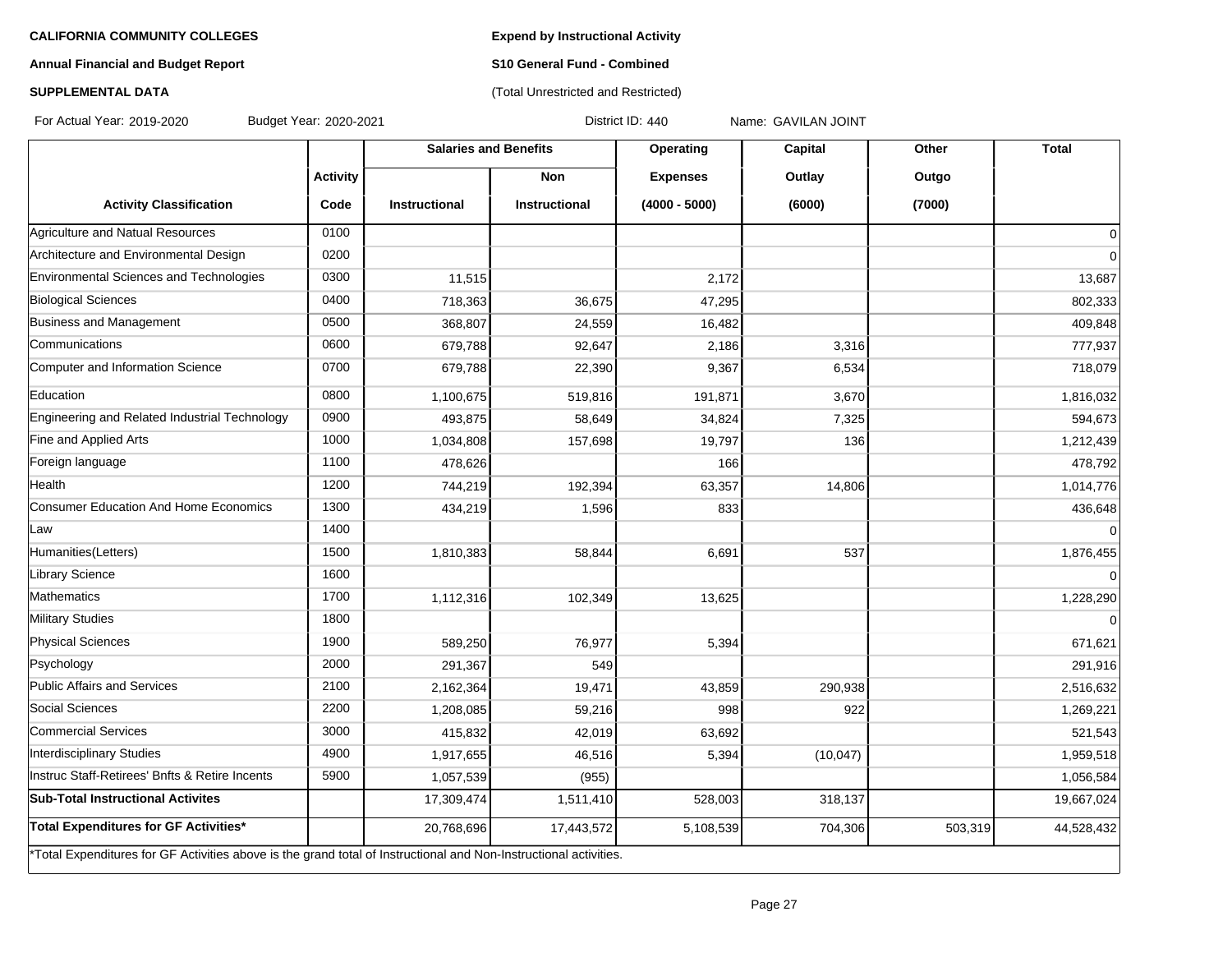**CALIFORNIA COMMUNITY COLLEGES**

**Annual Financial and Budget Report**

**SUPPLEMENTAL DATA**

**Expend by Instructional Activity**

**S10 General Fund - Combined**

(Total Unrestricted and Restricted)

For Actual Year: 2019-2020 Budget Year: 2020-2021 District ID: 440 Name: GAVILAN JOINT

| | | Salaries and Benefits | | Operating | Capital | Other | Total |
|---|---|---|---|---|---|---|---|
| | Activity | | Non | Expenses | Outlay | Outgo | |
| Activity Classification | Code | Instructional | Instructional | (4000 - 5000) | (6000) | (7000) | |
| Agriculture and Natual Resources | 0100 | | | | | | 0 |
| Architecture and Environmental Design | 0200 | | | | | | 0 |
| Environmental Sciences and Technologies | 0300 | 11,515 | | 2,172 | | | 13,687 |
| Biological Sciences | 0400 | 718,363 | 36,675 | 47,295 | | | 802,333 |
| Business and Management | 0500 | 368,807 | 24,559 | 16,482 | | | 409,848 |
| Communications | 0600 | 679,788 | 92,647 | 2,186 | 3,316 | | 777,937 |
| Computer and Information Science | 0700 | 679,788 | 22,390 | 9,367 | 6,534 | | 718,079 |
| Education | 0800 | 1,100,675 | 519,816 | 191,871 | 3,670 | | 1,816,032 |
| Engineering and Related Industrial Technology | 0900 | 493,875 | 58,649 | 34,824 | 7,325 | | 594,673 |
| Fine and Applied Arts | 1000 | 1,034,808 | 157,698 | 19,797 | 136 | | 1,212,439 |
| Foreign language | 1100 | 478,626 | | 166 | | | 478,792 |
| Health | 1200 | 744,219 | 192,394 | 63,357 | 14,806 | | 1,014,776 |
| Consumer Education And Home Economics | 1300 | 434,219 | 1,596 | 833 | | | 436,648 |
| Law | 1400 | | | | | | 0 |
| Humanities(Letters) | 1500 | 1,810,383 | 58,844 | 6,691 | 537 | | 1,876,455 |
| Library Science | 1600 | | | | | | 0 |
| Mathematics | 1700 | 1,112,316 | 102,349 | 13,625 | | | 1,228,290 |
| Military Studies | 1800 | | | | | | 0 |
| Physical Sciences | 1900 | 589,250 | 76,977 | 5,394 | | | 671,621 |
| Psychology | 2000 | 291,367 | 549 | | | | 291,916 |
| Public Affairs and Services | 2100 | 2,162,364 | 19,471 | 43,859 | 290,938 | | 2,516,632 |
| Social Sciences | 2200 | 1,208,085 | 59,216 | 998 | 922 | | 1,269,221 |
| Commercial Services | 3000 | 415,832 | 42,019 | 63,692 | | | 521,543 |
| Interdisciplinary Studies | 4900 | 1,917,655 | 46,516 | 5,394 | (10,047) | | 1,959,518 |
| Instruc Staff-Retirees' Bnfts & Retire Incents | 5900 | 1,057,539 | (955) | | | | 1,056,584 |
| **Sub-Total Instructional Activites** | | 17,309,474 | 1,511,410 | 528,003 | 318,137 | | 19,667,024 |
| **Total Expenditures for GF Activities*** | | 20,768,696 | 17,443,572 | 5,108,539 | 704,306 | 503,319 | 44,528,432 |

*Total Expenditures for GF Activities above is the grand total of Instructional and Non-Instructional activities.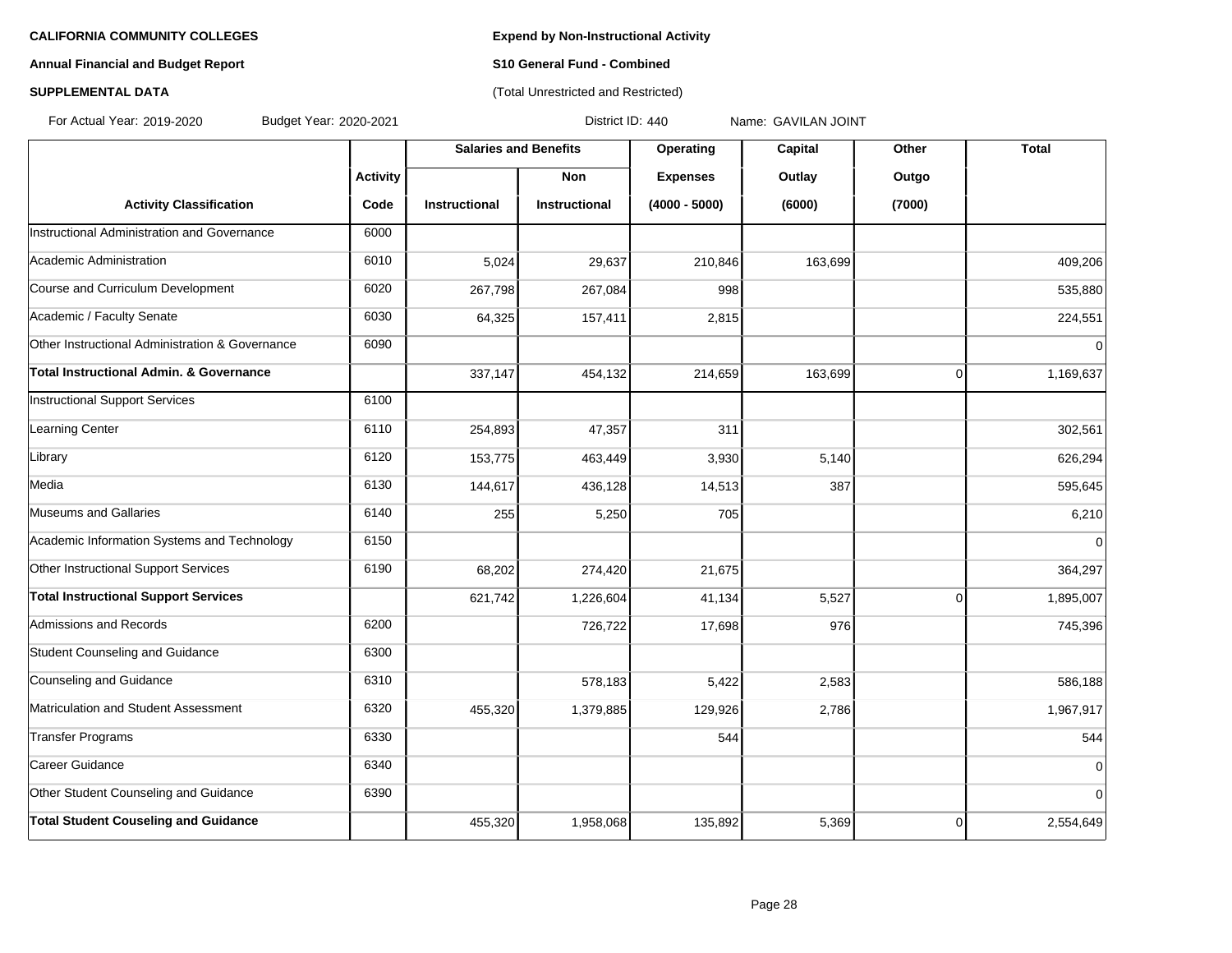**CALIFORNIA COMMUNITY COLLEGES**

**Annual Financial and Budget Report**

**SUPPLEMENTAL DATA**

**Expend by Non-Instructional Activity**

**S10 General Fund - Combined**

(Total Unrestricted and Restricted)

For Actual Year: 2019-2020 Budget Year: 2020-2021 District ID: 440 Name: GAVILAN JOINT

| Activity Classification | Activity Code | Salaries and Benefits: Instructional | Salaries and Benefits: Non Instructional | Operating Expenses (4000 - 5000) | Capital Outlay (6000) | Other Outgo (7000) | Total |
|---|---|---|---|---|---|---|---|
| Instructional Administration and Governance | 6000 | | | | | | |
| Academic Administration | 6010 | 5,024 | 29,637 | 210,846 | 163,699 | | 409,206 |
| Course and Curriculum Development | 6020 | 267,798 | 267,084 | 998 | | | 535,880 |
| Academic / Faculty Senate | 6030 | 64,325 | 157,411 | 2,815 | | | 224,551 |
| Other Instructional Administration & Governance | 6090 | | | | | | 0 |
| **Total Instructional Admin. & Governance** | | 337,147 | 454,132 | 214,659 | 163,699 | 0 | 1,169,637 |
| Instructional Support Services | 6100 | | | | | | |
| Learning Center | 6110 | 254,893 | 47,357 | 311 | | | 302,561 |
| Library | 6120 | 153,775 | 463,449 | 3,930 | 5,140 | | 626,294 |
| Media | 6130 | 144,617 | 436,128 | 14,513 | 387 | | 595,645 |
| Museums and Gallaries | 6140 | 255 | 5,250 | 705 | | | 6,210 |
| Academic Information Systems and Technology | 6150 | | | | | | 0 |
| Other Instructional Support Services | 6190 | 68,202 | 274,420 | 21,675 | | | 364,297 |
| **Total Instructional Support Services** | | 621,742 | 1,226,604 | 41,134 | 5,527 | 0 | 1,895,007 |
| Admissions and Records | 6200 | | 726,722 | 17,698 | 976 | | 745,396 |
| Student Counseling and Guidance | 6300 | | | | | | |
| Counseling and Guidance | 6310 | | 578,183 | 5,422 | 2,583 | | 586,188 |
| Matriculation and Student Assessment | 6320 | 455,320 | 1,379,885 | 129,926 | 2,786 | | 1,967,917 |
| Transfer Programs | 6330 | | | 544 | | | 544 |
| Career Guidance | 6340 | | | | | | 0 |
| Other Student Counseling and Guidance | 6390 | | | | | | 0 |
| **Total Student Couseling and Guidance** | | 455,320 | 1,958,068 | 135,892 | 5,369 | 0 | 2,554,649 |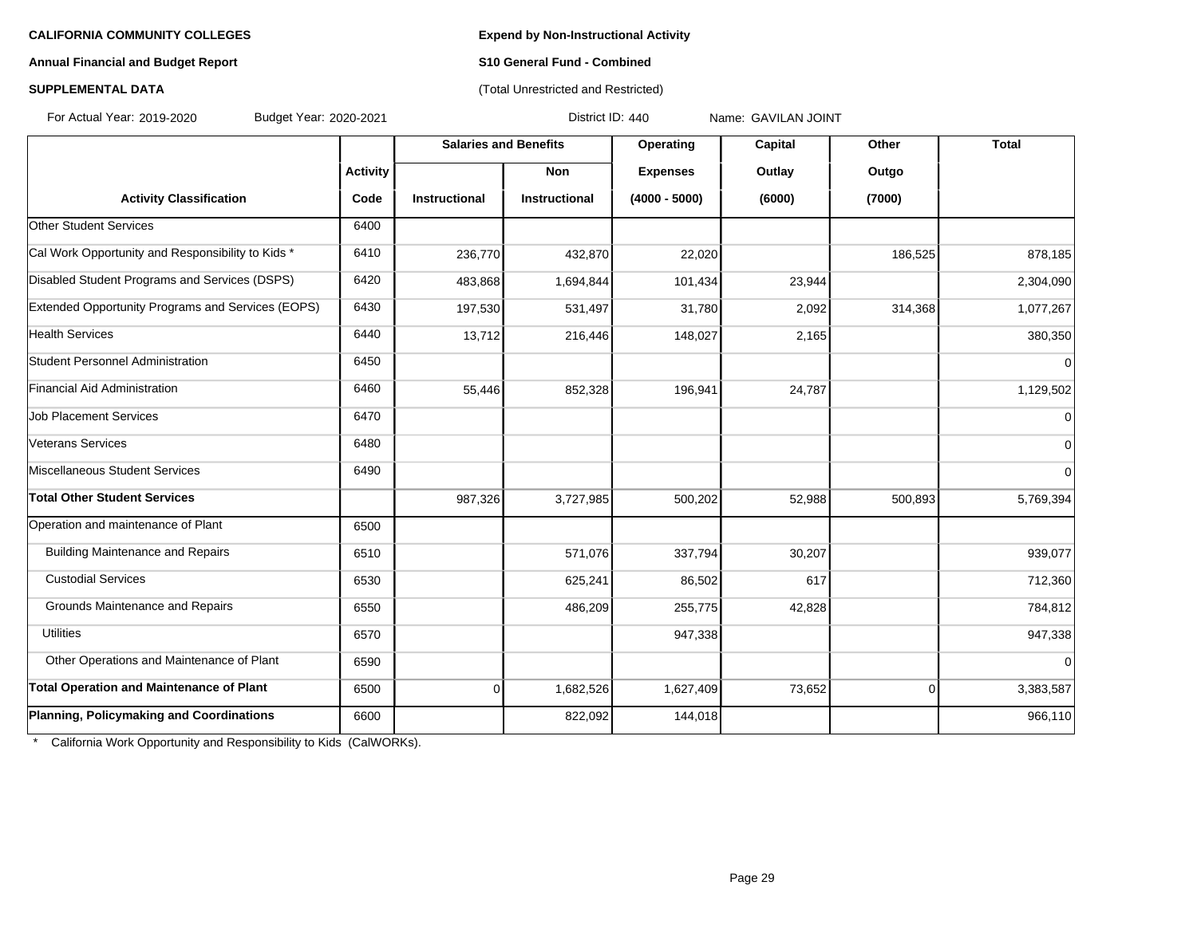**CALIFORNIA COMMUNITY COLLEGES**

**Annual Financial and Budget Report**

**SUPPLEMENTAL DATA**

**Expend by Non-Instructional Activity**

**S10 General Fund - Combined**

(Total Unrestricted and Restricted)

For Actual Year: 2019-2020 Budget Year: 2020-2021 District ID: 440 Name: GAVILAN JOINT

| | | Salaries and Benefits | | Operating | Capital | Other | Total |
|---|---|---|---|---|---|---|---|
| | Activity | | Non | Expenses | Outlay | Outgo | |
| Activity Classification | Code | Instructional | Instructional | (4000 - 5000) | (6000) | (7000) | |
| Other Student Services | 6400 | | | | | | |
| Cal Work Opportunity and Responsibility to Kids * | 6410 | 236,770 | 432,870 | 22,020 | | 186,525 | 878,185 |
| Disabled Student Programs and Services (DSPS) | 6420 | 483,868 | 1,694,844 | 101,434 | 23,944 | | 2,304,090 |
| Extended Opportunity Programs and Services (EOPS) | 6430 | 197,530 | 531,497 | 31,780 | 2,092 | 314,368 | 1,077,267 |
| Health Services | 6440 | 13,712 | 216,446 | 148,027 | 2,165 | | 380,350 |
| Student Personnel Administration | 6450 | | | | | | 0 |
| Financial Aid Administration | 6460 | 55,446 | 852,328 | 196,941 | 24,787 | | 1,129,502 |
| Job Placement Services | 6470 | | | | | | 0 |
| Veterans Services | 6480 | | | | | | 0 |
| Miscellaneous Student Services | 6490 | | | | | | 0 |
| **Total Other Student Services** | | 987,326 | 3,727,985 | 500,202 | 52,988 | 500,893 | 5,769,394 |
| Operation and maintenance of Plant | 6500 | | | | | | |
| Building Maintenance and Repairs | 6510 | | 571,076 | 337,794 | 30,207 | | 939,077 |
| Custodial Services | 6530 | | 625,241 | 86,502 | 617 | | 712,360 |
| Grounds Maintenance and Repairs | 6550 | | 486,209 | 255,775 | 42,828 | | 784,812 |
| Utilities | 6570 | | | 947,338 | | | 947,338 |
| Other Operations and Maintenance of Plant | 6590 | | | | | | 0 |
| **Total Operation and Maintenance of Plant** | 6500 | 0 | 1,682,526 | 1,627,409 | 73,652 | 0 | 3,383,587 |
| **Planning, Policymaking and Coordinations** | 6600 | | 822,092 | 144,018 | | | 966,110 |

* California Work Opportunity and Responsibility to Kids (CalWORKs).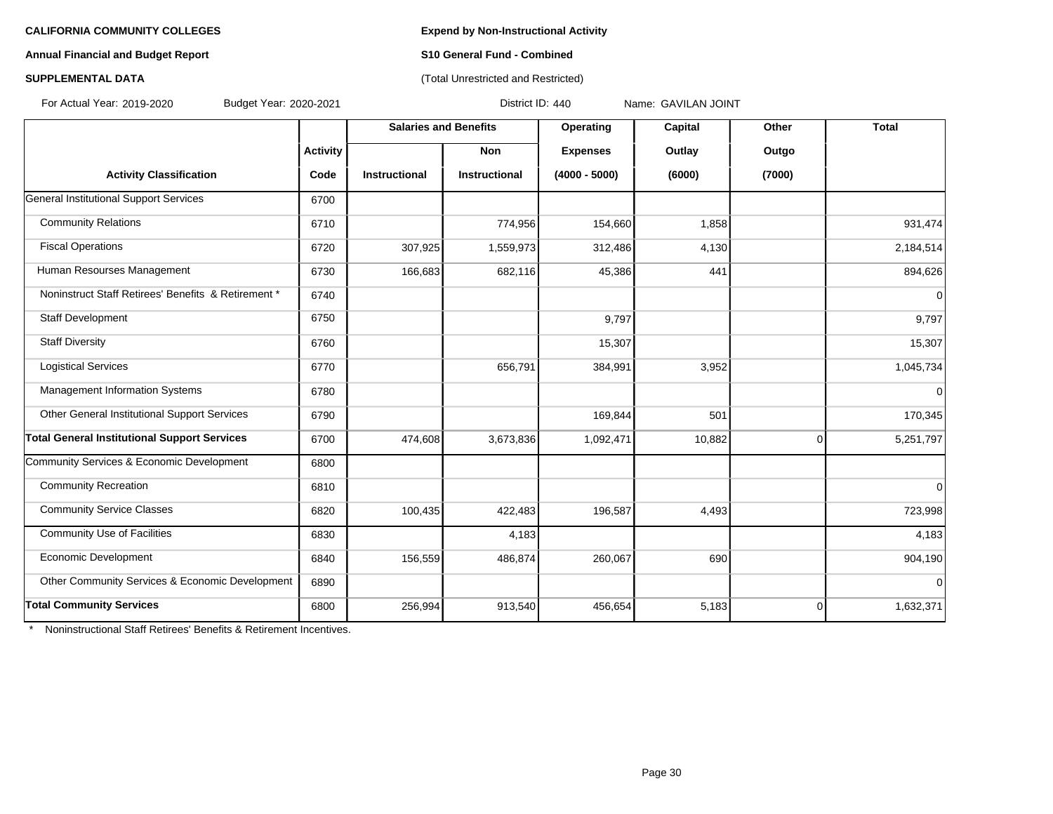**CALIFORNIA COMMUNITY COLLEGES**

**Annual Financial and Budget Report**

**SUPPLEMENTAL DATA**

**Expend by Non-Instructional Activity**

**S10 General Fund - Combined**

(Total Unrestricted and Restricted)

For Actual Year: 2019-2020 Budget Year: 2020-2021 District ID: 440 Name: GAVILAN JOINT

| | | Salaries and Benefits | | Operating | Capital | Other | Total |
|---|---|---|---|---|---|---|---|
| | Activity | | Non | Expenses | Outlay | Outgo | |
| Activity Classification | Code | Instructional | Instructional | (4000 - 5000) | (6000) | (7000) | |
| General Institutional Support Services | 6700 | | | | | | |
| Community Relations | 6710 | | 774,956 | 154,660 | 1,858 | | 931,474 |
| Fiscal Operations | 6720 | 307,925 | 1,559,973 | 312,486 | 4,130 | | 2,184,514 |
| Human Resourses Management | 6730 | 166,683 | 682,116 | 45,386 | 441 | | 894,626 |
| Noninstruct Staff Retirees' Benefits & Retirement * | 6740 | | | | | | 0 |
| Staff Development | 6750 | | | 9,797 | | | 9,797 |
| Staff Diversity | 6760 | | | 15,307 | | | 15,307 |
| Logistical Services | 6770 | | 656,791 | 384,991 | 3,952 | | 1,045,734 |
| Management Information Systems | 6780 | | | | | | 0 |
| Other General Institutional Support Services | 6790 | | | 169,844 | 501 | | 170,345 |
| **Total General Institutional Support Services** | 6700 | 474,608 | 3,673,836 | 1,092,471 | 10,882 | 0 | 5,251,797 |
| Community Services & Economic Development | 6800 | | | | | | |
| Community Recreation | 6810 | | | | | | 0 |
| Community Service Classes | 6820 | 100,435 | 422,483 | 196,587 | 4,493 | | 723,998 |
| Community Use of Facilities | 6830 | | 4,183 | | | | 4,183 |
| Economic Development | 6840 | 156,559 | 486,874 | 260,067 | 690 | | 904,190 |
| Other Community Services & Economic Development | 6890 | | | | | | 0 |
| **Total Community Services** | 6800 | 256,994 | 913,540 | 456,654 | 5,183 | 0 | 1,632,371 |

* Noninstructional Staff Retirees' Benefits & Retirement Incentives.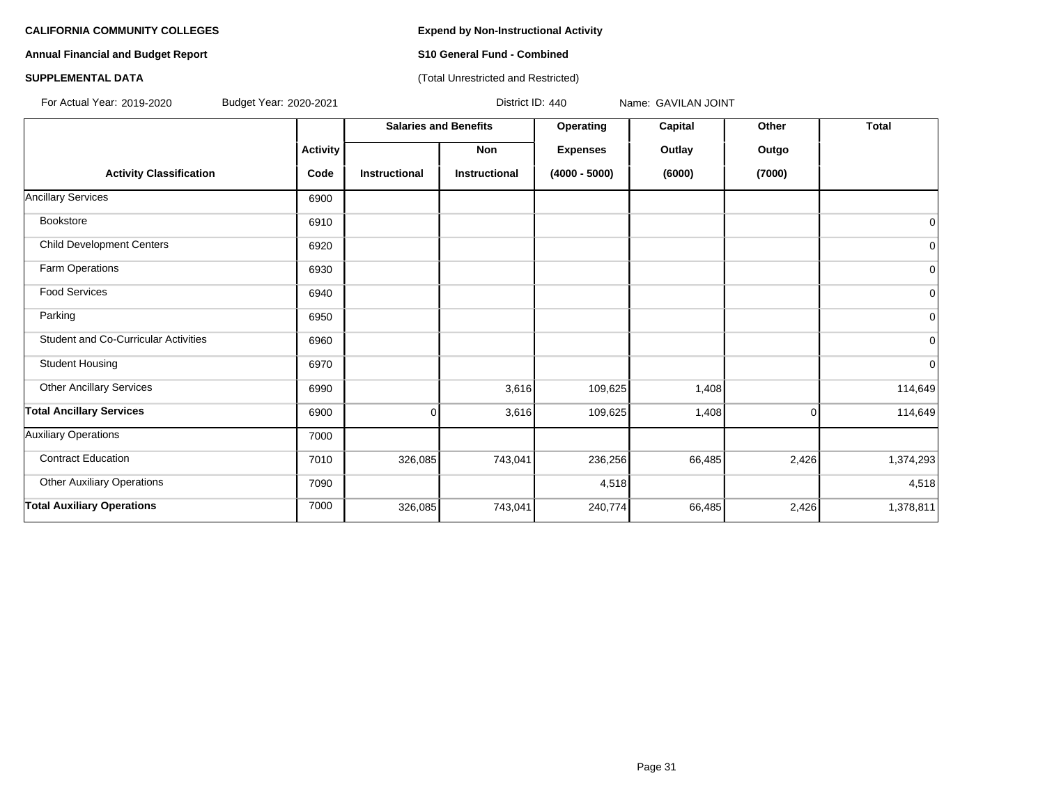**CALIFORNIA COMMUNITY COLLEGES**

**Annual Financial and Budget Report**

**SUPPLEMENTAL DATA**

**Expend by Non-Instructional Activity**

**S10 General Fund - Combined**

(Total Unrestricted and Restricted)

For Actual Year: 2019-2020 Budget Year: 2020-2021 District ID: 440 Name: GAVILAN JOINT

| | | Salaries and Benefits | | Operating | Capital | Other | Total |
|---|---|---|---|---|---|---|---|
| | Activity | | Non | Expenses | Outlay | Outgo | |
| Activity Classification | Code | Instructional | Instructional | (4000 - 5000) | (6000) | (7000) | |
| Ancillary Services | 6900 | | | | | | |
| Bookstore | 6910 | | | | | | 0 |
| Child Development Centers | 6920 | | | | | | 0 |
| Farm Operations | 6930 | | | | | | 0 |
| Food Services | 6940 | | | | | | 0 |
| Parking | 6950 | | | | | | 0 |
| Student and Co-Curricular Activities | 6960 | | | | | | 0 |
| Student Housing | 6970 | | | | | | 0 |
| Other Ancillary Services | 6990 | | 3,616 | 109,625 | 1,408 | | 114,649 |
| **Total Ancillary Services** | 6900 | 0 | 3,616 | 109,625 | 1,408 | 0 | 114,649 |
| Auxiliary Operations | 7000 | | | | | | |
| Contract Education | 7010 | 326,085 | 743,041 | 236,256 | 66,485 | 2,426 | 1,374,293 |
| Other Auxiliary Operations | 7090 | | | 4,518 | | | 4,518 |
| **Total Auxiliary Operations** | 7000 | 326,085 | 743,041 | 240,774 | 66,485 | 2,426 | 1,378,811 |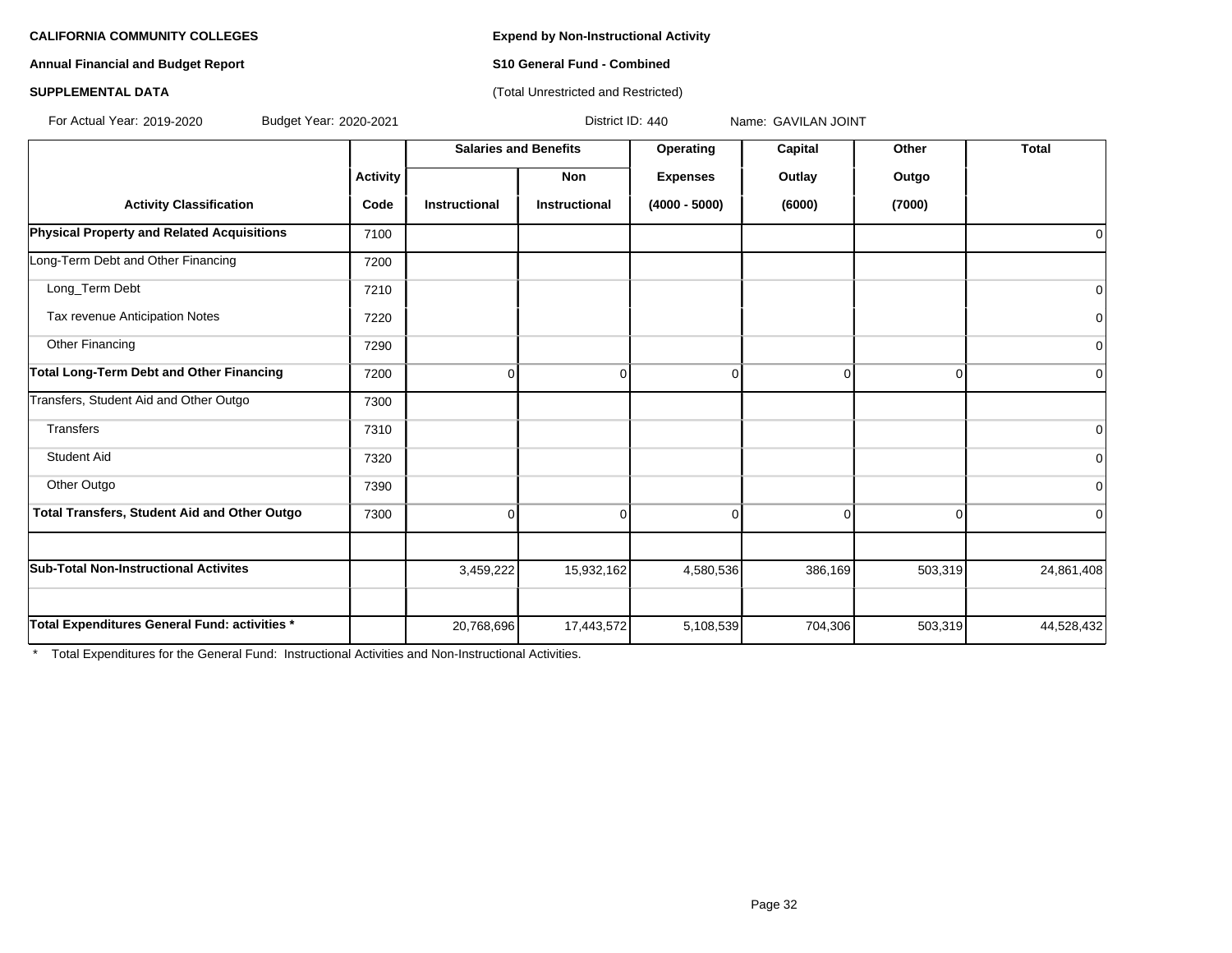**CALIFORNIA COMMUNITY COLLEGES**

**Annual Financial and Budget Report**

**SUPPLEMENTAL DATA**

**Expend by Non-Instructional Activity**

**S10 General Fund - Combined**

(Total Unrestricted and Restricted)

For Actual Year: 2019-2020 Budget Year: 2020-2021 District ID: 440 Name: GAVILAN JOINT

| | | Salaries and Benefits | | Operating | Capital | Other | Total |
|---|---|---|---|---|---|---|---|
| | Activity | | Non | Expenses | Outlay | Outgo | |
| Activity Classification | Code | Instructional | Instructional | (4000 - 5000) | (6000) | (7000) | |
| **Physical Property and Related Acquisitions** | 7100 | | | | | | 0 |
| Long-Term Debt and Other Financing | 7200 | | | | | | |
| Long_Term Debt | 7210 | | | | | | 0 |
| Tax revenue Anticipation Notes | 7220 | | | | | | 0 |
| Other Financing | 7290 | | | | | | 0 |
| **Total Long-Term Debt and Other Financing** | 7200 | 0 | 0 | 0 | 0 | 0 | 0 |
| Transfers, Student Aid and Other Outgo | 7300 | | | | | | |
| Transfers | 7310 | | | | | | 0 |
| Student Aid | 7320 | | | | | | 0 |
| Other Outgo | 7390 | | | | | | 0 |
| **Total Transfers, Student Aid and Other Outgo** | 7300 | 0 | 0 | 0 | 0 | 0 | 0 |
| | | | | | | | |
| **Sub-Total Non-Instructional Activites** | | 3,459,222 | 15,932,162 | 4,580,536 | 386,169 | 503,319 | 24,861,408 |
| | | | | | | | |
| **Total Expenditures General Fund: activities *** | | 20,768,696 | 17,443,572 | 5,108,539 | 704,306 | 503,319 | 44,528,432 |

* Total Expenditures for the General Fund: Instructional Activities and Non-Instructional Activities.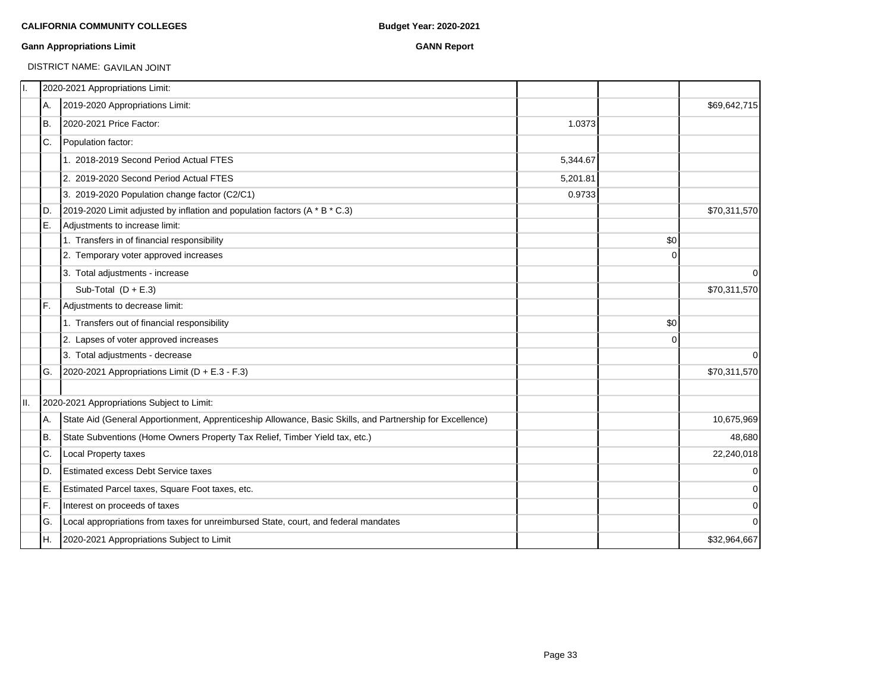**CALIFORNIA COMMUNITY COLLEGES** **Budget Year: 2020-2021**

**Gann Appropriations Limit** **GANN Report**

DISTRICT NAME: GAVILAN JOINT

| | | | | | |
|---|---|---|---|---|---|
| I. | | 2020-2021 Appropriations Limit: | | | |
| | A. | 2019-2020 Appropriations Limit: | | | $69,642,715 |
| | B. | 2020-2021 Price Factor: | 1.0373 | | |
| | C. | Population factor: | | | |
| | | 1. 2018-2019 Second Period Actual FTES | 5,344.67 | | |
| | | 2. 2019-2020 Second Period Actual FTES | 5,201.81 | | |
| | | 3. 2019-2020 Population change factor (C2/C1) | 0.9733 | | |
| | D. | 2019-2020 Limit adjusted by inflation and population factors (A * B * C.3) | | | $70,311,570 |
| | E. | Adjustments to increase limit: | | | |
| | | 1. Transfers in of financial responsibility | | $0 | |
| | | 2. Temporary voter approved increases | | 0 | |
| | | 3. Total adjustments - increase | | | 0 |
| | | Sub-Total (D + E.3) | | | $70,311,570 |
| | F. | Adjustments to decrease limit: | | | |
| | | 1. Transfers out of financial responsibility | | $0 | |
| | | 2. Lapses of voter approved increases | | 0 | |
| | | 3. Total adjustments - decrease | | | 0 |
| | G. | 2020-2021 Appropriations Limit (D + E.3 - F.3) | | | $70,311,570 |
| | | | | | |
| II. | | 2020-2021 Appropriations Subject to Limit: | | | |
| | A. | State Aid (General Apportionment, Apprenticeship Allowance, Basic Skills, and Partnership for Excellence) | | | 10,675,969 |
| | B. | State Subventions (Home Owners Property Tax Relief, Timber Yield tax, etc.) | | | 48,680 |
| | C. | Local Property taxes | | | 22,240,018 |
| | D. | Estimated excess Debt Service taxes | | | 0 |
| | E. | Estimated Parcel taxes, Square Foot taxes, etc. | | | 0 |
| | F. | Interest on proceeds of taxes | | | 0 |
| | G. | Local appropriations from taxes for unreimbursed State, court, and federal mandates | | | 0 |
| | H. | 2020-2021 Appropriations Subject to Limit | | | $32,964,667 |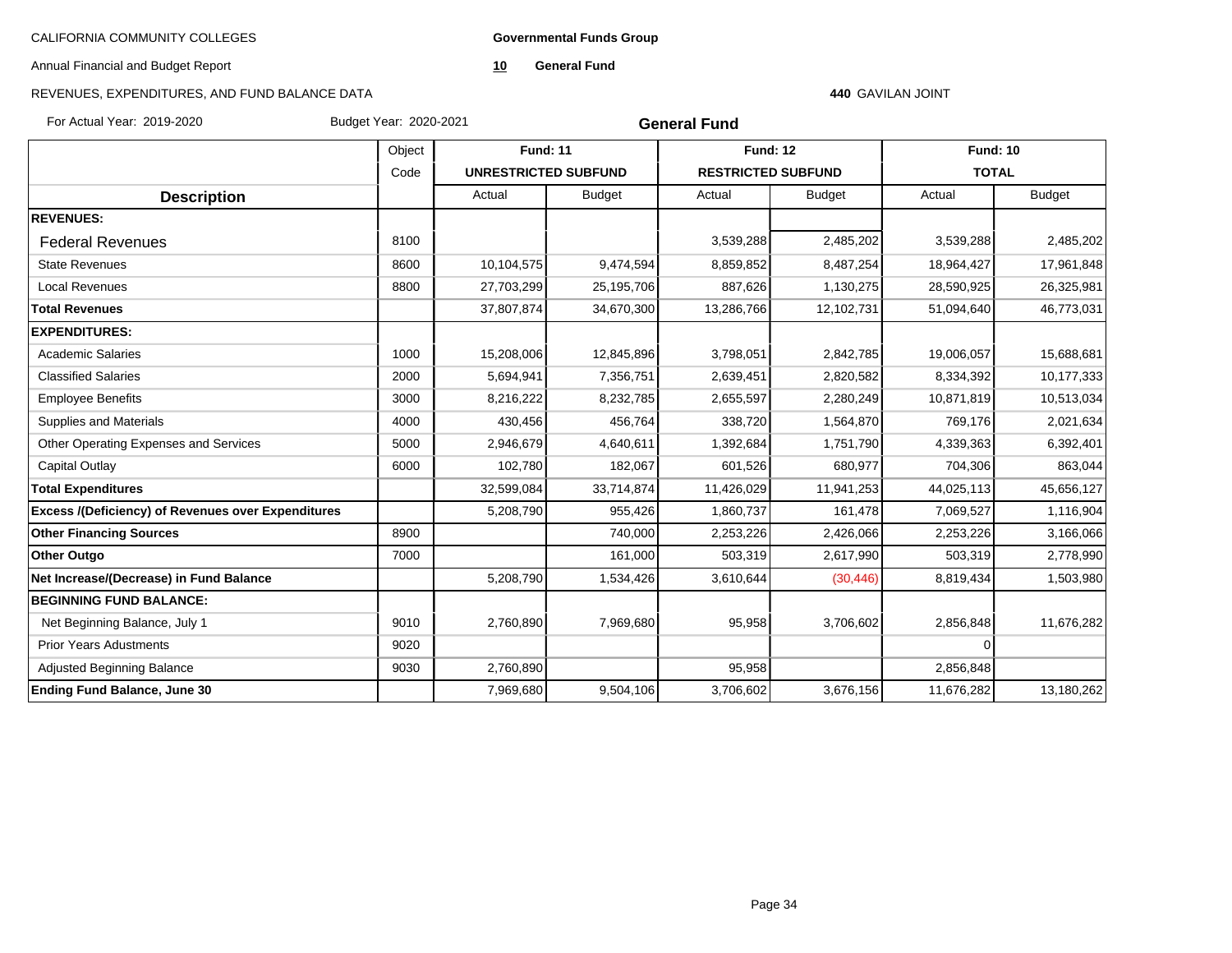CALIFORNIA COMMUNITY COLLEGES

Annual Financial and Budget Report

REVENUES, EXPENDITURES, AND FUND BALANCE DATA

**Governmental Funds Group**

**10 General Fund**

**440** GAVILAN JOINT

For Actual Year: 2019-2020 Budget Year: 2020-2021

## General Fund

| Description | Object Code | Fund: 11 UNRESTRICTED SUBFUND | | Fund: 12 RESTRICTED SUBFUND | | Fund: 10 TOTAL | |
|---|---|---|---|---|---|---|---|
| | | Actual | Budget | Actual | Budget | Actual | Budget |
| **REVENUES:** | | | | | | | |
| Federal Revenues | 8100 | | | 3,539,288 | 2,485,202 | 3,539,288 | 2,485,202 |
| State Revenues | 8600 | 10,104,575 | 9,474,594 | 8,859,852 | 8,487,254 | 18,964,427 | 17,961,848 |
| Local Revenues | 8800 | 27,703,299 | 25,195,706 | 887,626 | 1,130,275 | 28,590,925 | 26,325,981 |
| **Total Revenues** | | 37,807,874 | 34,670,300 | 13,286,766 | 12,102,731 | 51,094,640 | 46,773,031 |
| **EXPENDITURES:** | | | | | | | |
| Academic Salaries | 1000 | 15,208,006 | 12,845,896 | 3,798,051 | 2,842,785 | 19,006,057 | 15,688,681 |
| Classified Salaries | 2000 | 5,694,941 | 7,356,751 | 2,639,451 | 2,820,582 | 8,334,392 | 10,177,333 |
| Employee Benefits | 3000 | 8,216,222 | 8,232,785 | 2,655,597 | 2,280,249 | 10,871,819 | 10,513,034 |
| Supplies and Materials | 4000 | 430,456 | 456,764 | 338,720 | 1,564,870 | 769,176 | 2,021,634 |
| Other Operating Expenses and Services | 5000 | 2,946,679 | 4,640,611 | 1,392,684 | 1,751,790 | 4,339,363 | 6,392,401 |
| Capital Outlay | 6000 | 102,780 | 182,067 | 601,526 | 680,977 | 704,306 | 863,044 |
| **Total Expenditures** | | 32,599,084 | 33,714,874 | 11,426,029 | 11,941,253 | 44,025,113 | 45,656,127 |
| **Excess /(Deficiency) of Revenues over Expenditures** | | 5,208,790 | 955,426 | 1,860,737 | 161,478 | 7,069,527 | 1,116,904 |
| **Other Financing Sources** | 8900 | | 740,000 | 2,253,226 | 2,426,066 | 2,253,226 | 3,166,066 |
| **Other Outgo** | 7000 | | 161,000 | 503,319 | 2,617,990 | 503,319 | 2,778,990 |
| **Net Increase/(Decrease) in Fund Balance** | | 5,208,790 | 1,534,426 | 3,610,644 | (30,446) | 8,819,434 | 1,503,980 |
| **BEGINNING FUND BALANCE:** | | | | | | | |
| Net Beginning Balance, July 1 | 9010 | 2,760,890 | 7,969,680 | 95,958 | 3,706,602 | 2,856,848 | 11,676,282 |
| Prior Years Adustments | 9020 | | | | | 0 | |
| Adjusted Beginning Balance | 9030 | 2,760,890 | | 95,958 | | 2,856,848 | |
| **Ending Fund Balance, June 30** | | 7,969,680 | 9,504,106 | 3,706,602 | 3,676,156 | 11,676,282 | 13,180,262 |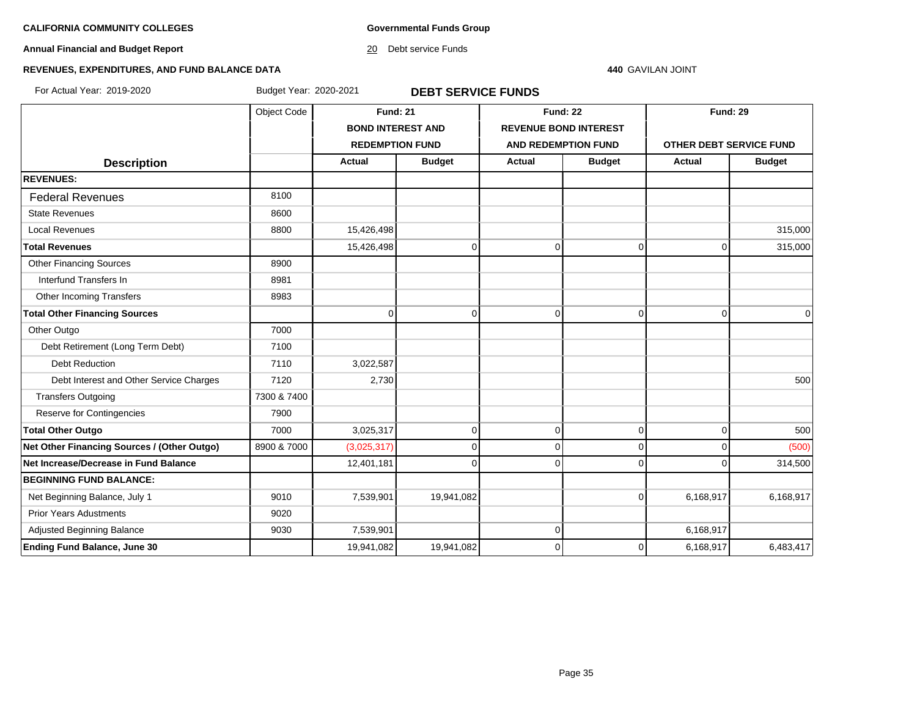**CALIFORNIA COMMUNITY COLLEGES**

**Annual Financial and Budget Report**

**REVENUES, EXPENDITURES, AND FUND BALANCE DATA**

For Actual Year: 2019-2020 Budget Year: 2020-2021

**Governmental Funds Group**

20 Debt service Funds

**440** GAVILAN JOINT

## DEBT SERVICE FUNDS

| Description | Object Code | Fund: 21 BOND INTEREST AND REDEMPTION FUND | | Fund: 22 REVENUE BOND INTEREST AND REDEMPTION FUND | | Fund: 29 OTHER DEBT SERVICE FUND | |
|---|---|---|---|---|---|---|---|
| | | **Actual** | **Budget** | **Actual** | **Budget** | **Actual** | **Budget** |
| **REVENUES:** | | | | | | | |
| Federal Revenues | 8100 | | | | | | |
| State Revenues | 8600 | | | | | | |
| Local Revenues | 8800 | 15,426,498 | | | | | 315,000 |
| **Total Revenues** | | 15,426,498 | 0 | 0 | 0 | 0 | 315,000 |
| Other Financing Sources | 8900 | | | | | | |
| Interfund Transfers In | 8981 | | | | | | |
| Other Incoming Transfers | 8983 | | | | | | |
| **Total Other Financing Sources** | | 0 | 0 | 0 | 0 | 0 | 0 |
| Other Outgo | 7000 | | | | | | |
| Debt Retirement (Long Term Debt) | 7100 | | | | | | |
| Debt Reduction | 7110 | 3,022,587 | | | | | |
| Debt Interest and Other Service Charges | 7120 | 2,730 | | | | | 500 |
| Transfers Outgoing | 7300 & 7400 | | | | | | |
| Reserve for Contingencies | 7900 | | | | | | |
| **Total Other Outgo** | 7000 | 3,025,317 | 0 | 0 | 0 | 0 | 500 |
| **Net Other Financing Sources / (Other Outgo)** | 8900 & 7000 | (3,025,317) | 0 | 0 | 0 | 0 | (500) |
| **Net Increase/Decrease in Fund Balance** | | 12,401,181 | 0 | 0 | 0 | 0 | 314,500 |
| **BEGINNING FUND BALANCE:** | | | | | | | |
| Net Beginning Balance, July 1 | 9010 | 7,539,901 | 19,941,082 | | 0 | 6,168,917 | 6,168,917 |
| Prior Years Adustments | 9020 | | | | | | |
| Adjusted Beginning Balance | 9030 | 7,539,901 | | 0 | | 6,168,917 | |
| **Ending Fund Balance, June 30** | | 19,941,082 | 19,941,082 | 0 | 0 | 6,168,917 | 6,483,417 |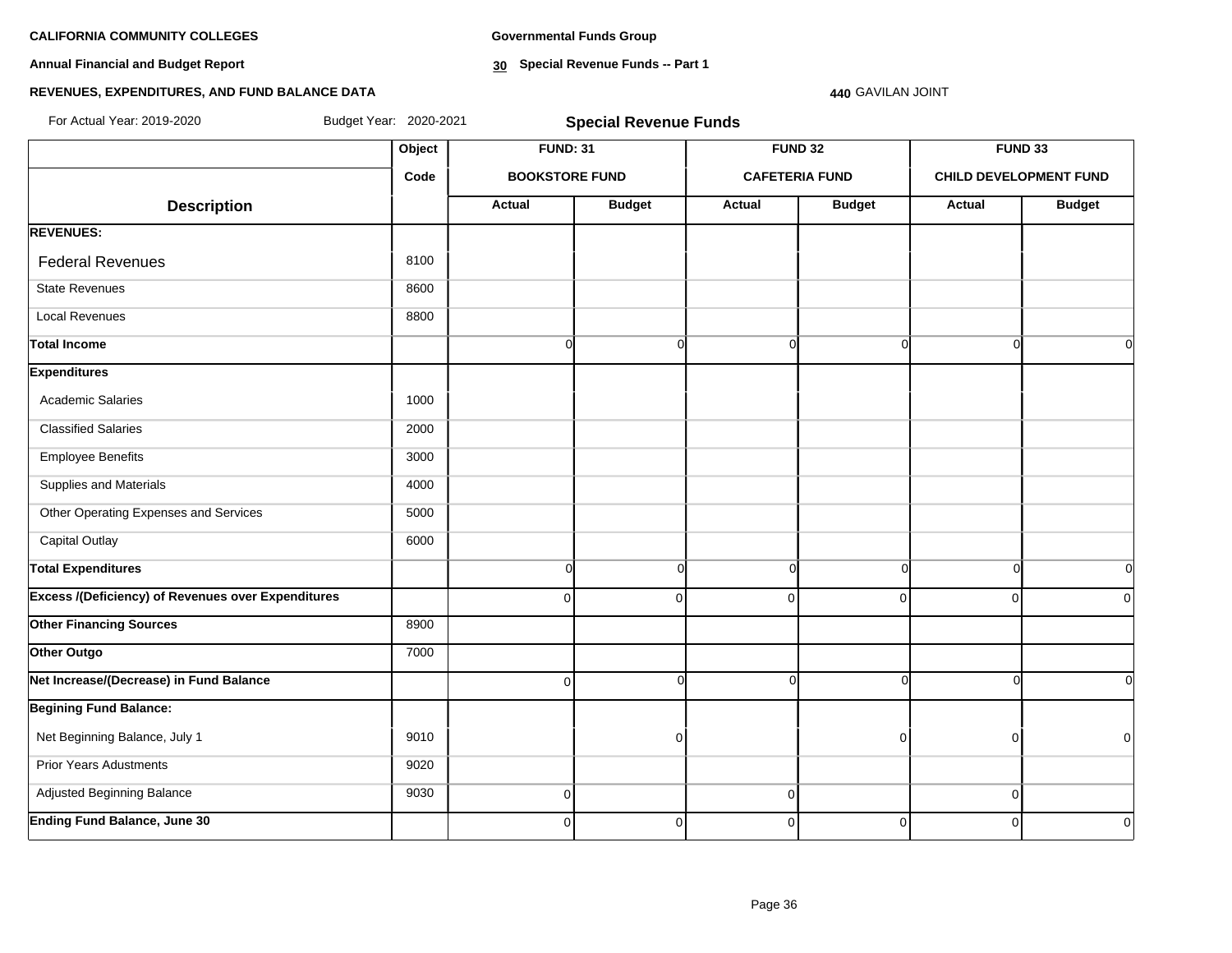**CALIFORNIA COMMUNITY COLLEGES**

**Annual Financial and Budget Report**

**REVENUES, EXPENDITURES, AND FUND BALANCE DATA**

**Governmental Funds Group**

**30 Special Revenue Funds -- Part 1**

**440** GAVILAN JOINT

For Actual Year: 2019-2020 Budget Year: 2020-2021

## Special Revenue Funds

| | Object | FUND: 31 | | FUND 32 | | FUND 33 | |
|---|---|---|---|---|---|---|---|
| | Code | BOOKSTORE FUND | | CAFETERIA FUND | | CHILD DEVELOPMENT FUND | |
| **Description** | | **Actual** | **Budget** | **Actual** | **Budget** | **Actual** | **Budget** |
| **REVENUES:** | | | | | | | |
| Federal Revenues | 8100 | | | | | | |
| State Revenues | 8600 | | | | | | |
| Local Revenues | 8800 | | | | | | |
| **Total Income** | | 0 | 0 | 0 | 0 | 0 | 0 |
| **Expenditures** | | | | | | | |
| Academic Salaries | 1000 | | | | | | |
| Classified Salaries | 2000 | | | | | | |
| Employee Benefits | 3000 | | | | | | |
| Supplies and Materials | 4000 | | | | | | |
| Other Operating Expenses and Services | 5000 | | | | | | |
| Capital Outlay | 6000 | | | | | | |
| **Total Expenditures** | | 0 | 0 | 0 | 0 | 0 | 0 |
| **Excess /(Deficiency) of Revenues over Expenditures** | | 0 | 0 | 0 | 0 | 0 | 0 |
| **Other Financing Sources** | 8900 | | | | | | |
| **Other Outgo** | 7000 | | | | | | |
| **Net Increase/(Decrease) in Fund Balance** | | 0 | 0 | 0 | 0 | 0 | 0 |
| **Begining Fund Balance:** | | | | | | | |
| Net Beginning Balance, July 1 | 9010 | | 0 | | 0 | 0 | 0 |
| Prior Years Adustments | 9020 | | | | | | |
| Adjusted Beginning Balance | 9030 | 0 | | 0 | | 0 | |
| **Ending Fund Balance, June 30** | | 0 | 0 | 0 | 0 | 0 | 0 |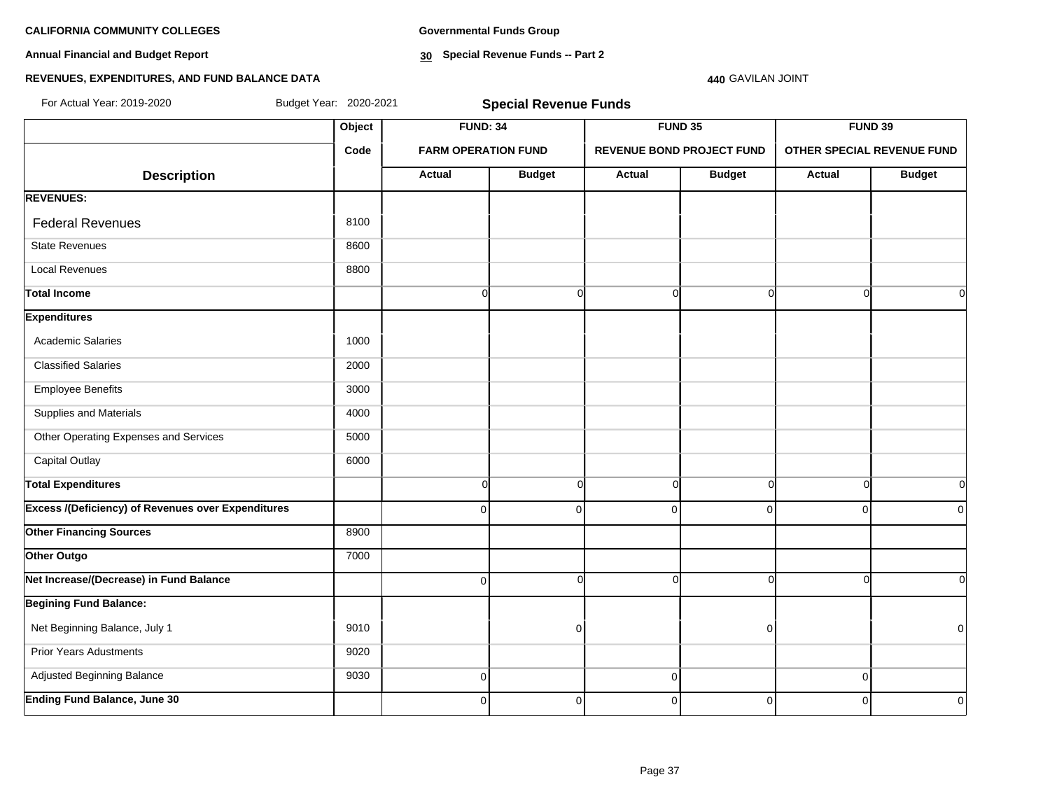**CALIFORNIA COMMUNITY COLLEGES**

**Annual Financial and Budget Report**

**REVENUES, EXPENDITURES, AND FUND BALANCE DATA**

**Governmental Funds Group**

**30 Special Revenue Funds -- Part 2**

**440** GAVILAN JOINT

For Actual Year: 2019-2020 Budget Year: 2020-2021

## Special Revenue Funds

| | Object | FUND: 34 | | FUND 35 | | FUND 39 | |
|---|---|---|---|---|---|---|---|
| | Code | FARM OPERATION FUND | | REVENUE BOND PROJECT FUND | | OTHER SPECIAL REVENUE FUND | |
| **Description** | | **Actual** | **Budget** | **Actual** | **Budget** | **Actual** | **Budget** |
| **REVENUES:** | | | | | | | |
| Federal Revenues | 8100 | | | | | | |
| State Revenues | 8600 | | | | | | |
| Local Revenues | 8800 | | | | | | |
| **Total Income** | | 0 | 0 | 0 | 0 | 0 | 0 |
| **Expenditures** | | | | | | | |
| Academic Salaries | 1000 | | | | | | |
| Classified Salaries | 2000 | | | | | | |
| Employee Benefits | 3000 | | | | | | |
| Supplies and Materials | 4000 | | | | | | |
| Other Operating Expenses and Services | 5000 | | | | | | |
| Capital Outlay | 6000 | | | | | | |
| **Total Expenditures** | | 0 | 0 | 0 | 0 | 0 | 0 |
| **Excess /(Deficiency) of Revenues over Expenditures** | | 0 | 0 | 0 | 0 | 0 | 0 |
| **Other Financing Sources** | 8900 | | | | | | |
| **Other Outgo** | 7000 | | | | | | |
| **Net Increase/(Decrease) in Fund Balance** | | 0 | 0 | 0 | 0 | 0 | 0 |
| **Begining Fund Balance:** | | | | | | | |
| Net Beginning Balance, July 1 | 9010 | | 0 | | 0 | | 0 |
| Prior Years Adustments | 9020 | | | | | | |
| Adjusted Beginning Balance | 9030 | 0 | | 0 | | 0 | |
| **Ending Fund Balance, June 30** | | 0 | 0 | 0 | 0 | 0 | 0 |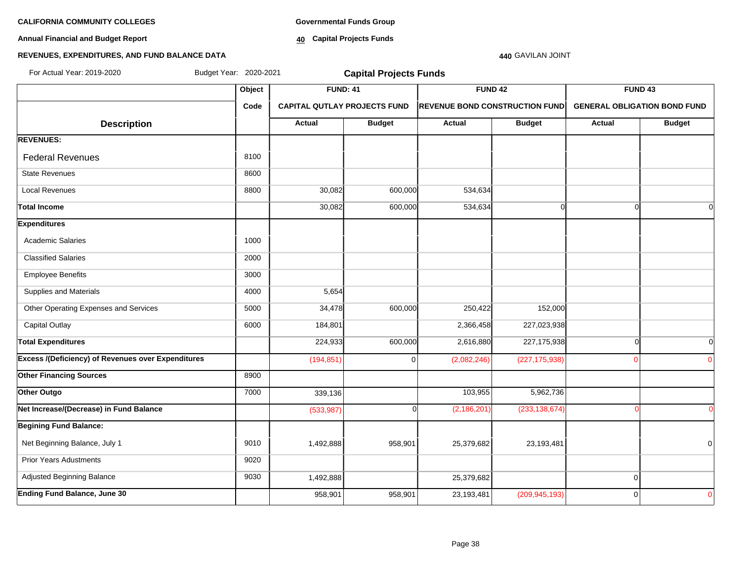**CALIFORNIA COMMUNITY COLLEGES**

**Annual Financial and Budget Report**

**REVENUES, EXPENDITURES, AND FUND BALANCE DATA**

**Governmental Funds Group**

**40 Capital Projects Funds**

**440** GAVILAN JOINT

For Actual Year: 2019-2020 Budget Year: 2020-2021

## Capital Projects Funds

| Description | Object Code | FUND: 41 CAPITAL QUTLAY PROJECTS FUND Actual | FUND: 41 Budget | FUND 42 REVENUE BOND CONSTRUCTION FUND Actual | FUND 42 Budget | FUND 43 GENERAL OBLIGATION BOND FUND Actual | FUND 43 Budget |
|---|---|---|---|---|---|---|---|
| **REVENUES:** | | | | | | | |
| Federal Revenues | 8100 | | | | | | |
| State Revenues | 8600 | | | | | | |
| Local Revenues | 8800 | 30,082 | 600,000 | 534,634 | | | |
| **Total Income** | | 30,082 | 600,000 | 534,634 | 0 | 0 | 0 |
| **Expenditures** | | | | | | | |
| Academic Salaries | 1000 | | | | | | |
| Classified Salaries | 2000 | | | | | | |
| Employee Benefits | 3000 | | | | | | |
| Supplies and Materials | 4000 | 5,654 | | | | | |
| Other Operating Expenses and Services | 5000 | 34,478 | 600,000 | 250,422 | 152,000 | | |
| Capital Outlay | 6000 | 184,801 | | 2,366,458 | 227,023,938 | | |
| **Total Expenditures** | | 224,933 | 600,000 | 2,616,880 | 227,175,938 | 0 | 0 |
| **Excess /(Deficiency) of Revenues over Expenditures** | | (194,851) | 0 | (2,082,246) | (227,175,938) | 0 | 0 |
| **Other Financing Sources** | 8900 | | | | | | |
| **Other Outgo** | 7000 | 339,136 | | 103,955 | 5,962,736 | | |
| **Net Increase/(Decrease) in Fund Balance** | | (533,987) | 0 | (2,186,201) | (233,138,674) | 0 | 0 |
| **Begining Fund Balance:** | | | | | | | |
| Net Beginning Balance, July 1 | 9010 | 1,492,888 | 958,901 | 25,379,682 | 23,193,481 | | 0 |
| Prior Years Adustments | 9020 | | | | | | |
| Adjusted Beginning Balance | 9030 | 1,492,888 | | 25,379,682 | | 0 | |
| **Ending Fund Balance, June 30** | | 958,901 | 958,901 | 23,193,481 | (209,945,193) | 0 | 0 |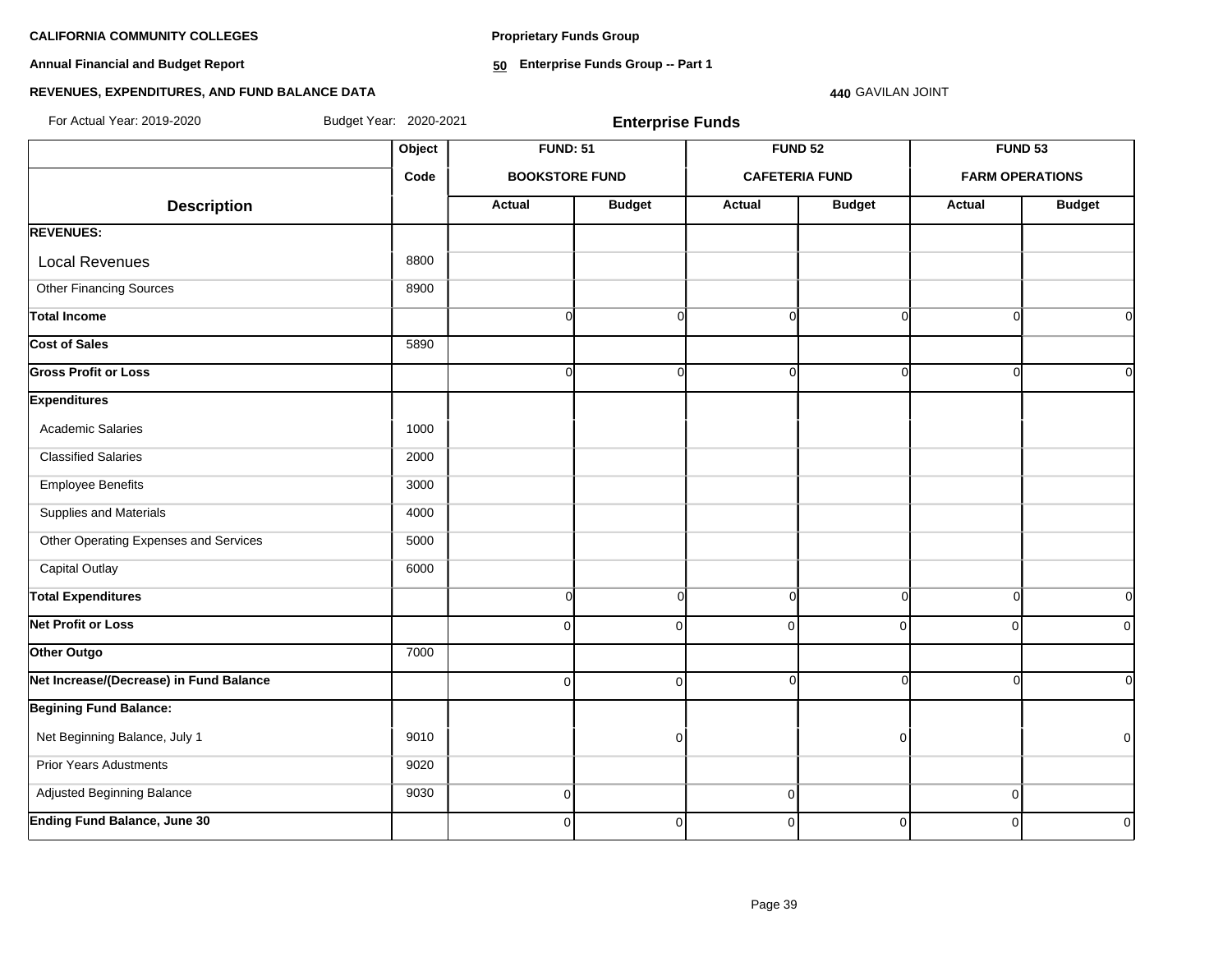**CALIFORNIA COMMUNITY COLLEGES**

**Annual Financial and Budget Report**

**REVENUES, EXPENDITURES, AND FUND BALANCE DATA**

**Proprietary Funds Group**

**50 Enterprise Funds Group -- Part 1**

**440** GAVILAN JOINT

For Actual Year: 2019-2020 Budget Year: 2020-2021

**Enterprise Funds**

| Description | Object Code | FUND: 51 BOOKSTORE FUND Actual | FUND: 51 BOOKSTORE FUND Budget | FUND 52 CAFETERIA FUND Actual | FUND 52 CAFETERIA FUND Budget | FUND 53 FARM OPERATIONS Actual | FUND 53 FARM OPERATIONS Budget |
|---|---|---|---|---|---|---|---|
| **REVENUES:** | | | | | | | |
| Local Revenues | 8800 | | | | | | |
| Other Financing Sources | 8900 | | | | | | |
| **Total Income** | | 0 | 0 | 0 | 0 | 0 | 0 |
| **Cost of Sales** | 5890 | | | | | | |
| **Gross Profit or Loss** | | 0 | 0 | 0 | 0 | 0 | 0 |
| **Expenditures** | | | | | | | |
| Academic Salaries | 1000 | | | | | | |
| Classified Salaries | 2000 | | | | | | |
| Employee Benefits | 3000 | | | | | | |
| Supplies and Materials | 4000 | | | | | | |
| Other Operating Expenses and Services | 5000 | | | | | | |
| Capital Outlay | 6000 | | | | | | |
| **Total Expenditures** | | 0 | 0 | 0 | 0 | 0 | 0 |
| **Net Profit or Loss** | | 0 | 0 | 0 | 0 | 0 | 0 |
| **Other Outgo** | 7000 | | | | | | |
| **Net Increase/(Decrease) in Fund Balance** | | 0 | 0 | 0 | 0 | 0 | 0 |
| **Begining Fund Balance:** | | | | | | | |
| Net Beginning Balance, July 1 | 9010 | | 0 | | 0 | | 0 |
| Prior Years Adustments | 9020 | | | | | | |
| Adjusted Beginning Balance | 9030 | 0 | | 0 | | 0 | |
| **Ending Fund Balance, June 30** | | 0 | 0 | 0 | 0 | 0 | 0 |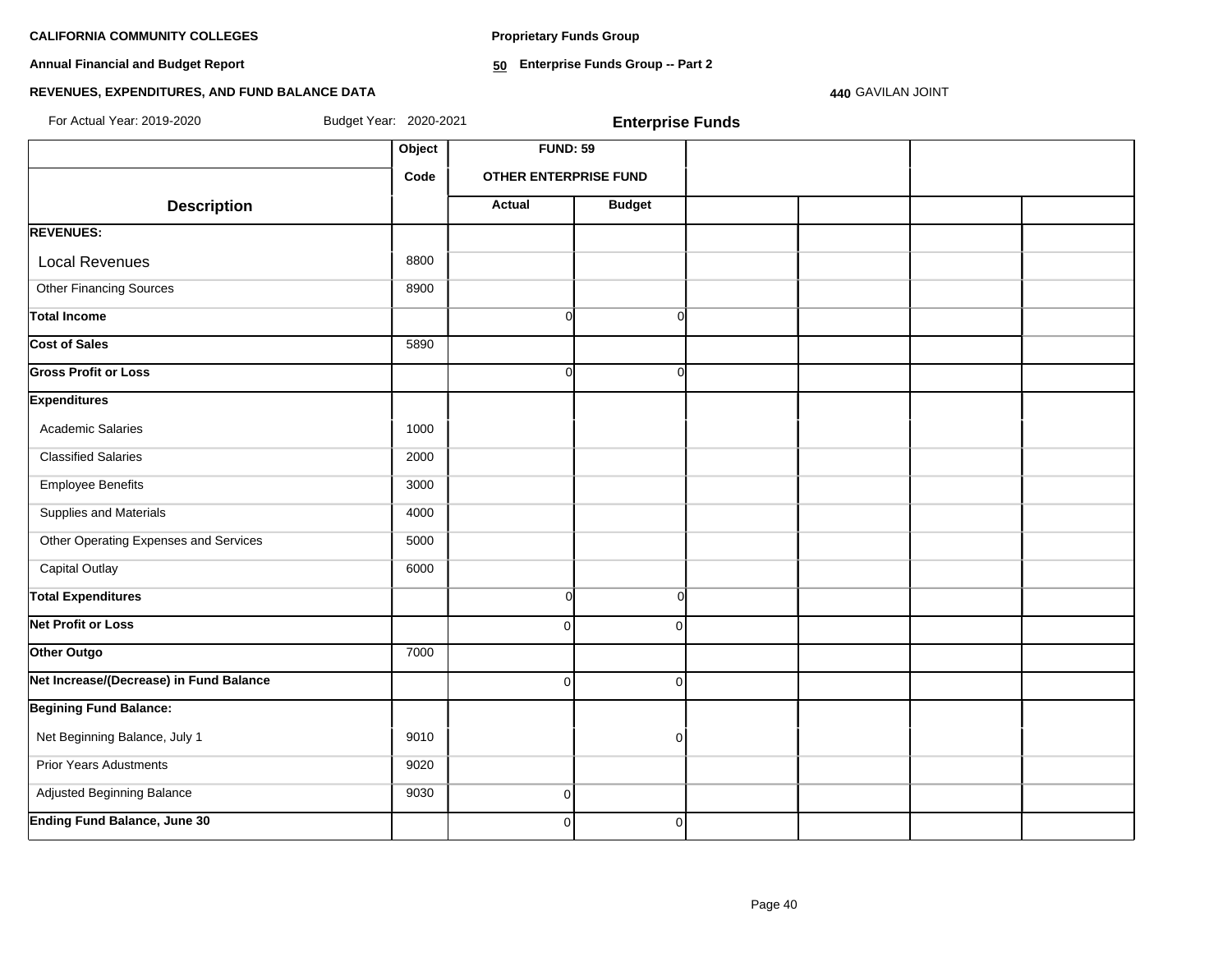**CALIFORNIA COMMUNITY COLLEGES**

**Annual Financial and Budget Report**

**REVENUES, EXPENDITURES, AND FUND BALANCE DATA**

**Proprietary Funds Group**

**50 Enterprise Funds Group -- Part 2**

**440** GAVILAN JOINT

For Actual Year: 2019-2020 Budget Year: 2020-2021

**Enterprise Funds**

| | Object | FUND: 59 | | | | | |
|---|---|---|---|---|---|---|---|
| | Code | OTHER ENTERPRISE FUND | | | | | |
| **Description** | | **Actual** | **Budget** | | | | |
| **REVENUES:** | | | | | | | |
| Local Revenues | 8800 | | | | | | |
| Other Financing Sources | 8900 | | | | | | |
| **Total Income** | | 0 | 0 | | | | |
| **Cost of Sales** | 5890 | | | | | | |
| **Gross Profit or Loss** | | 0 | 0 | | | | |
| **Expenditures** | | | | | | | |
| Academic Salaries | 1000 | | | | | | |
| Classified Salaries | 2000 | | | | | | |
| Employee Benefits | 3000 | | | | | | |
| Supplies and Materials | 4000 | | | | | | |
| Other Operating Expenses and Services | 5000 | | | | | | |
| Capital Outlay | 6000 | | | | | | |
| **Total Expenditures** | | 0 | 0 | | | | |
| **Net Profit or Loss** | | 0 | 0 | | | | |
| **Other Outgo** | 7000 | | | | | | |
| **Net Increase/(Decrease) in Fund Balance** | | 0 | 0 | | | | |
| **Begining Fund Balance:** | | | | | | | |
| Net Beginning Balance, July 1 | 9010 | | 0 | | | | |
| Prior Years Adustments | 9020 | | | | | | |
| Adjusted Beginning Balance | 9030 | 0 | | | | | |
| **Ending Fund Balance, June 30** | | 0 | 0 | | | | |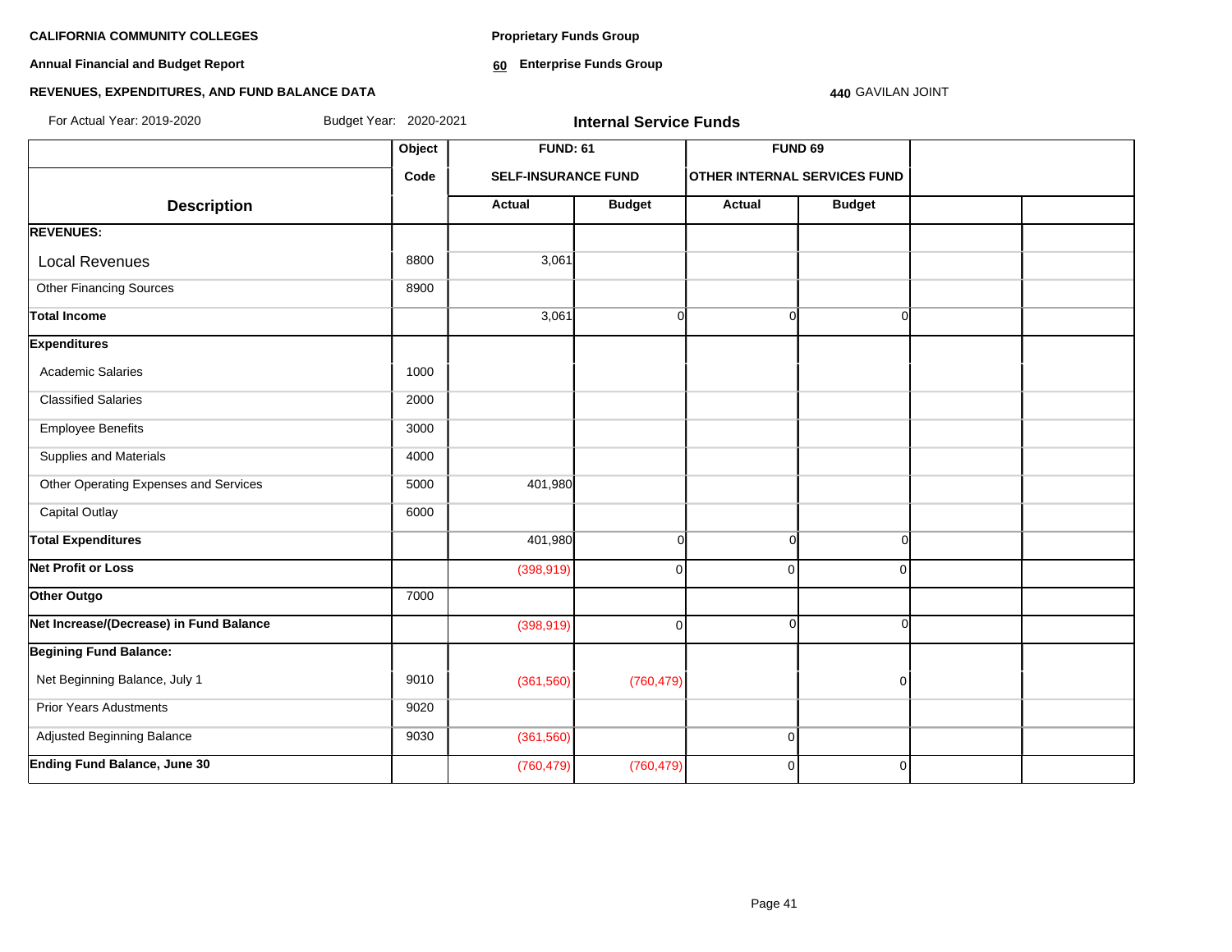**CALIFORNIA COMMUNITY COLLEGES**

**Annual Financial and Budget Report**

**REVENUES, EXPENDITURES, AND FUND BALANCE DATA**

**Proprietary Funds Group**

**60 Enterprise Funds Group**

**440** GAVILAN JOINT

For Actual Year: 2019-2020 Budget Year: 2020-2021

**Internal Service Funds**

| Description | Object Code | FUND: 61 SELF-INSURANCE FUND | | FUND 69 OTHER INTERNAL SERVICES FUND | | | |
|---|---|---|---|---|---|---|---|
| | | Actual | Budget | Actual | Budget | | |
| **REVENUES:** | | | | | | | |
| Local Revenues | 8800 | 3,061 | | | | | |
| Other Financing Sources | 8900 | | | | | | |
| **Total Income** | | 3,061 | 0 | 0 | 0 | | |
| **Expenditures** | | | | | | | |
| Academic Salaries | 1000 | | | | | | |
| Classified Salaries | 2000 | | | | | | |
| Employee Benefits | 3000 | | | | | | |
| Supplies and Materials | 4000 | | | | | | |
| Other Operating Expenses and Services | 5000 | 401,980 | | | | | |
| Capital Outlay | 6000 | | | | | | |
| **Total Expenditures** | | 401,980 | 0 | 0 | 0 | | |
| **Net Profit or Loss** | | (398,919) | 0 | 0 | 0 | | |
| **Other Outgo** | 7000 | | | | | | |
| **Net Increase/(Decrease) in Fund Balance** | | (398,919) | 0 | 0 | 0 | | |
| **Begining Fund Balance:** | | | | | | | |
| Net Beginning Balance, July 1 | 9010 | (361,560) | (760,479) | | 0 | | |
| Prior Years Adustments | 9020 | | | | | | |
| Adjusted Beginning Balance | 9030 | (361,560) | | 0 | | | |
| **Ending Fund Balance, June 30** | | (760,479) | (760,479) | 0 | 0 | | |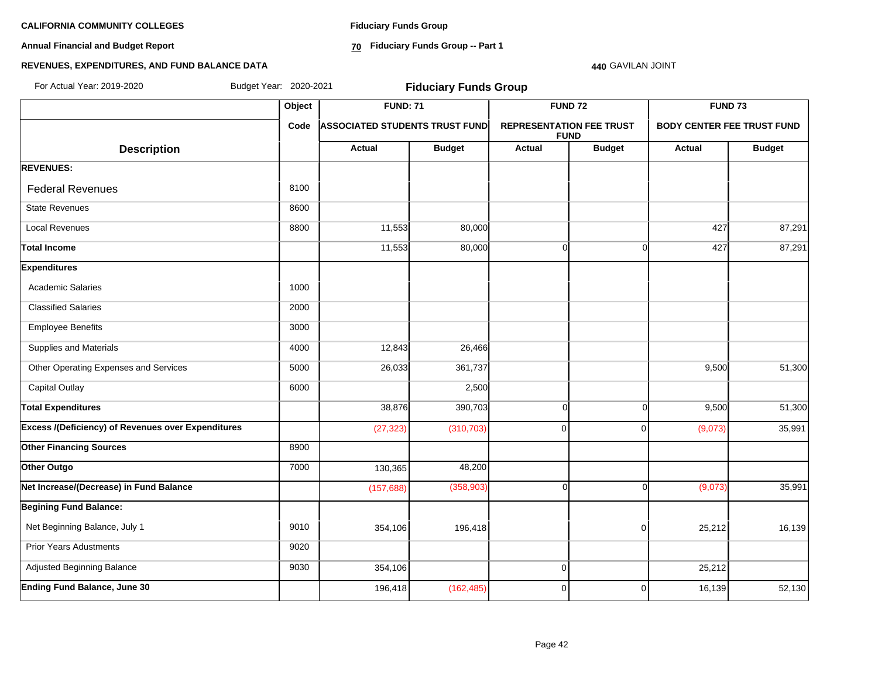**CALIFORNIA COMMUNITY COLLEGES**

**Annual Financial and Budget Report**

**REVENUES, EXPENDITURES, AND FUND BALANCE DATA**

**Fiduciary Funds Group**

**70 Fiduciary Funds Group -- Part 1**

**440** GAVILAN JOINT

For Actual Year: 2019-2020 Budget Year: 2020-2021

## Fiduciary Funds Group

| | Object | FUND: 71 | | FUND 72 | | FUND 73 | |
|---|---|---|---|---|---|---|---|
| | Code | ASSOCIATED STUDENTS TRUST FUND | | REPRESENTATION FEE TRUST FUND | | BODY CENTER FEE TRUST FUND | |
| **Description** | | **Actual** | **Budget** | **Actual** | **Budget** | **Actual** | **Budget** |
| **REVENUES:** | | | | | | | |
| Federal Revenues | 8100 | | | | | | |
| State Revenues | 8600 | | | | | | |
| Local Revenues | 8800 | 11,553 | 80,000 | | | 427 | 87,291 |
| **Total Income** | | 11,553 | 80,000 | 0 | 0 | 427 | 87,291 |
| **Expenditures** | | | | | | | |
| Academic Salaries | 1000 | | | | | | |
| Classified Salaries | 2000 | | | | | | |
| Employee Benefits | 3000 | | | | | | |
| Supplies and Materials | 4000 | 12,843 | 26,466 | | | | |
| Other Operating Expenses and Services | 5000 | 26,033 | 361,737 | | | 9,500 | 51,300 |
| Capital Outlay | 6000 | | 2,500 | | | | |
| **Total Expenditures** | | 38,876 | 390,703 | 0 | 0 | 9,500 | 51,300 |
| **Excess /(Deficiency) of Revenues over Expenditures** | | (27,323) | (310,703) | 0 | 0 | (9,073) | 35,991 |
| **Other Financing Sources** | 8900 | | | | | | |
| **Other Outgo** | 7000 | 130,365 | 48,200 | | | | |
| **Net Increase/(Decrease) in Fund Balance** | | (157,688) | (358,903) | 0 | 0 | (9,073) | 35,991 |
| **Begining Fund Balance:** | | | | | | | |
| Net Beginning Balance, July 1 | 9010 | 354,106 | 196,418 | | 0 | 25,212 | 16,139 |
| Prior Years Adustments | 9020 | | | | | | |
| Adjusted Beginning Balance | 9030 | 354,106 | | 0 | | 25,212 | |
| **Ending Fund Balance, June 30** | | 196,418 | (162,485) | 0 | 0 | 16,139 | 52,130 |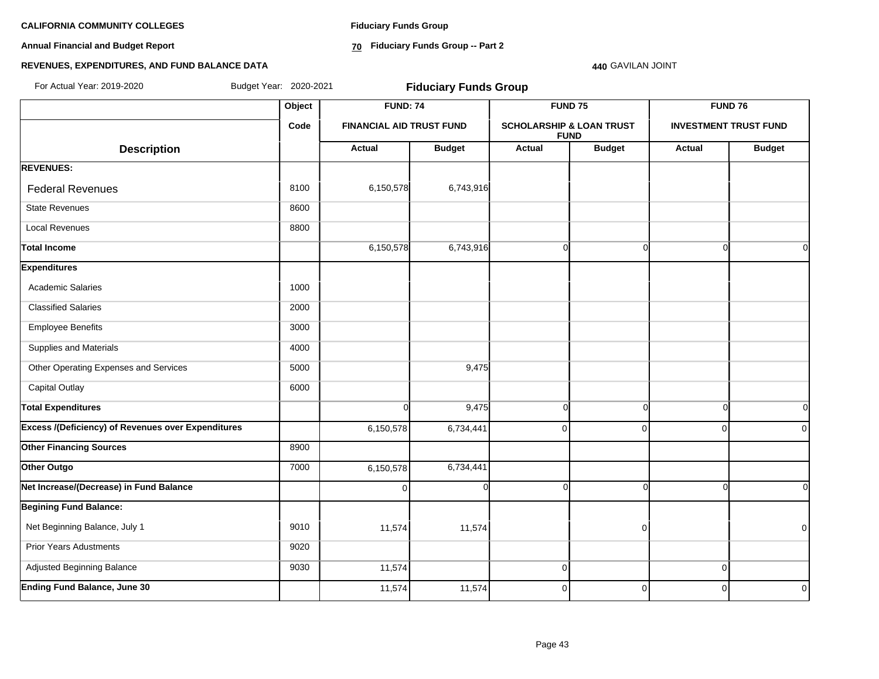**CALIFORNIA COMMUNITY COLLEGES**

**Annual Financial and Budget Report**

**REVENUES, EXPENDITURES, AND FUND BALANCE DATA**

**Fiduciary Funds Group**

**70 Fiduciary Funds Group -- Part 2**

**440** GAVILAN JOINT

For Actual Year: 2019-2020 Budget Year: 2020-2021

## Fiduciary Funds Group

| | Object | FUND: 74 | | FUND 75 | | FUND 76 | |
|---|---|---|---|---|---|---|---|
| | Code | FINANCIAL AID TRUST FUND | | SCHOLARSHIP & LOAN TRUST FUND | | INVESTMENT TRUST FUND | |
| **Description** | | **Actual** | **Budget** | **Actual** | **Budget** | **Actual** | **Budget** |
| **REVENUES:** | | | | | | | |
| Federal Revenues | 8100 | 6,150,578 | 6,743,916 | | | | |
| State Revenues | 8600 | | | | | | |
| Local Revenues | 8800 | | | | | | |
| **Total Income** | | 6,150,578 | 6,743,916 | 0 | 0 | 0 | 0 |
| **Expenditures** | | | | | | | |
| Academic Salaries | 1000 | | | | | | |
| Classified Salaries | 2000 | | | | | | |
| Employee Benefits | 3000 | | | | | | |
| Supplies and Materials | 4000 | | | | | | |
| Other Operating Expenses and Services | 5000 | | 9,475 | | | | |
| Capital Outlay | 6000 | | | | | | |
| **Total Expenditures** | | 0 | 9,475 | 0 | 0 | 0 | 0 |
| **Excess /(Deficiency) of Revenues over Expenditures** | | 6,150,578 | 6,734,441 | 0 | 0 | 0 | 0 |
| **Other Financing Sources** | 8900 | | | | | | |
| **Other Outgo** | 7000 | 6,150,578 | 6,734,441 | | | | |
| **Net Increase/(Decrease) in Fund Balance** | | 0 | 0 | 0 | 0 | 0 | 0 |
| **Begining Fund Balance:** | | | | | | | |
| Net Beginning Balance, July 1 | 9010 | 11,574 | 11,574 | | 0 | | 0 |
| Prior Years Adustments | 9020 | | | | | | |
| Adjusted Beginning Balance | 9030 | 11,574 | | 0 | | 0 | |
| **Ending Fund Balance, June 30** | | 11,574 | 11,574 | 0 | 0 | 0 | 0 |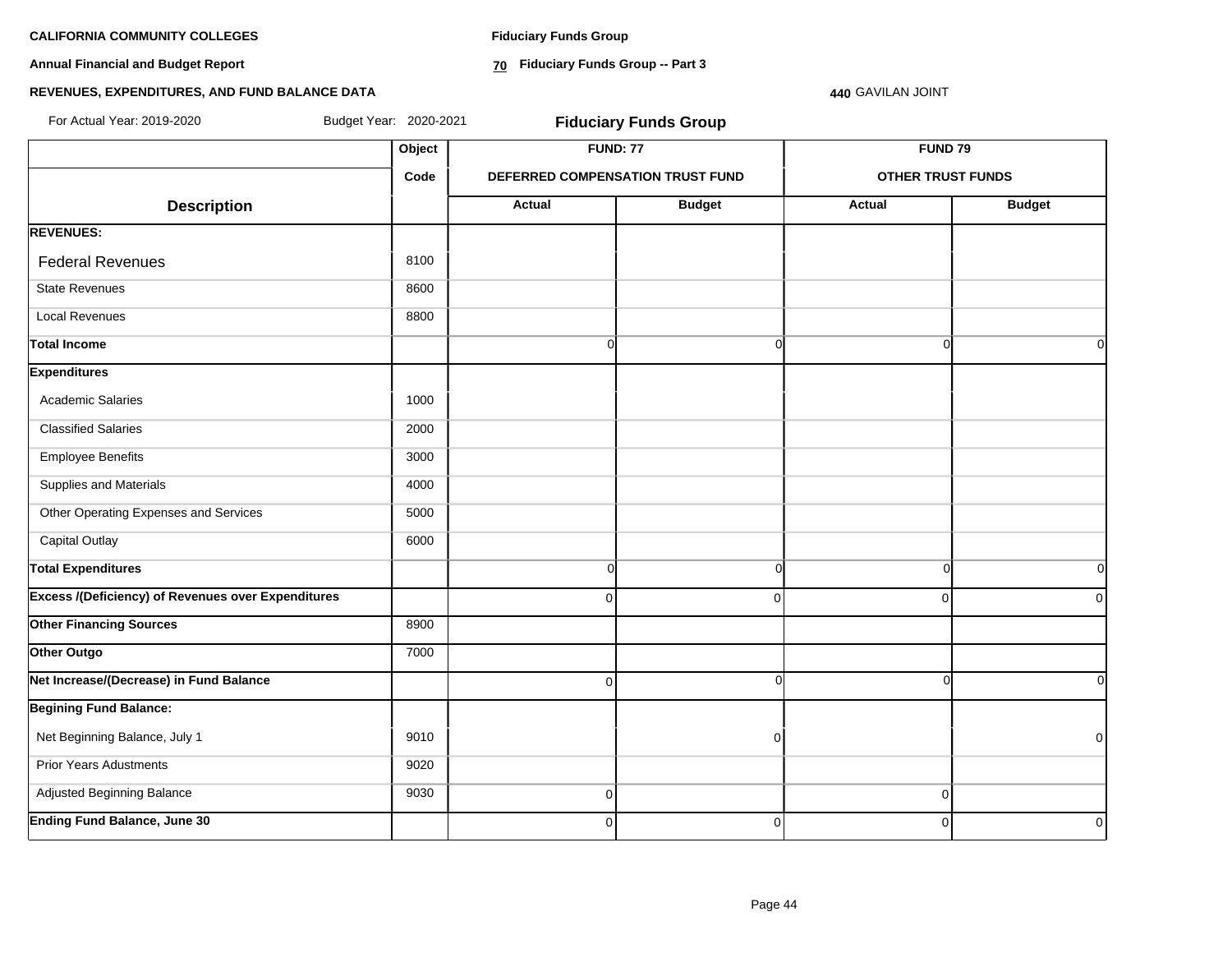**CALIFORNIA COMMUNITY COLLEGES**

**Annual Financial and Budget Report**

**REVENUES, EXPENDITURES, AND FUND BALANCE DATA**

**Fiduciary Funds Group**

**70 Fiduciary Funds Group -- Part 3**

**440** GAVILAN JOINT

For Actual Year: 2019-2020 Budget Year: 2020-2021

## Fiduciary Funds Group

| | Object | FUND: 77 | | FUND 79 | |
|---|---|---|---|---|---|
| | Code | DEFERRED COMPENSATION TRUST FUND | | OTHER TRUST FUNDS | |
| **Description** | | Actual | Budget | Actual | Budget |
| **REVENUES:** | | | | | |
| Federal Revenues | 8100 | | | | |
| State Revenues | 8600 | | | | |
| Local Revenues | 8800 | | | | |
| **Total Income** | | 0 | 0 | 0 | 0 |
| **Expenditures** | | | | | |
| Academic Salaries | 1000 | | | | |
| Classified Salaries | 2000 | | | | |
| Employee Benefits | 3000 | | | | |
| Supplies and Materials | 4000 | | | | |
| Other Operating Expenses and Services | 5000 | | | | |
| Capital Outlay | 6000 | | | | |
| **Total Expenditures** | | 0 | 0 | 0 | 0 |
| **Excess /(Deficiency) of Revenues over Expenditures** | | 0 | 0 | 0 | 0 |
| **Other Financing Sources** | 8900 | | | | |
| **Other Outgo** | 7000 | | | | |
| **Net Increase/(Decrease) in Fund Balance** | | 0 | 0 | 0 | 0 |
| **Begining Fund Balance:** | | | | | |
| Net Beginning Balance, July 1 | 9010 | | 0 | | 0 |
| Prior Years Adustments | 9020 | | | | |
| Adjusted Beginning Balance | 9030 | 0 | | 0 | |
| **Ending Fund Balance, June 30** | | 0 | 0 | 0 | 0 |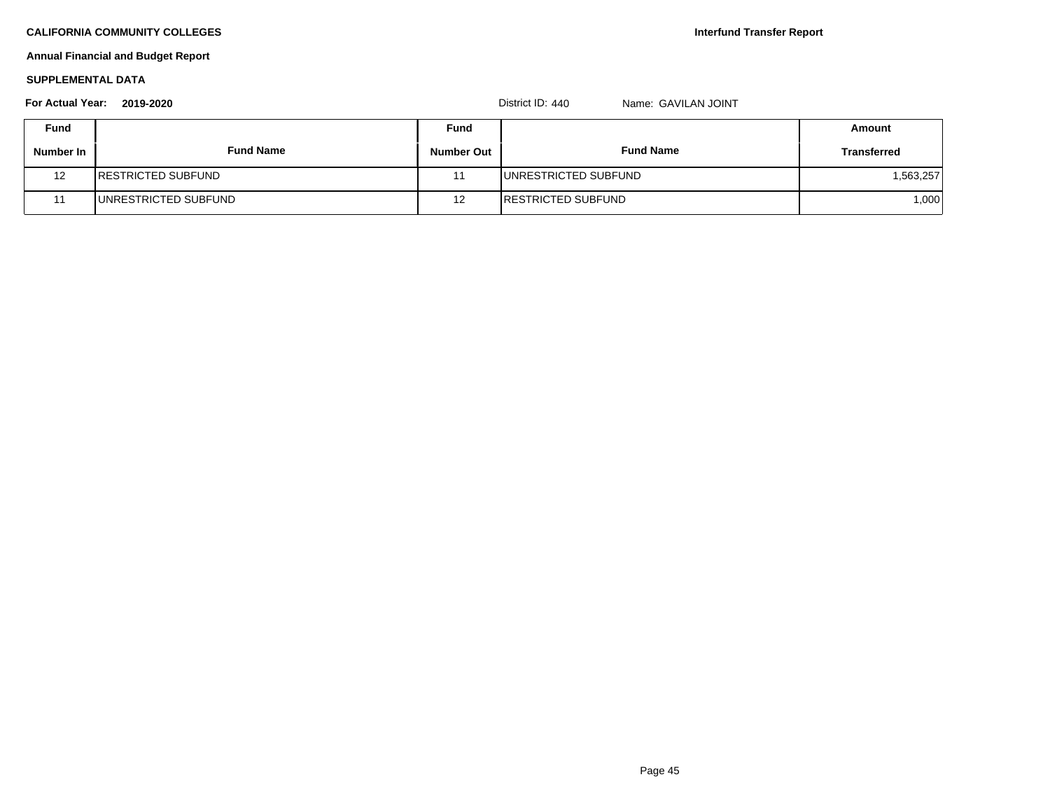**CALIFORNIA COMMUNITY COLLEGES**

**Interfund Transfer Report**

**Annual Financial and Budget Report**

**SUPPLEMENTAL DATA**

**For Actual Year: 2019-2020**

District ID: 440 Name: GAVILAN JOINT

| Fund Number In | Fund Name | Fund Number Out | Fund Name | Amount Transferred |
|---|---|---|---|---|
| 12 | RESTRICTED SUBFUND | 11 | UNRESTRICTED SUBFUND | 1,563,257 |
| 11 | UNRESTRICTED SUBFUND | 12 | RESTRICTED SUBFUND | 1,000 |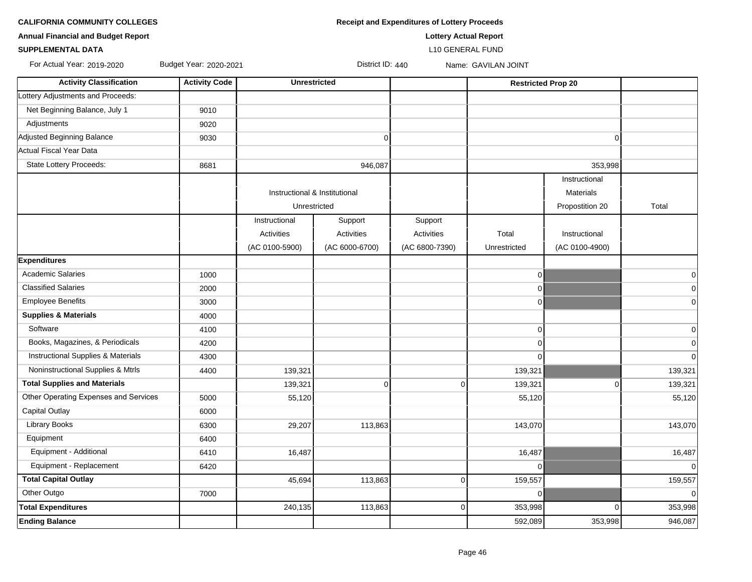**CALIFORNIA COMMUNITY COLLEGES**

**Annual Financial and Budget Report**

**SUPPLEMENTAL DATA**

**Receipt and Expenditures of Lottery Proceeds**

**Lottery Actual Report**

L10 GENERAL FUND

For Actual Year: 2019-2020 Budget Year: 2020-2021 District ID: 440 Name: GAVILAN JOINT

| Activity Classification | Activity Code | Unrestricted | | | Restricted Prop 20 | | |
|---|---|---|---|---|---|---|---|
| Lottery Adjustments and Proceeds: | | | | | | | |
| Net Beginning Balance, July 1 | 9010 | | | | | | |
| Adjustments | 9020 | | | | | | |
| Adjusted Beginning Balance | 9030 | | 0 | | | 0 | |
| Actual Fiscal Year Data | | | | | | | |
| State Lottery Proceeds: | 8681 | | 946,087 | | | 353,998 | |
| | | Instructional & Institutional Unrestricted | | | | Instructional Materials Propostition 20 | Total |
| | | Instructional Activities (AC 0100-5900) | Support Activities (AC 6000-6700) | Support Activities (AC 6800-7390) | Total Unrestricted | Instructional (AC 0100-4900) | |
| **Expenditures** | | | | | | | |
| Academic Salaries | 1000 | | | | 0 | | 0 |
| Classified Salaries | 2000 | | | | 0 | | 0 |
| Employee Benefits | 3000 | | | | 0 | | 0 |
| **Supplies & Materials** | 4000 | | | | | | |
| Software | 4100 | | | | 0 | | 0 |
| Books, Magazines, & Periodicals | 4200 | | | | 0 | | 0 |
| Instructional Supplies & Materials | 4300 | | | | 0 | | 0 |
| Noninstructional Supplies & Mtrls | 4400 | 139,321 | | | 139,321 | | 139,321 |
| **Total Supplies and Materials** | | 139,321 | 0 | 0 | 139,321 | 0 | 139,321 |
| Other Operating Expenses and Services | 5000 | 55,120 | | | 55,120 | | 55,120 |
| Capital Outlay | 6000 | | | | | | |
| Library Books | 6300 | 29,207 | 113,863 | | 143,070 | | 143,070 |
| Equipment | 6400 | | | | | | |
| Equipment - Additional | 6410 | 16,487 | | | 16,487 | | 16,487 |
| Equipment - Replacement | 6420 | | | | 0 | | 0 |
| **Total Capital Outlay** | | 45,694 | 113,863 | 0 | 159,557 | | 159,557 |
| Other Outgo | 7000 | | | | 0 | | 0 |
| **Total Expenditures** | | 240,135 | 113,863 | 0 | 353,998 | 0 | 353,998 |
| **Ending Balance** | | | | | 592,089 | 353,998 | 946,087 |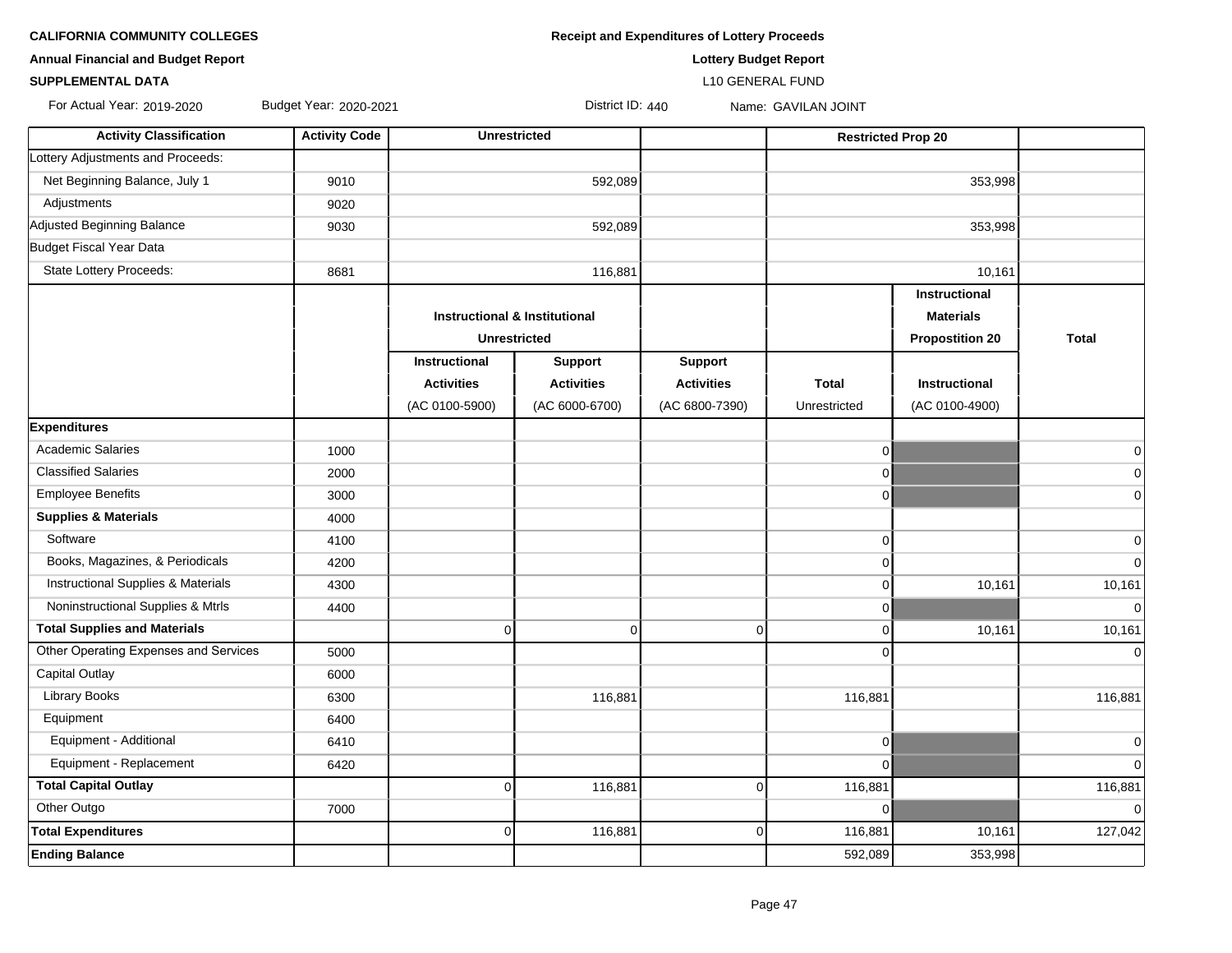**CALIFORNIA COMMUNITY COLLEGES**

**Annual Financial and Budget Report**

**SUPPLEMENTAL DATA**

**Receipt and Expenditures of Lottery Proceeds**

**Lottery Budget Report**

L10 GENERAL FUND

For Actual Year: 2019-2020 Budget Year: 2020-2021 District ID: 440 Name: GAVILAN JOINT

| Activity Classification | Activity Code | Unrestricted | | | | Restricted Prop 20 | |
|---|---|---|---|---|---|---|---|
| Lottery Adjustments and Proceeds: | | | | | | | |
| Net Beginning Balance, July 1 | 9010 | | 592,089 | | | 353,998 | |
| Adjustments | 9020 | | | | | | |
| Adjusted Beginning Balance | 9030 | | 592,089 | | | 353,998 | |
| Budget Fiscal Year Data | | | | | | | |
| State Lottery Proceeds: | 8681 | | 116,881 | | | 10,161 | |
| | | **Instructional & Institutional Unrestricted** | | | | **Instructional Materials Propostition 20** | **Total** |
| | | **Instructional Activities** (AC 0100-5900) | **Support Activities** (AC 6000-6700) | **Support Activities** (AC 6800-7390) | **Total** Unrestricted | **Instructional** (AC 0100-4900) | |
| **Expenditures** | | | | | | | |
| Academic Salaries | 1000 | | | | 0 | | 0 |
| Classified Salaries | 2000 | | | | 0 | | 0 |
| Employee Benefits | 3000 | | | | 0 | | 0 |
| **Supplies & Materials** | 4000 | | | | | | |
| Software | 4100 | | | | 0 | | 0 |
| Books, Magazines, & Periodicals | 4200 | | | | 0 | | 0 |
| Instructional Supplies & Materials | 4300 | | | | 0 | 10,161 | 10,161 |
| Noninstructional Supplies & Mtrls | 4400 | | | | 0 | | 0 |
| **Total Supplies and Materials** | | 0 | 0 | 0 | 0 | 10,161 | 10,161 |
| Other Operating Expenses and Services | 5000 | | | | 0 | | 0 |
| Capital Outlay | 6000 | | | | | | |
| Library Books | 6300 | | 116,881 | | 116,881 | | 116,881 |
| Equipment | 6400 | | | | | | |
| Equipment - Additional | 6410 | | | | 0 | | 0 |
| Equipment - Replacement | 6420 | | | | 0 | | 0 |
| **Total Capital Outlay** | | 0 | 116,881 | 0 | 116,881 | | 116,881 |
| Other Outgo | 7000 | | | | 0 | | 0 |
| **Total Expenditures** | | 0 | 116,881 | 0 | 116,881 | 10,161 | 127,042 |
| **Ending Balance** | | | | | 592,089 | 353,998 | |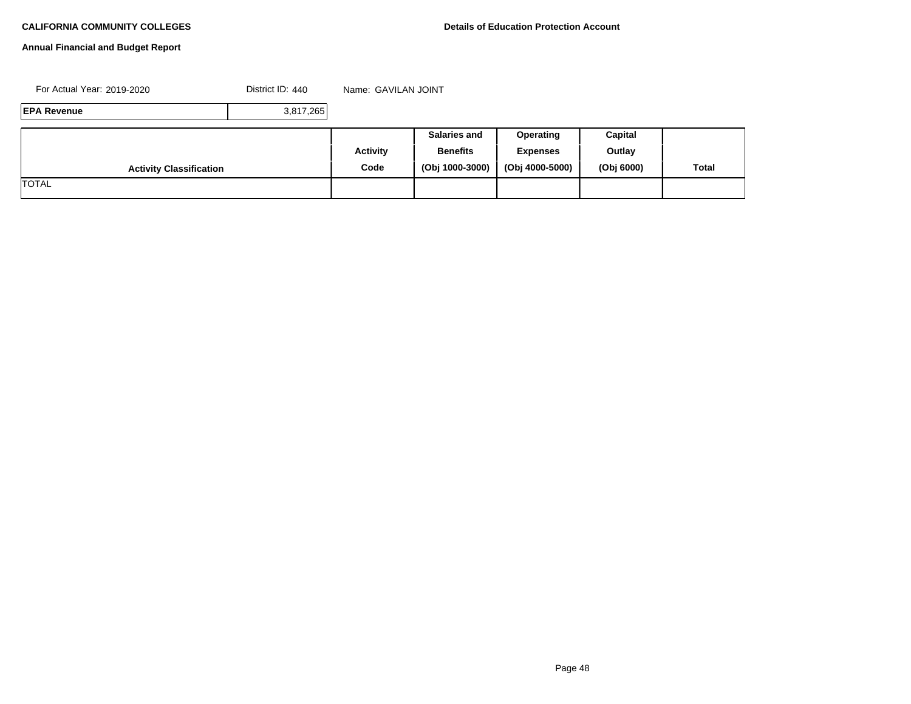**CALIFORNIA COMMUNITY COLLEGES**

**Details of Education Protection Account**

**Annual Financial and Budget Report**

For Actual Year: 2019-2020 District ID: 440 Name: GAVILAN JOINT

| **EPA Revenue** | 3,817,265 |
|---|---|

| **Activity Classification** | **Activity Code** | **Salaries and Benefits (Obj 1000-3000)** | **Operating Expenses (Obj 4000-5000)** | **Capital Outlay (Obj 6000)** | **Total** |
|---|---|---|---|---|---|
| TOTAL | | | | | |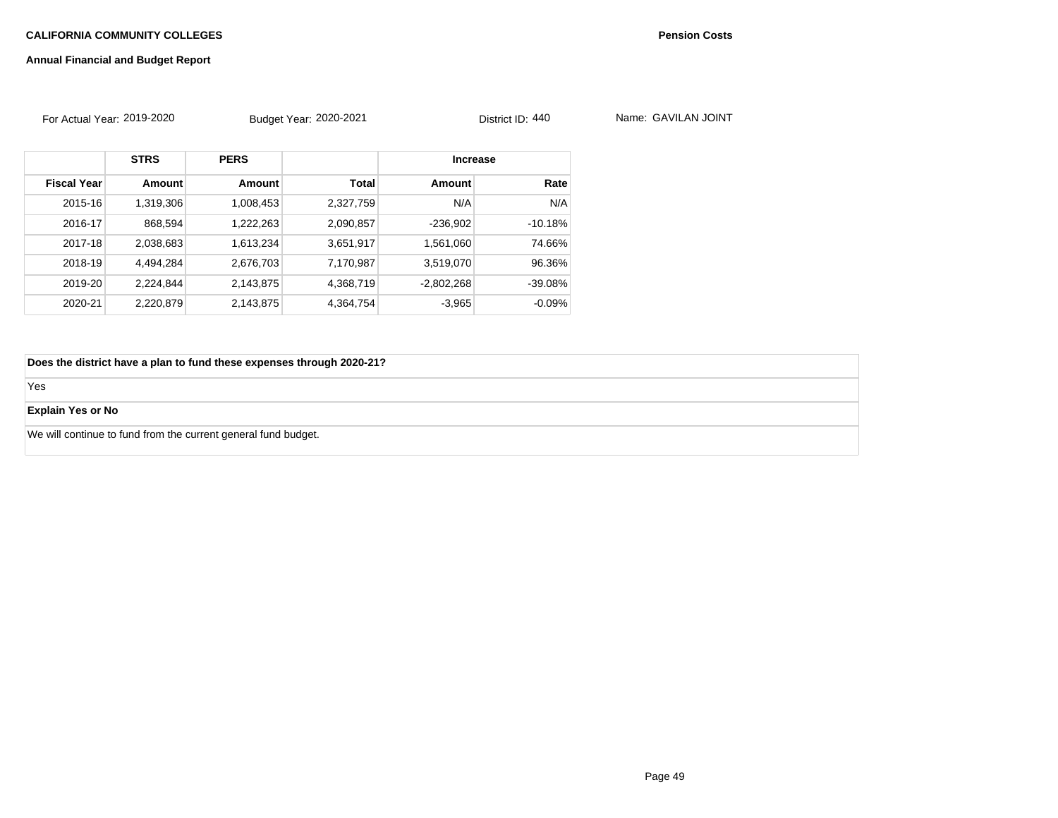**CALIFORNIA COMMUNITY COLLEGES** **Pension Costs**

**Annual Financial and Budget Report**

For Actual Year: 2019-2020 Budget Year: 2020-2021 District ID: 440 Name: GAVILAN JOINT

| | STRS | PERS | | Increase | |
|---|---|---|---|---|---|
| **Fiscal Year** | **Amount** | **Amount** | **Total** | **Amount** | **Rate** |
| 2015-16 | 1,319,306 | 1,008,453 | 2,327,759 | N/A | N/A |
| 2016-17 | 868,594 | 1,222,263 | 2,090,857 | -236,902 | -10.18% |
| 2017-18 | 2,038,683 | 1,613,234 | 3,651,917 | 1,561,060 | 74.66% |
| 2018-19 | 4,494,284 | 2,676,703 | 7,170,987 | 3,519,070 | 96.36% |
| 2019-20 | 2,224,844 | 2,143,875 | 4,368,719 | -2,802,268 | -39.08% |
| 2020-21 | 2,220,879 | 2,143,875 | 4,364,754 | -3,965 | -0.09% |

| |
|---|
| **Does the district have a plan to fund these expenses through 2020-21?** |
| Yes |
| **Explain Yes or No** |
| We will continue to fund from the current general fund budget. |